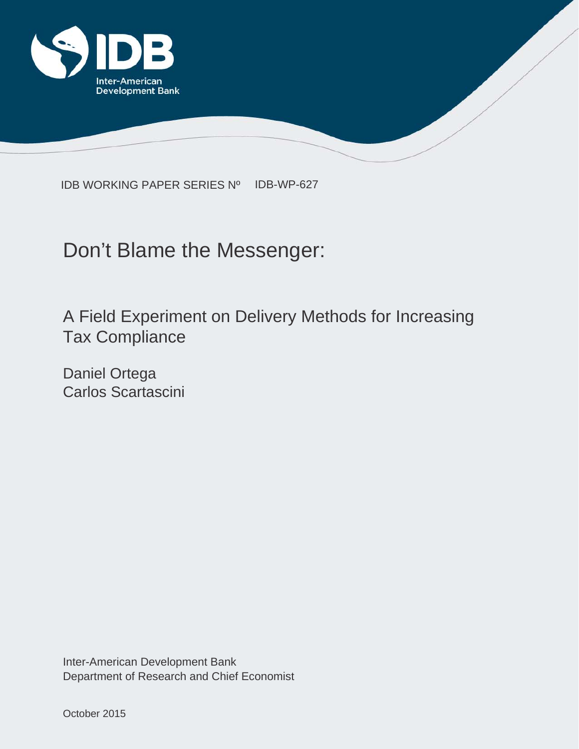IDB WORKING PAPER SERIES Nº IDB-WP-627

# Don't Blame the Messenger:

## A Field Experiment on Delivery Methods for Increasing Tax Compliance

Daniel Ortega
Carlos Scartascini

Inter-American Development Bank
Department of Research and Chief Economist

October 2015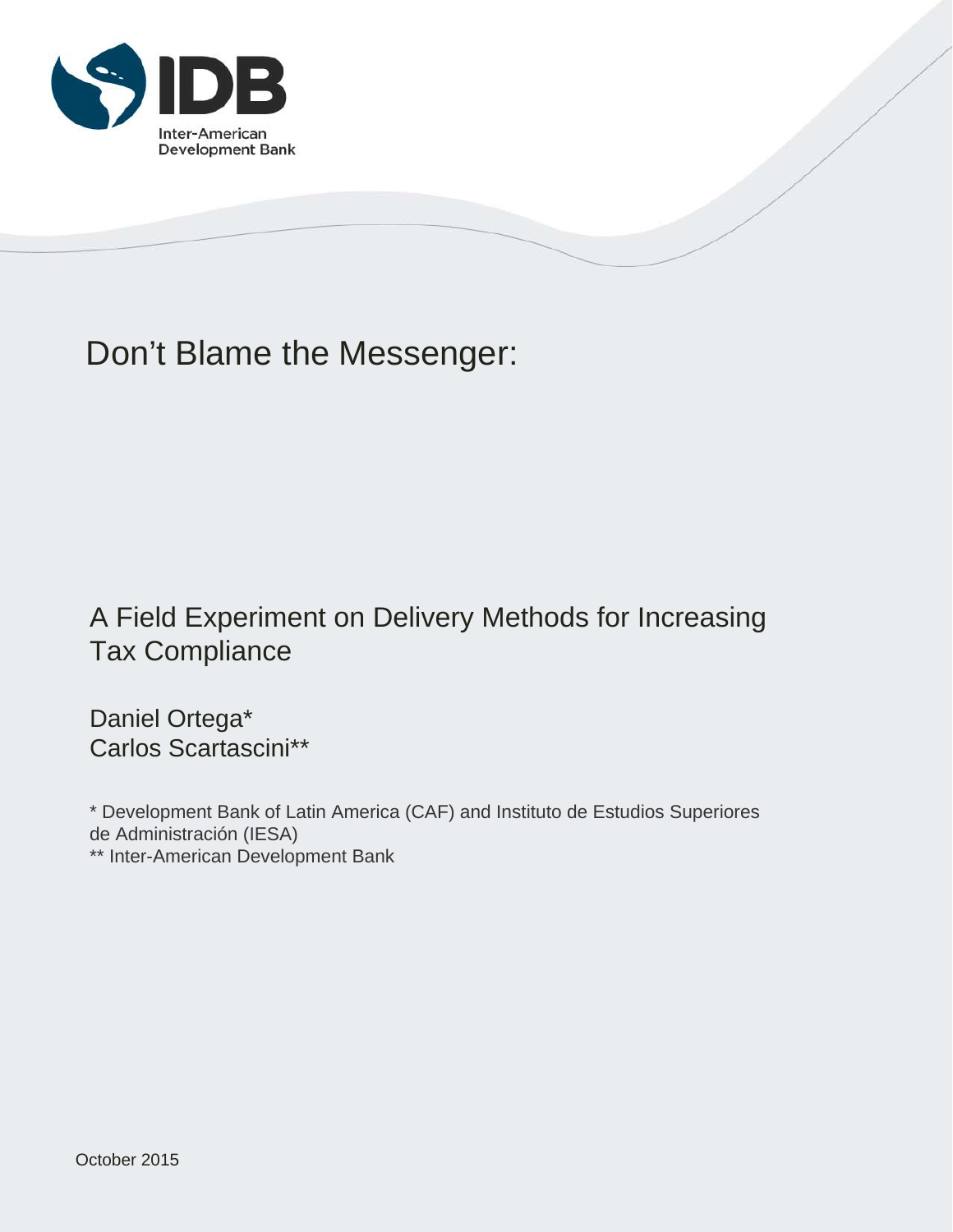Inter-American Development Bank

# Don't Blame the Messenger:

## A Field Experiment on Delivery Methods for Increasing Tax Compliance

Daniel Ortega*
Carlos Scartascini**

* Development Bank of Latin America (CAF) and Instituto de Estudios Superiores de Administración (IESA)
** Inter-American Development Bank

October 2015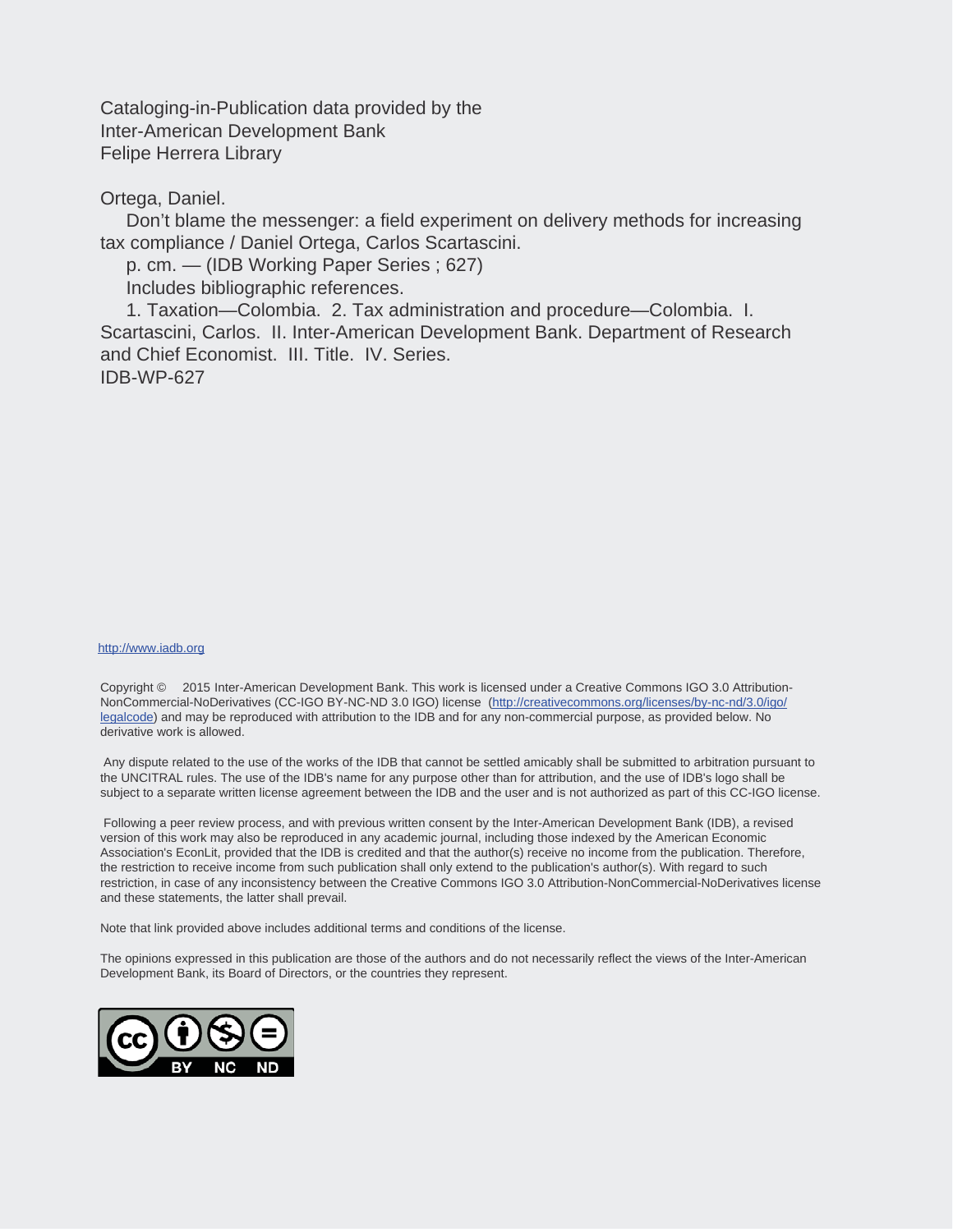Cataloging-in-Publication data provided by the
Inter-American Development Bank
Felipe Herrera Library

Ortega, Daniel.

Don't blame the messenger: a field experiment on delivery methods for increasing tax compliance / Daniel Ortega, Carlos Scartascini.

p. cm. — (IDB Working Paper Series ; 627)

Includes bibliographic references.

1. Taxation—Colombia. 2. Tax administration and procedure—Colombia. I. Scartascini, Carlos. II. Inter-American Development Bank. Department of Research and Chief Economist. III. Title. IV. Series.

IDB-WP-627

http://www.iadb.org

Copyright © 2015 Inter-American Development Bank. This work is licensed under a Creative Commons IGO 3.0 Attribution-NonCommercial-NoDerivatives (CC-IGO BY-NC-ND 3.0 IGO) license (http://creativecommons.org/licenses/by-nc-nd/3.0/igo/legalcode) and may be reproduced with attribution to the IDB and for any non-commercial purpose, as provided below. No derivative work is allowed.

Any dispute related to the use of the works of the IDB that cannot be settled amicably shall be submitted to arbitration pursuant to the UNCITRAL rules. The use of the IDB's name for any purpose other than for attribution, and the use of IDB's logo shall be subject to a separate written license agreement between the IDB and the user and is not authorized as part of this CC-IGO license.

Following a peer review process, and with previous written consent by the Inter-American Development Bank (IDB), a revised version of this work may also be reproduced in any academic journal, including those indexed by the American Economic Association's EconLit, provided that the IDB is credited and that the author(s) receive no income from the publication. Therefore, the restriction to receive income from such publication shall only extend to the publication's author(s). With regard to such restriction, in case of any inconsistency between the Creative Commons IGO 3.0 Attribution-NonCommercial-NoDerivatives license and these statements, the latter shall prevail.

Note that link provided above includes additional terms and conditions of the license.

The opinions expressed in this publication are those of the authors and do not necessarily reflect the views of the Inter-American Development Bank, its Board of Directors, or the countries they represent.

BY NC ND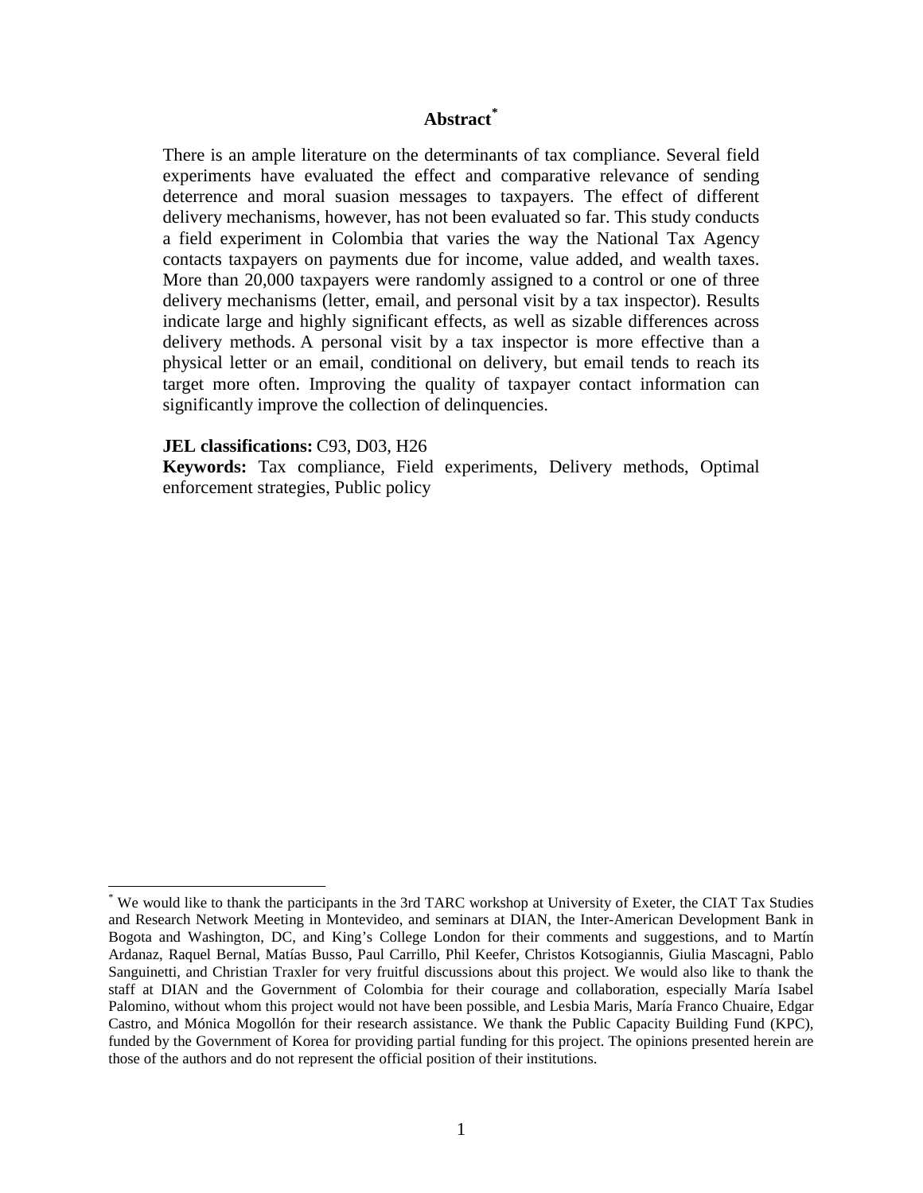## Abstract[*]

There is an ample literature on the determinants of tax compliance. Several field experiments have evaluated the effect and comparative relevance of sending deterrence and moral suasion messages to taxpayers. The effect of different delivery mechanisms, however, has not been evaluated so far. This study conducts a field experiment in Colombia that varies the way the National Tax Agency contacts taxpayers on payments due for income, value added, and wealth taxes. More than 20,000 taxpayers were randomly assigned to a control or one of three delivery mechanisms (letter, email, and personal visit by a tax inspector). Results indicate large and highly significant effects, as well as sizable differences across delivery methods. A personal visit by a tax inspector is more effective than a physical letter or an email, conditional on delivery, but email tends to reach its target more often. Improving the quality of taxpayer contact information can significantly improve the collection of delinquencies.

**JEL classifications:** C93, D03, H26

**Keywords:** Tax compliance, Field experiments, Delivery methods, Optimal enforcement strategies, Public policy

[*] We would like to thank the participants in the 3rd TARC workshop at University of Exeter, the CIAT Tax Studies and Research Network Meeting in Montevideo, and seminars at DIAN, the Inter-American Development Bank in Bogota and Washington, DC, and King's College London for their comments and suggestions, and to Martín Ardanaz, Raquel Bernal, Matías Busso, Paul Carrillo, Phil Keefer, Christos Kotsogiannis, Giulia Mascagni, Pablo Sanguinetti, and Christian Traxler for very fruitful discussions about this project. We would also like to thank the staff at DIAN and the Government of Colombia for their courage and collaboration, especially María Isabel Palomino, without whom this project would not have been possible, and Lesbia Maris, María Franco Chuaire, Edgar Castro, and Mónica Mogollón for their research assistance. We thank the Public Capacity Building Fund (KPC), funded by the Government of Korea for providing partial funding for this project. The opinions presented herein are those of the authors and do not represent the official position of their institutions.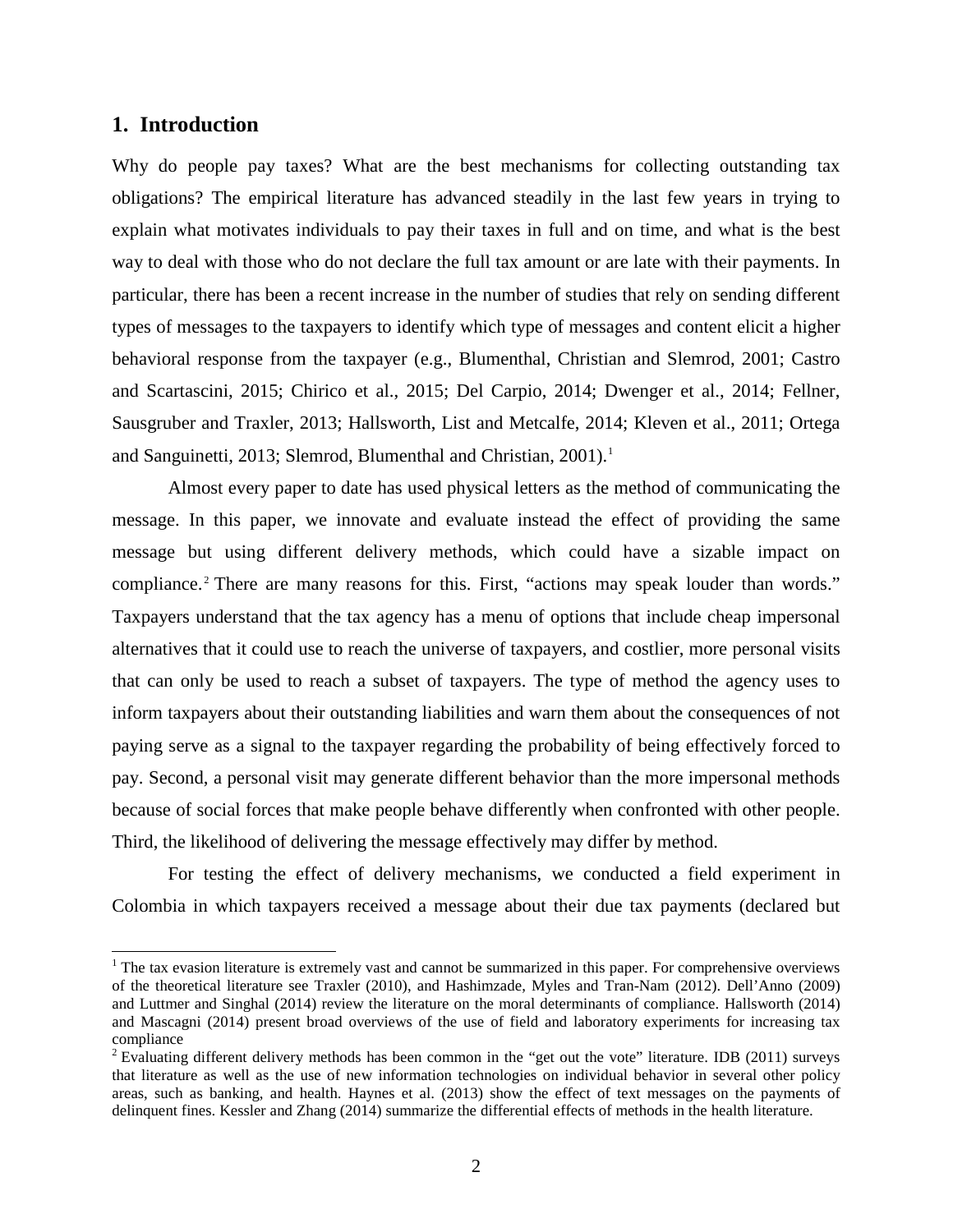## 1. Introduction

Why do people pay taxes? What are the best mechanisms for collecting outstanding tax obligations? The empirical literature has advanced steadily in the last few years in trying to explain what motivates individuals to pay their taxes in full and on time, and what is the best way to deal with those who do not declare the full tax amount or are late with their payments. In particular, there has been a recent increase in the number of studies that rely on sending different types of messages to the taxpayers to identify which type of messages and content elicit a higher behavioral response from the taxpayer (e.g., Blumenthal, Christian and Slemrod, 2001; Castro and Scartascini, 2015; Chirico et al., 2015; Del Carpio, 2014; Dwenger et al., 2014; Fellner, Sausgruber and Traxler, 2013; Hallsworth, List and Metcalfe, 2014; Kleven et al., 2011; Ortega and Sanguinetti, 2013; Slemrod, Blumenthal and Christian, 2001).[1]

Almost every paper to date has used physical letters as the method of communicating the message. In this paper, we innovate and evaluate instead the effect of providing the same message but using different delivery methods, which could have a sizable impact on compliance.[2] There are many reasons for this. First, "actions may speak louder than words." Taxpayers understand that the tax agency has a menu of options that include cheap impersonal alternatives that it could use to reach the universe of taxpayers, and costlier, more personal visits that can only be used to reach a subset of taxpayers. The type of method the agency uses to inform taxpayers about their outstanding liabilities and warn them about the consequences of not paying serve as a signal to the taxpayer regarding the probability of being effectively forced to pay. Second, a personal visit may generate different behavior than the more impersonal methods because of social forces that make people behave differently when confronted with other people. Third, the likelihood of delivering the message effectively may differ by method.

For testing the effect of delivery mechanisms, we conducted a field experiment in Colombia in which taxpayers received a message about their due tax payments (declared but

[1] The tax evasion literature is extremely vast and cannot be summarized in this paper. For comprehensive overviews of the theoretical literature see Traxler (2010), and Hashimzade, Myles and Tran-Nam (2012). Dell'Anno (2009) and Luttmer and Singhal (2014) review the literature on the moral determinants of compliance. Hallsworth (2014) and Mascagni (2014) present broad overviews of the use of field and laboratory experiments for increasing tax compliance

[2] Evaluating different delivery methods has been common in the "get out the vote" literature. IDB (2011) surveys that literature as well as the use of new information technologies on individual behavior in several other policy areas, such as banking, and health. Haynes et al. (2013) show the effect of text messages on the payments of delinquent fines. Kessler and Zhang (2014) summarize the differential effects of methods in the health literature.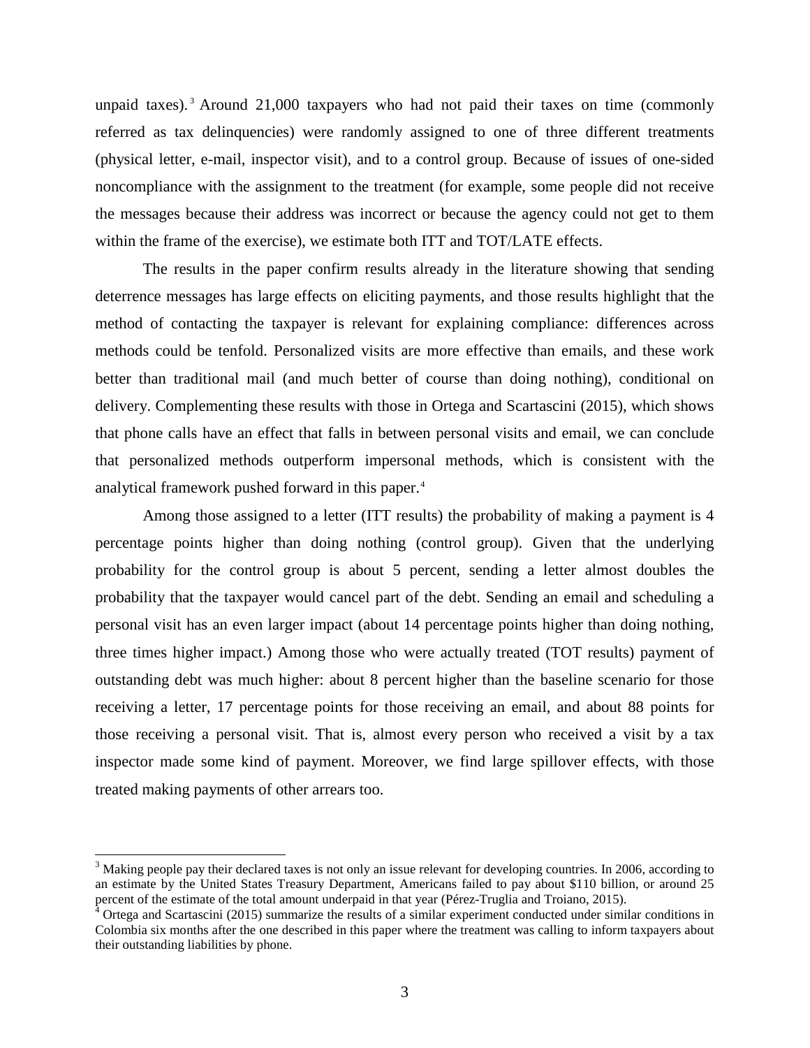unpaid taxes).[3] Around 21,000 taxpayers who had not paid their taxes on time (commonly referred as tax delinquencies) were randomly assigned to one of three different treatments (physical letter, e-mail, inspector visit), and to a control group. Because of issues of one-sided noncompliance with the assignment to the treatment (for example, some people did not receive the messages because their address was incorrect or because the agency could not get to them within the frame of the exercise), we estimate both ITT and TOT/LATE effects.

The results in the paper confirm results already in the literature showing that sending deterrence messages has large effects on eliciting payments, and those results highlight that the method of contacting the taxpayer is relevant for explaining compliance: differences across methods could be tenfold. Personalized visits are more effective than emails, and these work better than traditional mail (and much better of course than doing nothing), conditional on delivery. Complementing these results with those in Ortega and Scartascini (2015), which shows that phone calls have an effect that falls in between personal visits and email, we can conclude that personalized methods outperform impersonal methods, which is consistent with the analytical framework pushed forward in this paper.[4]

Among those assigned to a letter (ITT results) the probability of making a payment is 4 percentage points higher than doing nothing (control group). Given that the underlying probability for the control group is about 5 percent, sending a letter almost doubles the probability that the taxpayer would cancel part of the debt. Sending an email and scheduling a personal visit has an even larger impact (about 14 percentage points higher than doing nothing, three times higher impact.) Among those who were actually treated (TOT results) payment of outstanding debt was much higher: about 8 percent higher than the baseline scenario for those receiving a letter, 17 percentage points for those receiving an email, and about 88 points for those receiving a personal visit. That is, almost every person who received a visit by a tax inspector made some kind of payment. Moreover, we find large spillover effects, with those treated making payments of other arrears too.

[3] Making people pay their declared taxes is not only an issue relevant for developing countries. In 2006, according to an estimate by the United States Treasury Department, Americans failed to pay about $110 billion, or around 25 percent of the estimate of the total amount underpaid in that year (Pérez-Truglia and Troiano, 2015).

[4] Ortega and Scartascini (2015) summarize the results of a similar experiment conducted under similar conditions in Colombia six months after the one described in this paper where the treatment was calling to inform taxpayers about their outstanding liabilities by phone.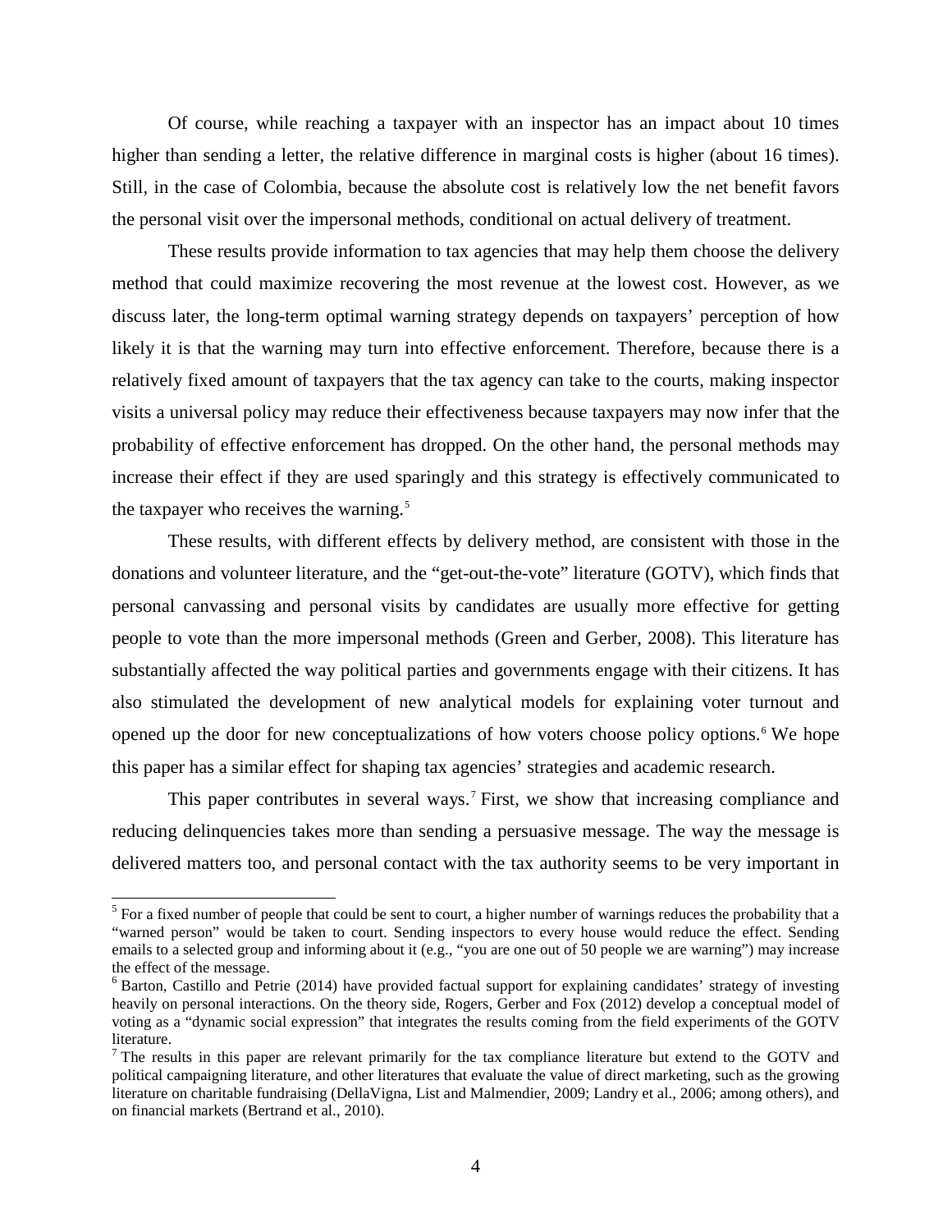Of course, while reaching a taxpayer with an inspector has an impact about 10 times higher than sending a letter, the relative difference in marginal costs is higher (about 16 times). Still, in the case of Colombia, because the absolute cost is relatively low the net benefit favors the personal visit over the impersonal methods, conditional on actual delivery of treatment.

These results provide information to tax agencies that may help them choose the delivery method that could maximize recovering the most revenue at the lowest cost. However, as we discuss later, the long-term optimal warning strategy depends on taxpayers' perception of how likely it is that the warning may turn into effective enforcement. Therefore, because there is a relatively fixed amount of taxpayers that the tax agency can take to the courts, making inspector visits a universal policy may reduce their effectiveness because taxpayers may now infer that the probability of effective enforcement has dropped. On the other hand, the personal methods may increase their effect if they are used sparingly and this strategy is effectively communicated to the taxpayer who receives the warning.[5]

These results, with different effects by delivery method, are consistent with those in the donations and volunteer literature, and the "get-out-the-vote" literature (GOTV), which finds that personal canvassing and personal visits by candidates are usually more effective for getting people to vote than the more impersonal methods (Green and Gerber, 2008). This literature has substantially affected the way political parties and governments engage with their citizens. It has also stimulated the development of new analytical models for explaining voter turnout and opened up the door for new conceptualizations of how voters choose policy options.[6] We hope this paper has a similar effect for shaping tax agencies' strategies and academic research.

This paper contributes in several ways.[7] First, we show that increasing compliance and reducing delinquencies takes more than sending a persuasive message. The way the message is delivered matters too, and personal contact with the tax authority seems to be very important in

---

[5] For a fixed number of people that could be sent to court, a higher number of warnings reduces the probability that a "warned person" would be taken to court. Sending inspectors to every house would reduce the effect. Sending emails to a selected group and informing about it (e.g., "you are one out of 50 people we are warning") may increase the effect of the message.

[6] Barton, Castillo and Petrie (2014) have provided factual support for explaining candidates' strategy of investing heavily on personal interactions. On the theory side, Rogers, Gerber and Fox (2012) develop a conceptual model of voting as a "dynamic social expression" that integrates the results coming from the field experiments of the GOTV literature.

[7] The results in this paper are relevant primarily for the tax compliance literature but extend to the GOTV and political campaigning literature, and other literatures that evaluate the value of direct marketing, such as the growing literature on charitable fundraising (DellaVigna, List and Malmendier, 2009; Landry et al., 2006; among others), and on financial markets (Bertrand et al., 2010).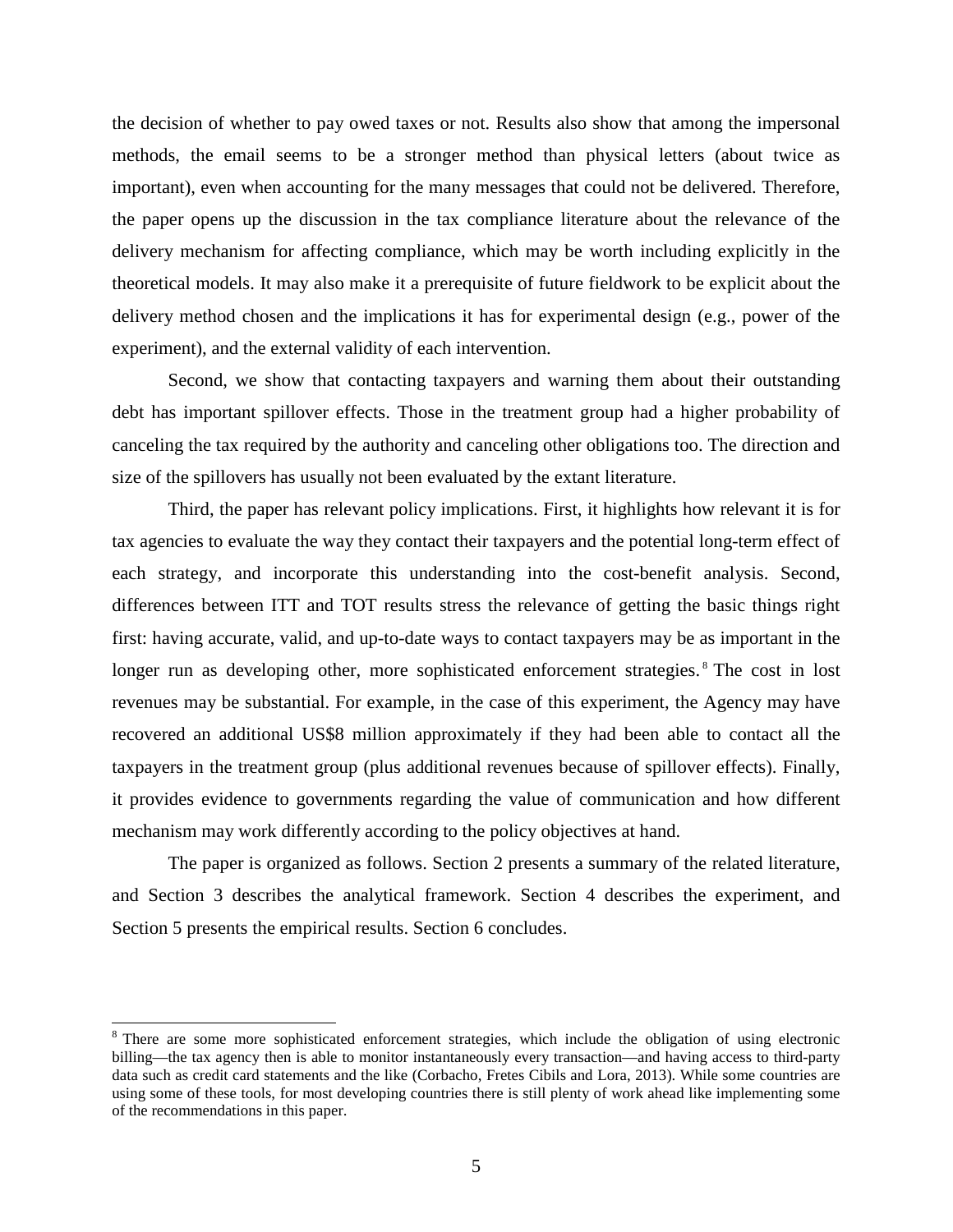the decision of whether to pay owed taxes or not. Results also show that among the impersonal methods, the email seems to be a stronger method than physical letters (about twice as important), even when accounting for the many messages that could not be delivered. Therefore, the paper opens up the discussion in the tax compliance literature about the relevance of the delivery mechanism for affecting compliance, which may be worth including explicitly in the theoretical models. It may also make it a prerequisite of future fieldwork to be explicit about the delivery method chosen and the implications it has for experimental design (e.g., power of the experiment), and the external validity of each intervention.

Second, we show that contacting taxpayers and warning them about their outstanding debt has important spillover effects. Those in the treatment group had a higher probability of canceling the tax required by the authority and canceling other obligations too. The direction and size of the spillovers has usually not been evaluated by the extant literature.

Third, the paper has relevant policy implications. First, it highlights how relevant it is for tax agencies to evaluate the way they contact their taxpayers and the potential long-term effect of each strategy, and incorporate this understanding into the cost-benefit analysis. Second, differences between ITT and TOT results stress the relevance of getting the basic things right first: having accurate, valid, and up-to-date ways to contact taxpayers may be as important in the longer run as developing other, more sophisticated enforcement strategies.[8] The cost in lost revenues may be substantial. For example, in the case of this experiment, the Agency may have recovered an additional US$8 million approximately if they had been able to contact all the taxpayers in the treatment group (plus additional revenues because of spillover effects). Finally, it provides evidence to governments regarding the value of communication and how different mechanism may work differently according to the policy objectives at hand.

The paper is organized as follows. Section 2 presents a summary of the related literature, and Section 3 describes the analytical framework. Section 4 describes the experiment, and Section 5 presents the empirical results. Section 6 concludes.

[8] There are some more sophisticated enforcement strategies, which include the obligation of using electronic billing—the tax agency then is able to monitor instantaneously every transaction—and having access to third-party data such as credit card statements and the like (Corbacho, Fretes Cibils and Lora, 2013). While some countries are using some of these tools, for most developing countries there is still plenty of work ahead like implementing some of the recommendations in this paper.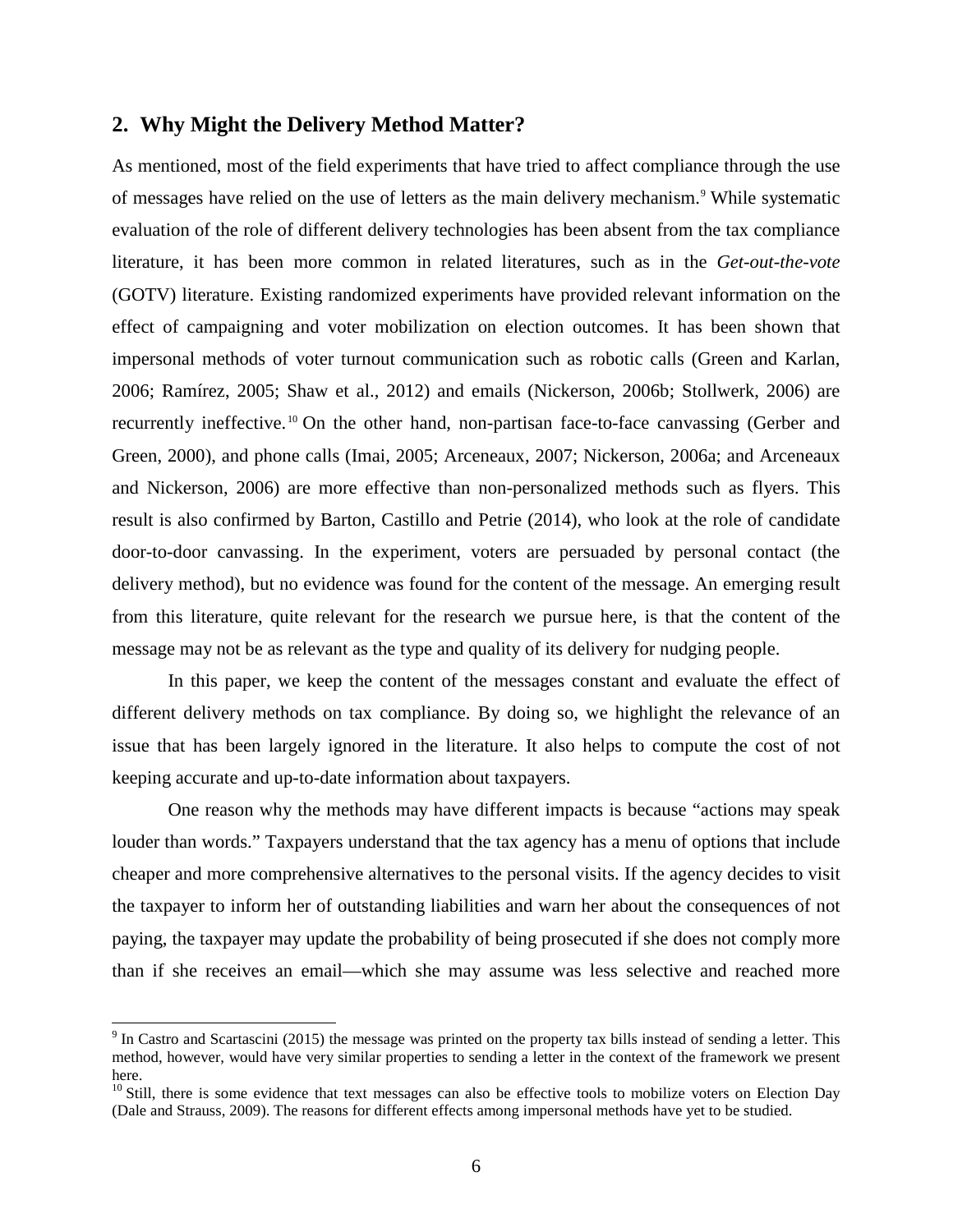## 2. Why Might the Delivery Method Matter?

As mentioned, most of the field experiments that have tried to affect compliance through the use of messages have relied on the use of letters as the main delivery mechanism.[9] While systematic evaluation of the role of different delivery technologies has been absent from the tax compliance literature, it has been more common in related literatures, such as in the *Get-out-the-vote* (GOTV) literature. Existing randomized experiments have provided relevant information on the effect of campaigning and voter mobilization on election outcomes. It has been shown that impersonal methods of voter turnout communication such as robotic calls (Green and Karlan, 2006; Ramírez, 2005; Shaw et al., 2012) and emails (Nickerson, 2006b; Stollwerk, 2006) are recurrently ineffective.[10] On the other hand, non-partisan face-to-face canvassing (Gerber and Green, 2000), and phone calls (Imai, 2005; Arceneaux, 2007; Nickerson, 2006a; and Arceneaux and Nickerson, 2006) are more effective than non-personalized methods such as flyers. This result is also confirmed by Barton, Castillo and Petrie (2014), who look at the role of candidate door-to-door canvassing. In the experiment, voters are persuaded by personal contact (the delivery method), but no evidence was found for the content of the message. An emerging result from this literature, quite relevant for the research we pursue here, is that the content of the message may not be as relevant as the type and quality of its delivery for nudging people.

In this paper, we keep the content of the messages constant and evaluate the effect of different delivery methods on tax compliance. By doing so, we highlight the relevance of an issue that has been largely ignored in the literature. It also helps to compute the cost of not keeping accurate and up-to-date information about taxpayers.

One reason why the methods may have different impacts is because "actions may speak louder than words." Taxpayers understand that the tax agency has a menu of options that include cheaper and more comprehensive alternatives to the personal visits. If the agency decides to visit the taxpayer to inform her of outstanding liabilities and warn her about the consequences of not paying, the taxpayer may update the probability of being prosecuted if she does not comply more than if she receives an email—which she may assume was less selective and reached more

[9] In Castro and Scartascini (2015) the message was printed on the property tax bills instead of sending a letter. This method, however, would have very similar properties to sending a letter in the context of the framework we present here.

[10] Still, there is some evidence that text messages can also be effective tools to mobilize voters on Election Day (Dale and Strauss, 2009). The reasons for different effects among impersonal methods have yet to be studied.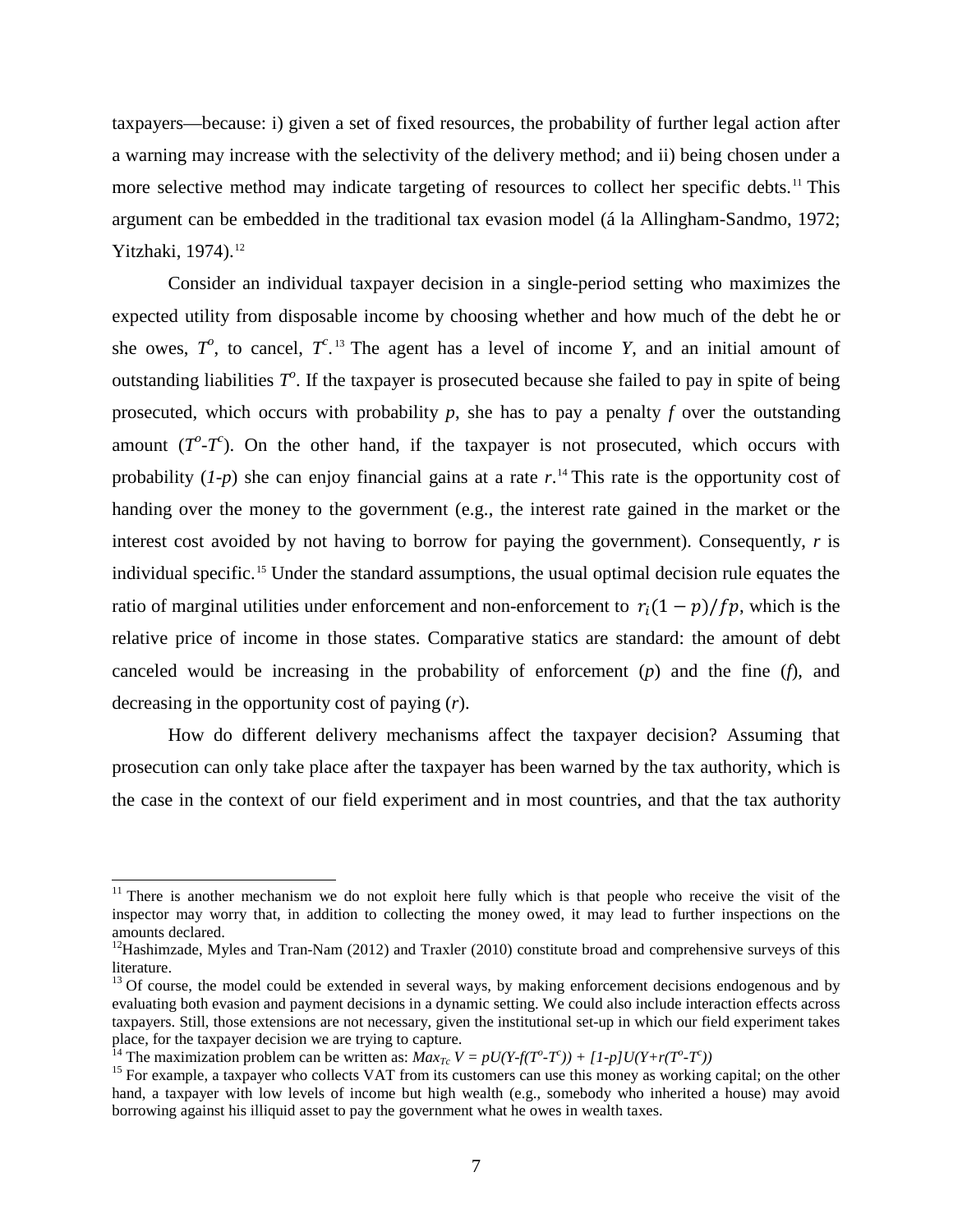taxpayers—because: i) given a set of fixed resources, the probability of further legal action after a warning may increase with the selectivity of the delivery method; and ii) being chosen under a more selective method may indicate targeting of resources to collect her specific debts.[11] This argument can be embedded in the traditional tax evasion model (á la Allingham-Sandmo, 1972; Yitzhaki, 1974).[12]

Consider an individual taxpayer decision in a single-period setting who maximizes the expected utility from disposable income by choosing whether and how much of the debt he or she owes, $T^o$, to cancel, $T^c$.[13] The agent has a level of income *Y*, and an initial amount of outstanding liabilities $T^o$. If the taxpayer is prosecuted because she failed to pay in spite of being prosecuted, which occurs with probability *p*, she has to pay a penalty *f* over the outstanding amount ($T^o$-$T^c$). On the other hand, if the taxpayer is not prosecuted, which occurs with probability (*1-p*) she can enjoy financial gains at a rate *r*.[14] This rate is the opportunity cost of handing over the money to the government (e.g., the interest rate gained in the market or the interest cost avoided by not having to borrow for paying the government). Consequently, *r* is individual specific.[15] Under the standard assumptions, the usual optimal decision rule equates the ratio of marginal utilities under enforcement and non-enforcement to $r_i(1-p)/fp$, which is the relative price of income in those states. Comparative statics are standard: the amount of debt canceled would be increasing in the probability of enforcement (*p*) and the fine (*f*), and decreasing in the opportunity cost of paying (*r*).

How do different delivery mechanisms affect the taxpayer decision? Assuming that prosecution can only take place after the taxpayer has been warned by the tax authority, which is the case in the context of our field experiment and in most countries, and that the tax authority

---

[11] There is another mechanism we do not exploit here fully which is that people who receive the visit of the inspector may worry that, in addition to collecting the money owed, it may lead to further inspections on the amounts declared.

[12] Hashimzade, Myles and Tran-Nam (2012) and Traxler (2010) constitute broad and comprehensive surveys of this literature.

[13] Of course, the model could be extended in several ways, by making enforcement decisions endogenous and by evaluating both evasion and payment decisions in a dynamic setting. We could also include interaction effects across taxpayers. Still, those extensions are not necessary, given the institutional set-up in which our field experiment takes place, for the taxpayer decision we are trying to capture.

[14] The maximization problem can be written as: $Max_{T^c}\ V = pU(Y-f(T^o-T^c)) + [1-p]U(Y+r(T^o-T^c))$

[15] For example, a taxpayer who collects VAT from its customers can use this money as working capital; on the other hand, a taxpayer with low levels of income but high wealth (e.g., somebody who inherited a house) may avoid borrowing against his illiquid asset to pay the government what he owes in wealth taxes.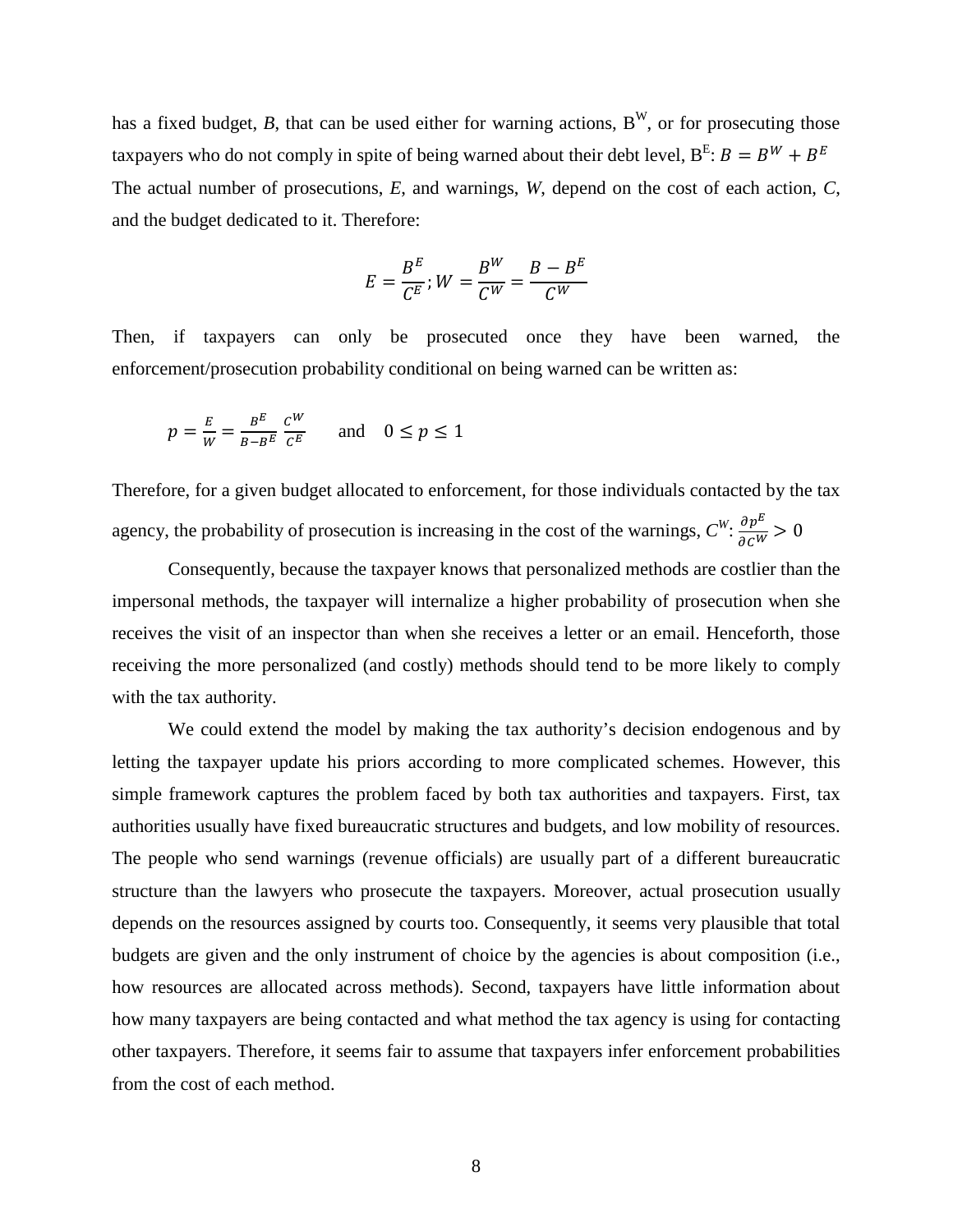has a fixed budget, $B$, that can be used either for warning actions, $B^W$, or for prosecuting those taxpayers who do not comply in spite of being warned about their debt level, $B^E$: $B = B^W + B^E$ The actual number of prosecutions, $E$, and warnings, $W$, depend on the cost of each action, $C$, and the budget dedicated to it. Therefore:

$$E = \frac{B^E}{C^E}; W = \frac{B^W}{C^W} = \frac{B - B^E}{C^W}$$

Then, if taxpayers can only be prosecuted once they have been warned, the enforcement/prosecution probability conditional on being warned can be written as:

$$p = \frac{E}{W} = \frac{B^E}{B - B^E} \frac{C^W}{C^E} \quad \text{and} \quad 0 \leq p \leq 1$$

Therefore, for a given budget allocated to enforcement, for those individuals contacted by the tax agency, the probability of prosecution is increasing in the cost of the warnings, $C^W$: $\frac{\partial p^E}{\partial C^W} > 0$

Consequently, because the taxpayer knows that personalized methods are costlier than the impersonal methods, the taxpayer will internalize a higher probability of prosecution when she receives the visit of an inspector than when she receives a letter or an email. Henceforth, those receiving the more personalized (and costly) methods should tend to be more likely to comply with the tax authority.

We could extend the model by making the tax authority's decision endogenous and by letting the taxpayer update his priors according to more complicated schemes. However, this simple framework captures the problem faced by both tax authorities and taxpayers. First, tax authorities usually have fixed bureaucratic structures and budgets, and low mobility of resources. The people who send warnings (revenue officials) are usually part of a different bureaucratic structure than the lawyers who prosecute the taxpayers. Moreover, actual prosecution usually depends on the resources assigned by courts too. Consequently, it seems very plausible that total budgets are given and the only instrument of choice by the agencies is about composition (i.e., how resources are allocated across methods). Second, taxpayers have little information about how many taxpayers are being contacted and what method the tax agency is using for contacting other taxpayers. Therefore, it seems fair to assume that taxpayers infer enforcement probabilities from the cost of each method.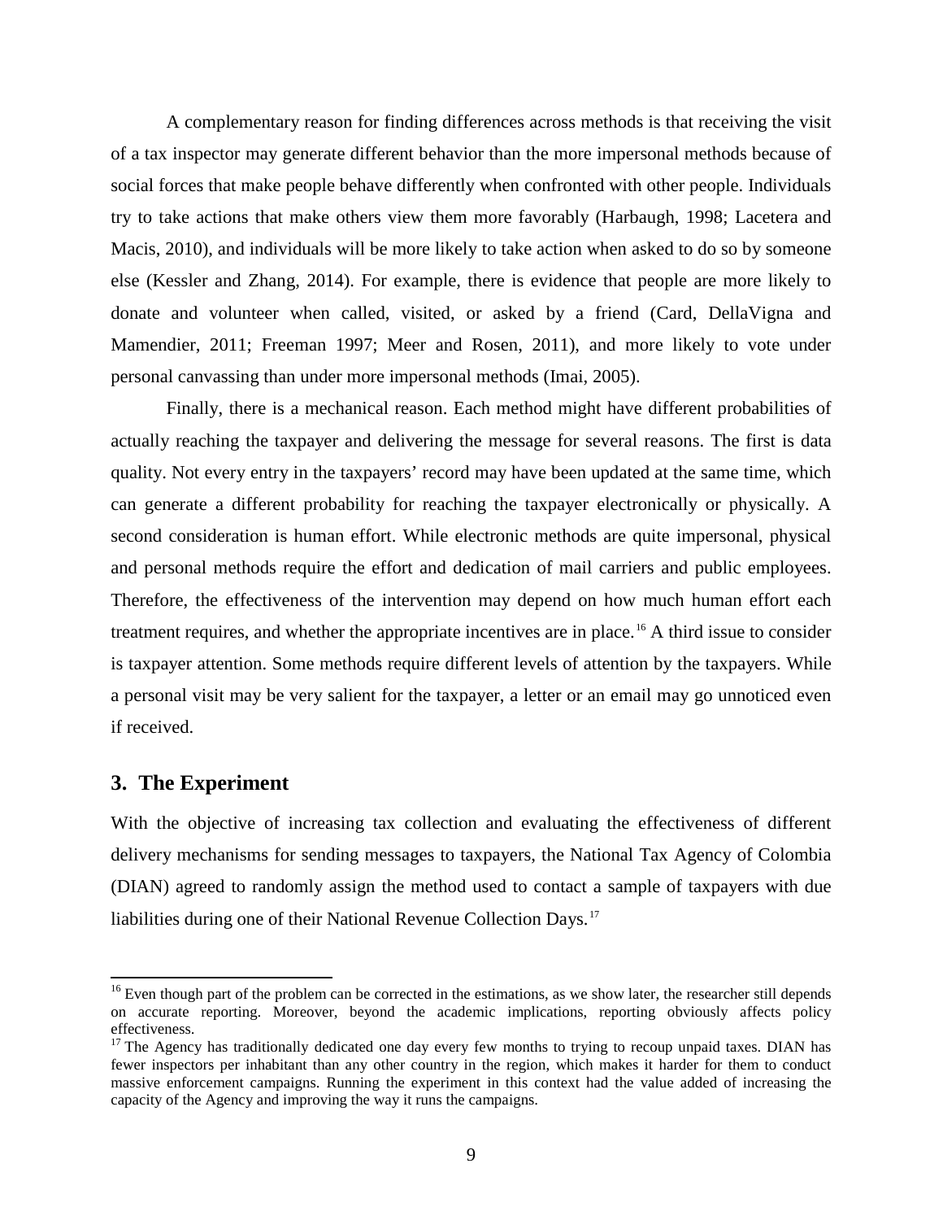A complementary reason for finding differences across methods is that receiving the visit of a tax inspector may generate different behavior than the more impersonal methods because of social forces that make people behave differently when confronted with other people. Individuals try to take actions that make others view them more favorably (Harbaugh, 1998; Lacetera and Macis, 2010), and individuals will be more likely to take action when asked to do so by someone else (Kessler and Zhang, 2014). For example, there is evidence that people are more likely to donate and volunteer when called, visited, or asked by a friend (Card, DellaVigna and Mamendier, 2011; Freeman 1997; Meer and Rosen, 2011), and more likely to vote under personal canvassing than under more impersonal methods (Imai, 2005).

Finally, there is a mechanical reason. Each method might have different probabilities of actually reaching the taxpayer and delivering the message for several reasons. The first is data quality. Not every entry in the taxpayers' record may have been updated at the same time, which can generate a different probability for reaching the taxpayer electronically or physically. A second consideration is human effort. While electronic methods are quite impersonal, physical and personal methods require the effort and dedication of mail carriers and public employees. Therefore, the effectiveness of the intervention may depend on how much human effort each treatment requires, and whether the appropriate incentives are in place.[16] A third issue to consider is taxpayer attention. Some methods require different levels of attention by the taxpayers. While a personal visit may be very salient for the taxpayer, a letter or an email may go unnoticed even if received.

## 3. The Experiment

With the objective of increasing tax collection and evaluating the effectiveness of different delivery mechanisms for sending messages to taxpayers, the National Tax Agency of Colombia (DIAN) agreed to randomly assign the method used to contact a sample of taxpayers with due liabilities during one of their National Revenue Collection Days.[17]

[16] Even though part of the problem can be corrected in the estimations, as we show later, the researcher still depends on accurate reporting. Moreover, beyond the academic implications, reporting obviously affects policy effectiveness.

[17] The Agency has traditionally dedicated one day every few months to trying to recoup unpaid taxes. DIAN has fewer inspectors per inhabitant than any other country in the region, which makes it harder for them to conduct massive enforcement campaigns. Running the experiment in this context had the value added of increasing the capacity of the Agency and improving the way it runs the campaigns.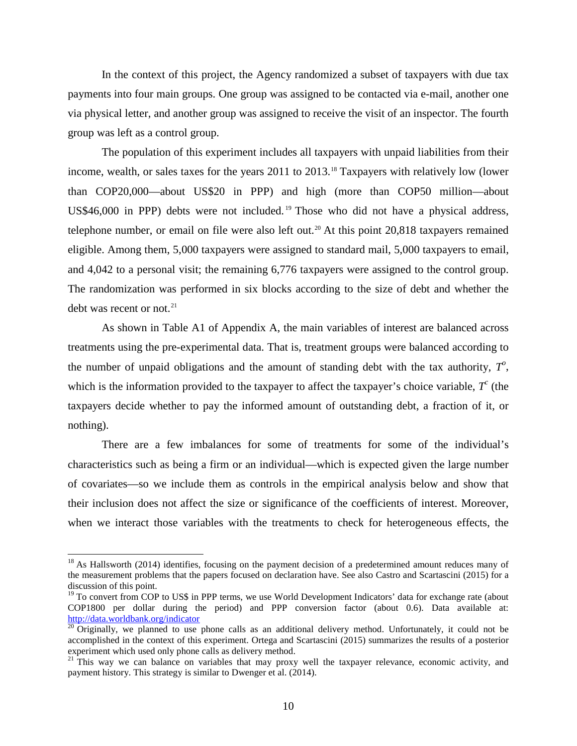In the context of this project, the Agency randomized a subset of taxpayers with due tax payments into four main groups. One group was assigned to be contacted via e-mail, another one via physical letter, and another group was assigned to receive the visit of an inspector. The fourth group was left as a control group.

The population of this experiment includes all taxpayers with unpaid liabilities from their income, wealth, or sales taxes for the years 2011 to 2013.[18] Taxpayers with relatively low (lower than COP20,000—about US$20 in PPP) and high (more than COP50 million—about US$46,000 in PPP) debts were not included.[19] Those who did not have a physical address, telephone number, or email on file were also left out.[20] At this point 20,818 taxpayers remained eligible. Among them, 5,000 taxpayers were assigned to standard mail, 5,000 taxpayers to email, and 4,042 to a personal visit; the remaining 6,776 taxpayers were assigned to the control group. The randomization was performed in six blocks according to the size of debt and whether the debt was recent or not.[21]

As shown in Table A1 of Appendix A, the main variables of interest are balanced across treatments using the pre-experimental data. That is, treatment groups were balanced according to the number of unpaid obligations and the amount of standing debt with the tax authority, $T^o$, which is the information provided to the taxpayer to affect the taxpayer's choice variable, $T^c$ (the taxpayers decide whether to pay the informed amount of outstanding debt, a fraction of it, or nothing).

There are a few imbalances for some of treatments for some of the individual's characteristics such as being a firm or an individual—which is expected given the large number of covariates—so we include them as controls in the empirical analysis below and show that their inclusion does not affect the size or significance of the coefficients of interest. Moreover, when we interact those variables with the treatments to check for heterogeneous effects, the

---

[18] As Hallsworth (2014) identifies, focusing on the payment decision of a predetermined amount reduces many of the measurement problems that the papers focused on declaration have. See also Castro and Scartascini (2015) for a discussion of this point.

[19] To convert from COP to US$ in PPP terms, we use World Development Indicators' data for exchange rate (about COP1800 per dollar during the period) and PPP conversion factor (about 0.6). Data available at: http://data.worldbank.org/indicator

[20] Originally, we planned to use phone calls as an additional delivery method. Unfortunately, it could not be accomplished in the context of this experiment. Ortega and Scartascini (2015) summarizes the results of a posterior experiment which used only phone calls as delivery method.

[21] This way we can balance on variables that may proxy well the taxpayer relevance, economic activity, and payment history. This strategy is similar to Dwenger et al. (2014).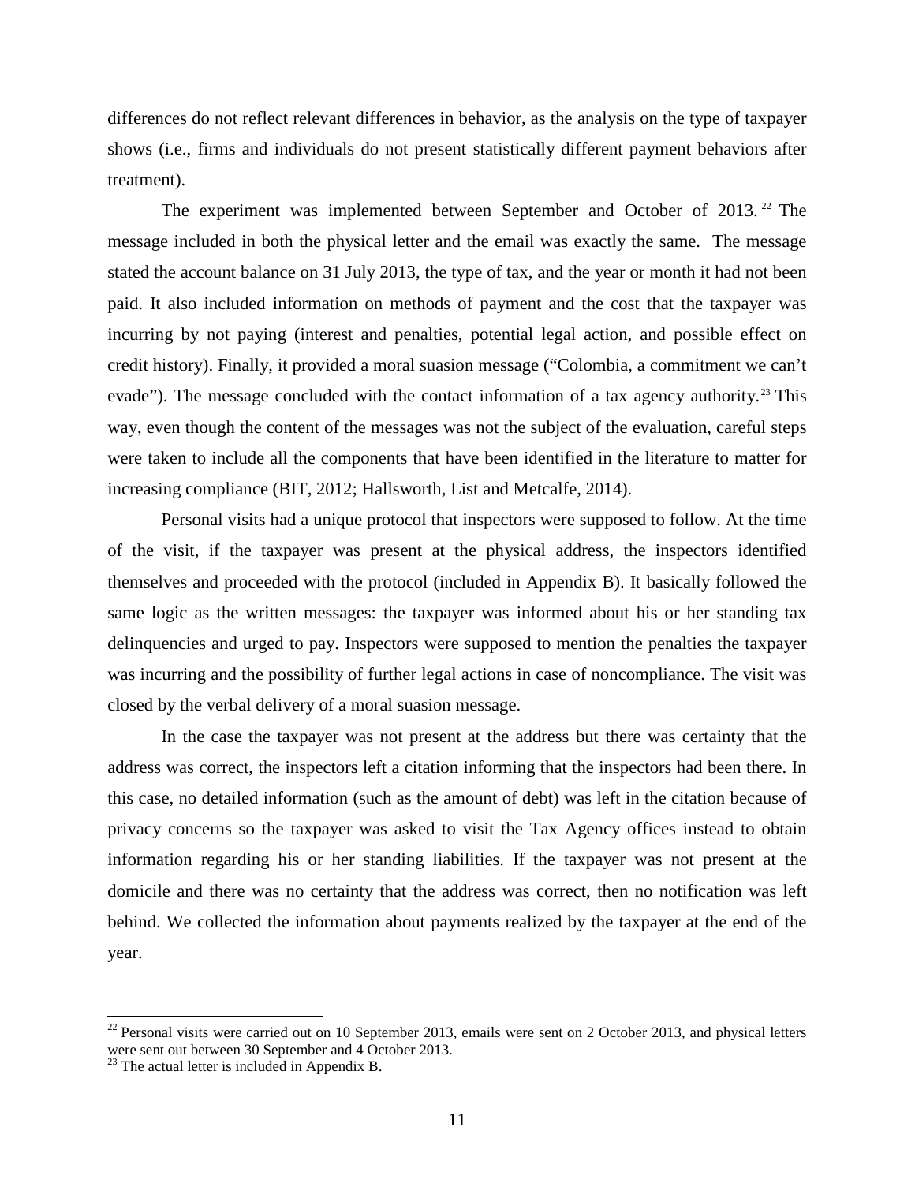differences do not reflect relevant differences in behavior, as the analysis on the type of taxpayer shows (i.e., firms and individuals do not present statistically different payment behaviors after treatment).

The experiment was implemented between September and October of 2013.[22] The message included in both the physical letter and the email was exactly the same. The message stated the account balance on 31 July 2013, the type of tax, and the year or month it had not been paid. It also included information on methods of payment and the cost that the taxpayer was incurring by not paying (interest and penalties, potential legal action, and possible effect on credit history). Finally, it provided a moral suasion message ("Colombia, a commitment we can't evade"). The message concluded with the contact information of a tax agency authority.[23] This way, even though the content of the messages was not the subject of the evaluation, careful steps were taken to include all the components that have been identified in the literature to matter for increasing compliance (BIT, 2012; Hallsworth, List and Metcalfe, 2014).

Personal visits had a unique protocol that inspectors were supposed to follow. At the time of the visit, if the taxpayer was present at the physical address, the inspectors identified themselves and proceeded with the protocol (included in Appendix B). It basically followed the same logic as the written messages: the taxpayer was informed about his or her standing tax delinquencies and urged to pay. Inspectors were supposed to mention the penalties the taxpayer was incurring and the possibility of further legal actions in case of noncompliance. The visit was closed by the verbal delivery of a moral suasion message.

In the case the taxpayer was not present at the address but there was certainty that the address was correct, the inspectors left a citation informing that the inspectors had been there. In this case, no detailed information (such as the amount of debt) was left in the citation because of privacy concerns so the taxpayer was asked to visit the Tax Agency offices instead to obtain information regarding his or her standing liabilities. If the taxpayer was not present at the domicile and there was no certainty that the address was correct, then no notification was left behind. We collected the information about payments realized by the taxpayer at the end of the year.

[22] Personal visits were carried out on 10 September 2013, emails were sent on 2 October 2013, and physical letters were sent out between 30 September and 4 October 2013.

[23] The actual letter is included in Appendix B.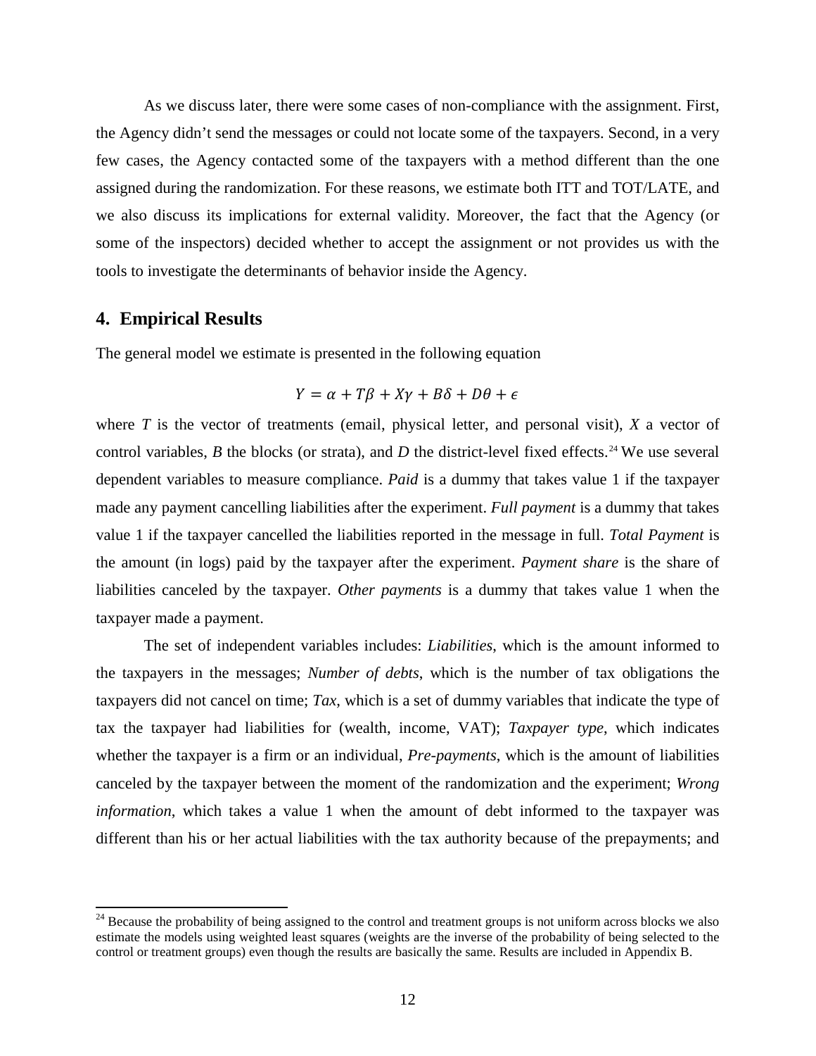As we discuss later, there were some cases of non-compliance with the assignment. First, the Agency didn't send the messages or could not locate some of the taxpayers. Second, in a very few cases, the Agency contacted some of the taxpayers with a method different than the one assigned during the randomization. For these reasons, we estimate both ITT and TOT/LATE, and we also discuss its implications for external validity. Moreover, the fact that the Agency (or some of the inspectors) decided whether to accept the assignment or not provides us with the tools to investigate the determinants of behavior inside the Agency.

## 4. Empirical Results

The general model we estimate is presented in the following equation

$$Y = \alpha + T\beta + X\gamma + B\delta + D\theta + \epsilon$$

where $T$ is the vector of treatments (email, physical letter, and personal visit), $X$ a vector of control variables, $B$ the blocks (or strata), and $D$ the district-level fixed effects.[24] We use several dependent variables to measure compliance. *Paid* is a dummy that takes value 1 if the taxpayer made any payment cancelling liabilities after the experiment. *Full payment* is a dummy that takes value 1 if the taxpayer cancelled the liabilities reported in the message in full. *Total Payment* is the amount (in logs) paid by the taxpayer after the experiment. *Payment share* is the share of liabilities canceled by the taxpayer. *Other payments* is a dummy that takes value 1 when the taxpayer made a payment.

The set of independent variables includes: *Liabilities*, which is the amount informed to the taxpayers in the messages; *Number of debts*, which is the number of tax obligations the taxpayers did not cancel on time; *Tax*, which is a set of dummy variables that indicate the type of tax the taxpayer had liabilities for (wealth, income, VAT); *Taxpayer type*, which indicates whether the taxpayer is a firm or an individual, *Pre-payments*, which is the amount of liabilities canceled by the taxpayer between the moment of the randomization and the experiment; *Wrong information*, which takes a value 1 when the amount of debt informed to the taxpayer was different than his or her actual liabilities with the tax authority because of the prepayments; and

[24] Because the probability of being assigned to the control and treatment groups is not uniform across blocks we also estimate the models using weighted least squares (weights are the inverse of the probability of being selected to the control or treatment groups) even though the results are basically the same. Results are included in Appendix B.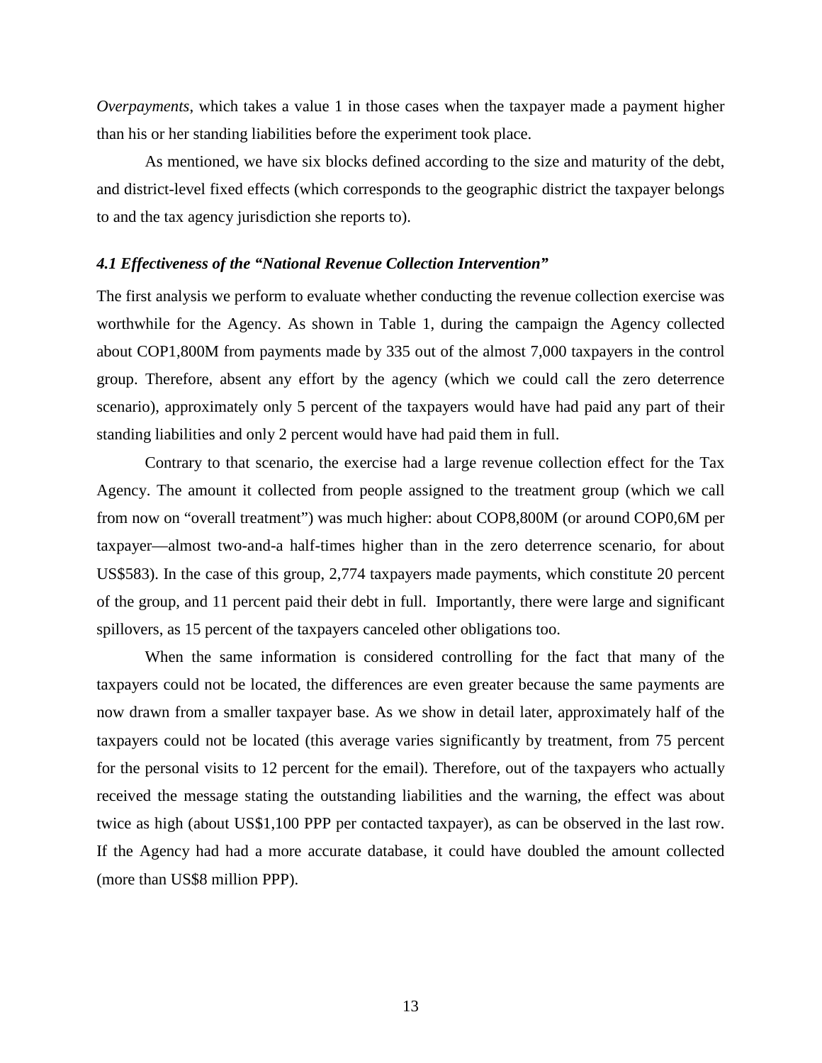*Overpayments*, which takes a value 1 in those cases when the taxpayer made a payment higher than his or her standing liabilities before the experiment took place.

As mentioned, we have six blocks defined according to the size and maturity of the debt, and district-level fixed effects (which corresponds to the geographic district the taxpayer belongs to and the tax agency jurisdiction she reports to).

### *4.1 Effectiveness of the "National Revenue Collection Intervention"*

The first analysis we perform to evaluate whether conducting the revenue collection exercise was worthwhile for the Agency. As shown in Table 1, during the campaign the Agency collected about COP1,800M from payments made by 335 out of the almost 7,000 taxpayers in the control group. Therefore, absent any effort by the agency (which we could call the zero deterrence scenario), approximately only 5 percent of the taxpayers would have had paid any part of their standing liabilities and only 2 percent would have had paid them in full.

Contrary to that scenario, the exercise had a large revenue collection effect for the Tax Agency. The amount it collected from people assigned to the treatment group (which we call from now on "overall treatment") was much higher: about COP8,800M (or around COP0,6M per taxpayer—almost two-and-a half-times higher than in the zero deterrence scenario, for about US$583). In the case of this group, 2,774 taxpayers made payments, which constitute 20 percent of the group, and 11 percent paid their debt in full. Importantly, there were large and significant spillovers, as 15 percent of the taxpayers canceled other obligations too.

When the same information is considered controlling for the fact that many of the taxpayers could not be located, the differences are even greater because the same payments are now drawn from a smaller taxpayer base. As we show in detail later, approximately half of the taxpayers could not be located (this average varies significantly by treatment, from 75 percent for the personal visits to 12 percent for the email). Therefore, out of the taxpayers who actually received the message stating the outstanding liabilities and the warning, the effect was about twice as high (about US$1,100 PPP per contacted taxpayer), as can be observed in the last row. If the Agency had had a more accurate database, it could have doubled the amount collected (more than US$8 million PPP).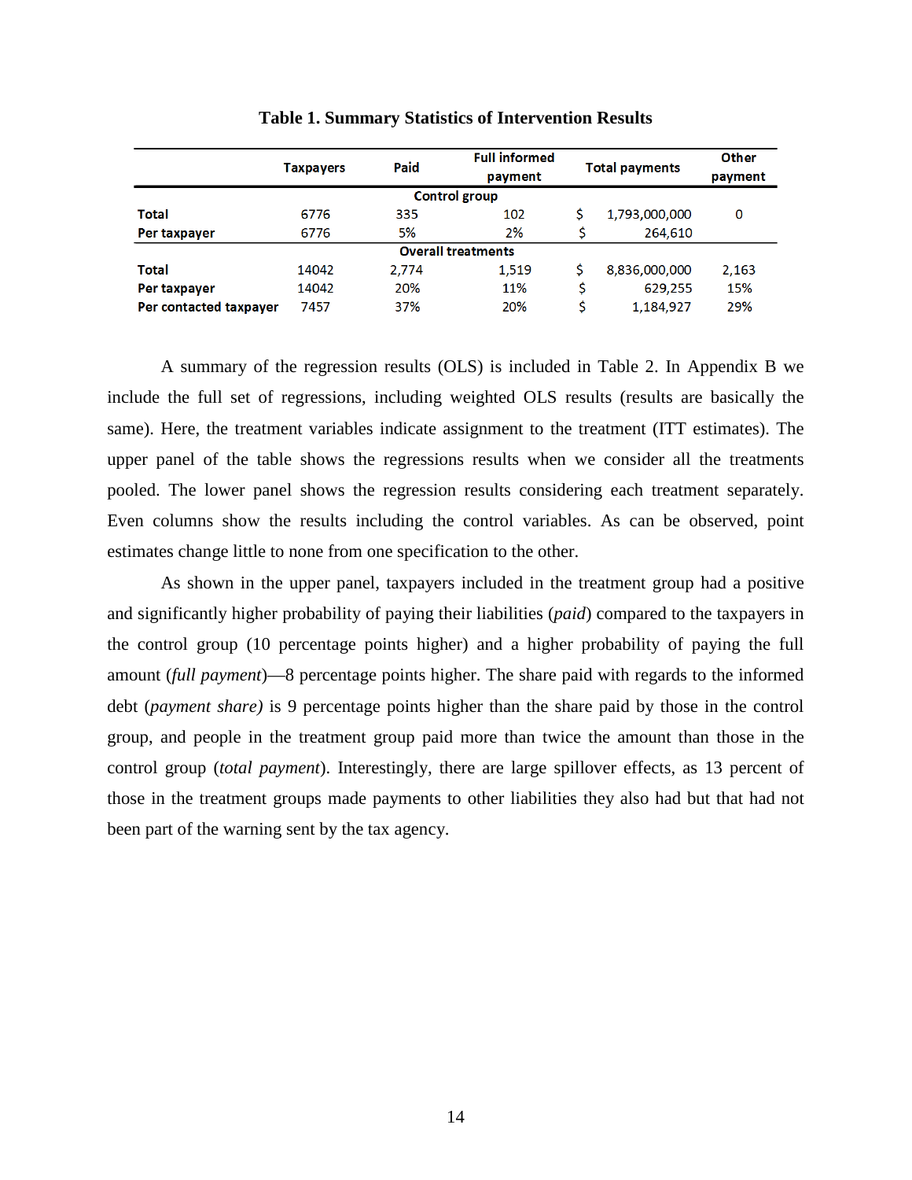**Table 1. Summary Statistics of Intervention Results**

| | Taxpayers | Paid | Full informed payment | Total payments | Other payment |
|---|---|---|---|---|---|
| **Control group** | | | | | |
| **Total** | 6776 | 335 | 102 | $ 1,793,000,000 | 0 |
| **Per taxpayer** | 6776 | 5% | 2% | $ 264,610 | |
| **Overall treatments** | | | | | |
| **Total** | 14042 | 2,774 | 1,519 | $ 8,836,000,000 | 2,163 |
| **Per taxpayer** | 14042 | 20% | 11% | $ 629,255 | 15% |
| **Per contacted taxpayer** | 7457 | 37% | 20% | $ 1,184,927 | 29% |

A summary of the regression results (OLS) is included in Table 2. In Appendix B we include the full set of regressions, including weighted OLS results (results are basically the same). Here, the treatment variables indicate assignment to the treatment (ITT estimates). The upper panel of the table shows the regressions results when we consider all the treatments pooled. The lower panel shows the regression results considering each treatment separately. Even columns show the results including the control variables. As can be observed, point estimates change little to none from one specification to the other.

As shown in the upper panel, taxpayers included in the treatment group had a positive and significantly higher probability of paying their liabilities (*paid*) compared to the taxpayers in the control group (10 percentage points higher) and a higher probability of paying the full amount (*full payment*)—8 percentage points higher. The share paid with regards to the informed debt (*payment share)* is 9 percentage points higher than the share paid by those in the control group, and people in the treatment group paid more than twice the amount than those in the control group (*total payment*). Interestingly, there are large spillover effects, as 13 percent of those in the treatment groups made payments to other liabilities they also had but that had not been part of the warning sent by the tax agency.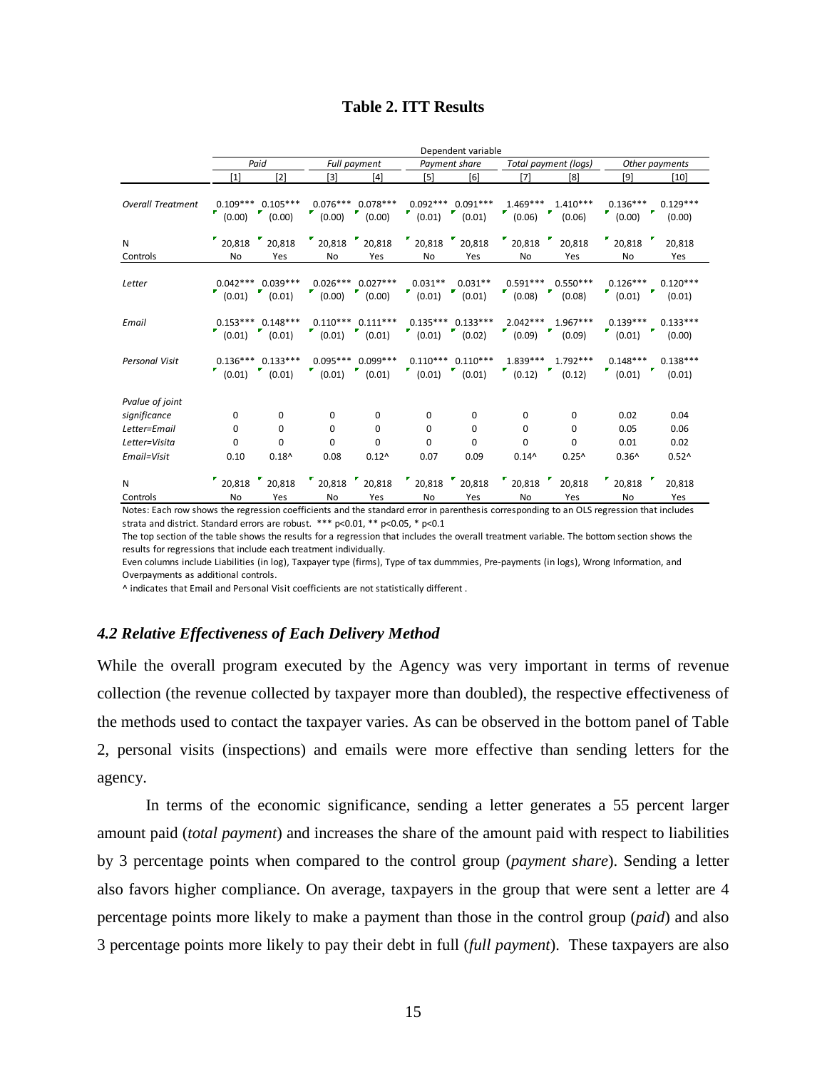**Table 2. ITT Results**

| | Dependent variable | | | | | | | | | |
|---|---|---|---|---|---|---|---|---|---|---|
| | *Paid* | | *Full payment* | | *Payment share* | | *Total payment (logs)* | | *Other payments* | |
| | [1] | [2] | [3] | [4] | [5] | [6] | [7] | [8] | [9] | [10] |
| *Overall Treatment* | 0.109*** | 0.105*** | 0.076*** | 0.078*** | 0.092*** | 0.091*** | 1.469*** | 1.410*** | 0.136*** | 0.129*** |
| | (0.00) | (0.00) | (0.00) | (0.00) | (0.01) | (0.01) | (0.06) | (0.06) | (0.00) | (0.00) |
| N | 20,818 | 20,818 | 20,818 | 20,818 | 20,818 | 20,818 | 20,818 | 20,818 | 20,818 | 20,818 |
| Controls | No | Yes | No | Yes | No | Yes | No | Yes | No | Yes |
| *Letter* | 0.042*** | 0.039*** | 0.026*** | 0.027*** | 0.031** | 0.031** | 0.591*** | 0.550*** | 0.126*** | 0.120*** |
| | (0.01) | (0.01) | (0.00) | (0.00) | (0.01) | (0.01) | (0.08) | (0.08) | (0.01) | (0.01) |
| *Email* | 0.153*** | 0.148*** | 0.110*** | 0.111*** | 0.135*** | 0.133*** | 2.042*** | 1.967*** | 0.139*** | 0.133*** |
| | (0.01) | (0.01) | (0.01) | (0.01) | (0.01) | (0.02) | (0.09) | (0.09) | (0.01) | (0.00) |
| *Personal Visit* | 0.136*** | 0.133*** | 0.095*** | 0.099*** | 0.110*** | 0.110*** | 1.839*** | 1.792*** | 0.148*** | 0.138*** |
| | (0.01) | (0.01) | (0.01) | (0.01) | (0.01) | (0.01) | (0.12) | (0.12) | (0.01) | (0.01) |
| *Pvalue of joint* | | | | | | | | | | |
| *significance* | 0 | 0 | 0 | 0 | 0 | 0 | 0 | 0 | 0.02 | 0.04 |
| *Letter=Email* | 0 | 0 | 0 | 0 | 0 | 0 | 0 | 0 | 0.05 | 0.06 |
| *Letter=Visita* | 0 | 0 | 0 | 0 | 0 | 0 | 0 | 0 | 0.01 | 0.02 |
| *Email=Visit* | 0.10 | 0.18^ | 0.08 | 0.12^ | 0.07 | 0.09 | 0.14^ | 0.25^ | 0.36^ | 0.52^ |
| N | 20,818 | 20,818 | 20,818 | 20,818 | 20,818 | 20,818 | 20,818 | 20,818 | 20,818 | 20,818 |
| Controls | No | Yes | No | Yes | No | Yes | No | Yes | No | Yes |

Notes: Each row shows the regression coefficients and the standard error in parenthesis corresponding to an OLS regression that includes strata and district. Standard errors are robust. *** p<0.01, ** p<0.05, * p<0.1

The top section of the table shows the results for a regression that includes the overall treatment variable. The bottom section shows the results for regressions that include each treatment individually.

Even columns include Liabilities (in log), Taxpayer type (firms), Type of tax dummmies, Pre-payments (in logs), Wrong Information, and Overpayments as additional controls.

^ indicates that Email and Personal Visit coefficients are not statistically different .

### *4.2 Relative Effectiveness of Each Delivery Method*

While the overall program executed by the Agency was very important in terms of revenue collection (the revenue collected by taxpayer more than doubled), the respective effectiveness of the methods used to contact the taxpayer varies. As can be observed in the bottom panel of Table 2, personal visits (inspections) and emails were more effective than sending letters for the agency.

In terms of the economic significance, sending a letter generates a 55 percent larger amount paid (*total payment*) and increases the share of the amount paid with respect to liabilities by 3 percentage points when compared to the control group (*payment share*). Sending a letter also favors higher compliance. On average, taxpayers in the group that were sent a letter are 4 percentage points more likely to make a payment than those in the control group (*paid*) and also 3 percentage points more likely to pay their debt in full (*full payment*). These taxpayers are also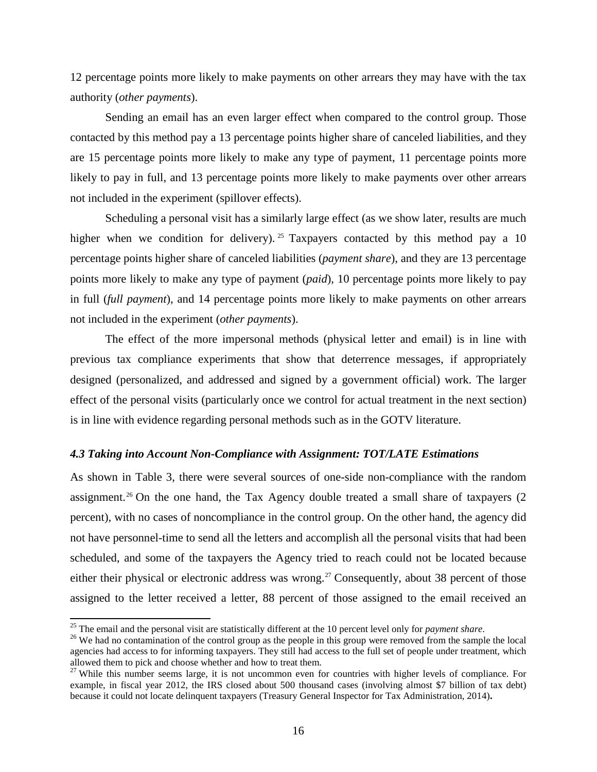12 percentage points more likely to make payments on other arrears they may have with the tax authority (*other payments*).

Sending an email has an even larger effect when compared to the control group. Those contacted by this method pay a 13 percentage points higher share of canceled liabilities, and they are 15 percentage points more likely to make any type of payment, 11 percentage points more likely to pay in full, and 13 percentage points more likely to make payments over other arrears not included in the experiment (spillover effects).

Scheduling a personal visit has a similarly large effect (as we show later, results are much higher when we condition for delivery).[25] Taxpayers contacted by this method pay a 10 percentage points higher share of canceled liabilities (*payment share*), and they are 13 percentage points more likely to make any type of payment (*paid*), 10 percentage points more likely to pay in full (*full payment*), and 14 percentage points more likely to make payments on other arrears not included in the experiment (*other payments*).

The effect of the more impersonal methods (physical letter and email) is in line with previous tax compliance experiments that show that deterrence messages, if appropriately designed (personalized, and addressed and signed by a government official) work. The larger effect of the personal visits (particularly once we control for actual treatment in the next section) is in line with evidence regarding personal methods such as in the GOTV literature.

### *4.3 Taking into Account Non-Compliance with Assignment: TOT/LATE Estimations*

As shown in Table 3, there were several sources of one-side non-compliance with the random assignment.[26] On the one hand, the Tax Agency double treated a small share of taxpayers (2 percent), with no cases of noncompliance in the control group. On the other hand, the agency did not have personnel-time to send all the letters and accomplish all the personal visits that had been scheduled, and some of the taxpayers the Agency tried to reach could not be located because either their physical or electronic address was wrong.[27] Consequently, about 38 percent of those assigned to the letter received a letter, 88 percent of those assigned to the email received an

---

[25] The email and the personal visit are statistically different at the 10 percent level only for *payment share*.

[26] We had no contamination of the control group as the people in this group were removed from the sample the local agencies had access to for informing taxpayers. They still had access to the full set of people under treatment, which allowed them to pick and choose whether and how to treat them.

[27] While this number seems large, it is not uncommon even for countries with higher levels of compliance. For example, in fiscal year 2012, the IRS closed about 500 thousand cases (involving almost $7 billion of tax debt) because it could not locate delinquent taxpayers (Treasury General Inspector for Tax Administration, 2014).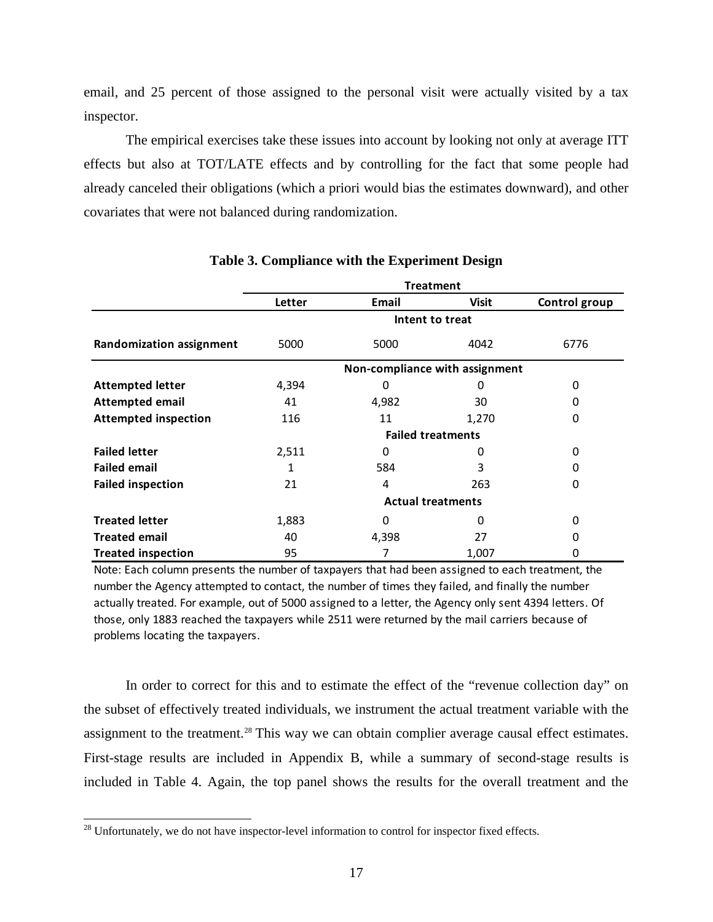email, and 25 percent of those assigned to the personal visit were actually visited by a tax inspector.

The empirical exercises take these issues into account by looking not only at average ITT effects but also at TOT/LATE effects and by controlling for the fact that some people had already canceled their obligations (which a priori would bias the estimates downward), and other covariates that were not balanced during randomization.

**Table 3. Compliance with the Experiment Design**

| | Treatment | | | |
|---|---|---|---|---|
| | **Letter** | **Email** | **Visit** | **Control group** |
| | | **Intent to treat** | | |
| **Randomization assignment** | 5000 | 5000 | 4042 | 6776 |
| | | **Non-compliance with assignment** | | |
| **Attempted letter** | 4,394 | 0 | 0 | 0 |
| **Attempted email** | 41 | 4,982 | 30 | 0 |
| **Attempted inspection** | 116 | 11 | 1,270 | 0 |
| | | **Failed treatments** | | |
| **Failed letter** | 2,511 | 0 | 0 | 0 |
| **Failed email** | 1 | 584 | 3 | 0 |
| **Failed inspection** | 21 | 4 | 263 | 0 |
| | | **Actual treatments** | | |
| **Treated letter** | 1,883 | 0 | 0 | 0 |
| **Treated email** | 40 | 4,398 | 27 | 0 |
| **Treated inspection** | 95 | 7 | 1,007 | 0 |

Note: Each column presents the number of taxpayers that had been assigned to each treatment, the number the Agency attempted to contact, the number of times they failed, and finally the number actually treated. For example, out of 5000 assigned to a letter, the Agency only sent 4394 letters. Of those, only 1883 reached the taxpayers while 2511 were returned by the mail carriers because of problems locating the taxpayers.

In order to correct for this and to estimate the effect of the "revenue collection day" on the subset of effectively treated individuals, we instrument the actual treatment variable with the assignment to the treatment.[28] This way we can obtain complier average causal effect estimates. First-stage results are included in Appendix B, while a summary of second-stage results is included in Table 4. Again, the top panel shows the results for the overall treatment and the

[28] Unfortunately, we do not have inspector-level information to control for inspector fixed effects.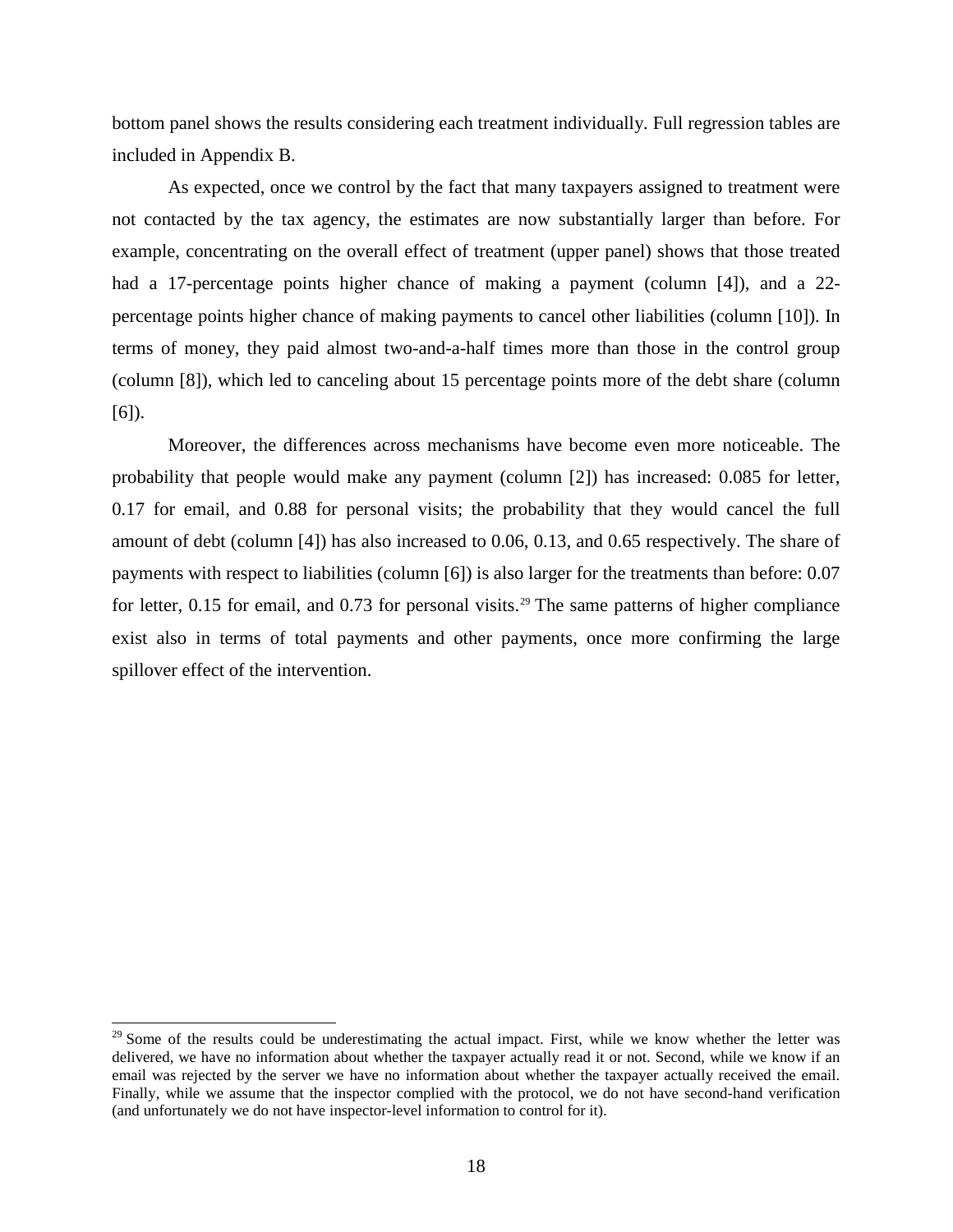bottom panel shows the results considering each treatment individually. Full regression tables are included in Appendix B.

As expected, once we control by the fact that many taxpayers assigned to treatment were not contacted by the tax agency, the estimates are now substantially larger than before. For example, concentrating on the overall effect of treatment (upper panel) shows that those treated had a 17-percentage points higher chance of making a payment (column [4]), and a 22-percentage points higher chance of making payments to cancel other liabilities (column [10]). In terms of money, they paid almost two-and-a-half times more than those in the control group (column [8]), which led to canceling about 15 percentage points more of the debt share (column [6]).

Moreover, the differences across mechanisms have become even more noticeable. The probability that people would make any payment (column [2]) has increased: 0.085 for letter, 0.17 for email, and 0.88 for personal visits; the probability that they would cancel the full amount of debt (column [4]) has also increased to 0.06, 0.13, and 0.65 respectively. The share of payments with respect to liabilities (column [6]) is also larger for the treatments than before: 0.07 for letter, 0.15 for email, and 0.73 for personal visits.[29] The same patterns of higher compliance exist also in terms of total payments and other payments, once more confirming the large spillover effect of the intervention.

[29] Some of the results could be underestimating the actual impact. First, while we know whether the letter was delivered, we have no information about whether the taxpayer actually read it or not. Second, while we know if an email was rejected by the server we have no information about whether the taxpayer actually received the email. Finally, while we assume that the inspector complied with the protocol, we do not have second-hand verification (and unfortunately we do not have inspector-level information to control for it).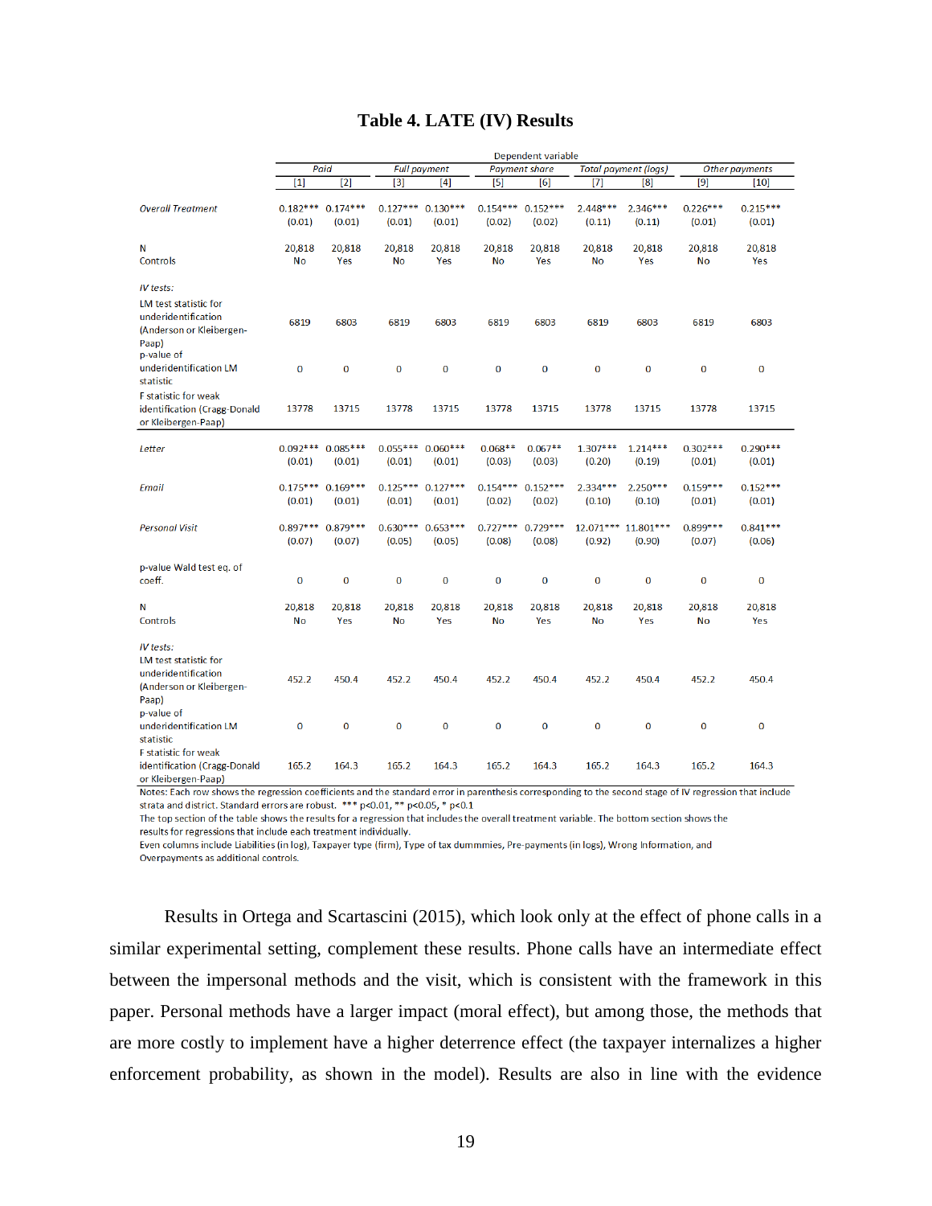## Table 4. LATE (IV) Results

| | Dependent variable | | | | | | | | | |
|---|---|---|---|---|---|---|---|---|---|---|
| | *Paid* | | *Full payment* | | *Payment share* | | *Total payment (logs)* | | *Other payments* | |
| | [1] | [2] | [3] | [4] | [5] | [6] | [7] | [8] | [9] | [10] |
| *Overall Treatment* | 0.182*** | 0.174*** | 0.127*** | 0.130*** | 0.154*** | 0.152*** | 2.448*** | 2.346*** | 0.226*** | 0.215*** |
| | (0.01) | (0.01) | (0.01) | (0.01) | (0.02) | (0.02) | (0.11) | (0.11) | (0.01) | (0.01) |
| N | 20,818 | 20,818 | 20,818 | 20,818 | 20,818 | 20,818 | 20,818 | 20,818 | 20,818 | 20,818 |
| Controls | No | Yes | No | Yes | No | Yes | No | Yes | No | Yes |
| *IV tests:* | | | | | | | | | | |
| LM test statistic for underidentification (Anderson or Kleibergen-Paap) | 6819 | 6803 | 6819 | 6803 | 6819 | 6803 | 6819 | 6803 | 6819 | 6803 |
| p-value of underidentification LM statistic | 0 | 0 | 0 | 0 | 0 | 0 | 0 | 0 | 0 | 0 |
| F statistic for weak identification (Cragg-Donald or Kleibergen-Paap) | 13778 | 13715 | 13778 | 13715 | 13778 | 13715 | 13778 | 13715 | 13778 | 13715 |
| *Letter* | 0.092*** | 0.085*** | 0.055*** | 0.060*** | 0.068** | 0.067** | 1.307*** | 1.214*** | 0.302*** | 0.290*** |
| | (0.01) | (0.01) | (0.01) | (0.01) | (0.03) | (0.03) | (0.20) | (0.19) | (0.01) | (0.01) |
| *Email* | 0.175*** | 0.169*** | 0.125*** | 0.127*** | 0.154*** | 0.152*** | 2.334*** | 2.250*** | 0.159*** | 0.152*** |
| | (0.01) | (0.01) | (0.01) | (0.01) | (0.02) | (0.02) | (0.10) | (0.10) | (0.01) | (0.01) |
| *Personal Visit* | 0.897*** | 0.879*** | 0.630*** | 0.653*** | 0.727*** | 0.729*** | 12.071*** | 11.801*** | 0.899*** | 0.841*** |
| | (0.07) | (0.07) | (0.05) | (0.05) | (0.08) | (0.08) | (0.92) | (0.90) | (0.07) | (0.06) |
| p-value Wald test eq. of coeff. | 0 | 0 | 0 | 0 | 0 | 0 | 0 | 0 | 0 | 0 |
| N | 20,818 | 20,818 | 20,818 | 20,818 | 20,818 | 20,818 | 20,818 | 20,818 | 20,818 | 20,818 |
| Controls | No | Yes | No | Yes | No | Yes | No | Yes | No | Yes |
| *IV tests:* | | | | | | | | | | |
| LM test statistic for underidentification (Anderson or Kleibergen-Paap) | 452.2 | 450.4 | 452.2 | 450.4 | 452.2 | 450.4 | 452.2 | 450.4 | 452.2 | 450.4 |
| p-value of underidentification LM statistic | 0 | 0 | 0 | 0 | 0 | 0 | 0 | 0 | 0 | 0 |
| F statistic for weak identification (Cragg-Donald or Kleibergen-Paap) | 165.2 | 164.3 | 165.2 | 164.3 | 165.2 | 164.3 | 165.2 | 164.3 | 165.2 | 164.3 |

Notes: Each row shows the regression coefficients and the standard error in parenthesis corresponding to the second stage of IV regression that include strata and district. Standard errors are robust. *** p<0.01, ** p<0.05, * p<0.1
The top section of the table shows the results for a regression that includes the overall treatment variable. The bottom section shows the results for regressions that include each treatment individually.
Even columns include Liabilities (in log), Taxpayer type (firm), Type of tax dummmies, Pre-payments (in logs), Wrong Information, and Overpayments as additional controls.

Results in Ortega and Scartascini (2015), which look only at the effect of phone calls in a similar experimental setting, complement these results. Phone calls have an intermediate effect between the impersonal methods and the visit, which is consistent with the framework in this paper. Personal methods have a larger impact (moral effect), but among those, the methods that are more costly to implement have a higher deterrence effect (the taxpayer internalizes a higher enforcement probability, as shown in the model). Results are also in line with the evidence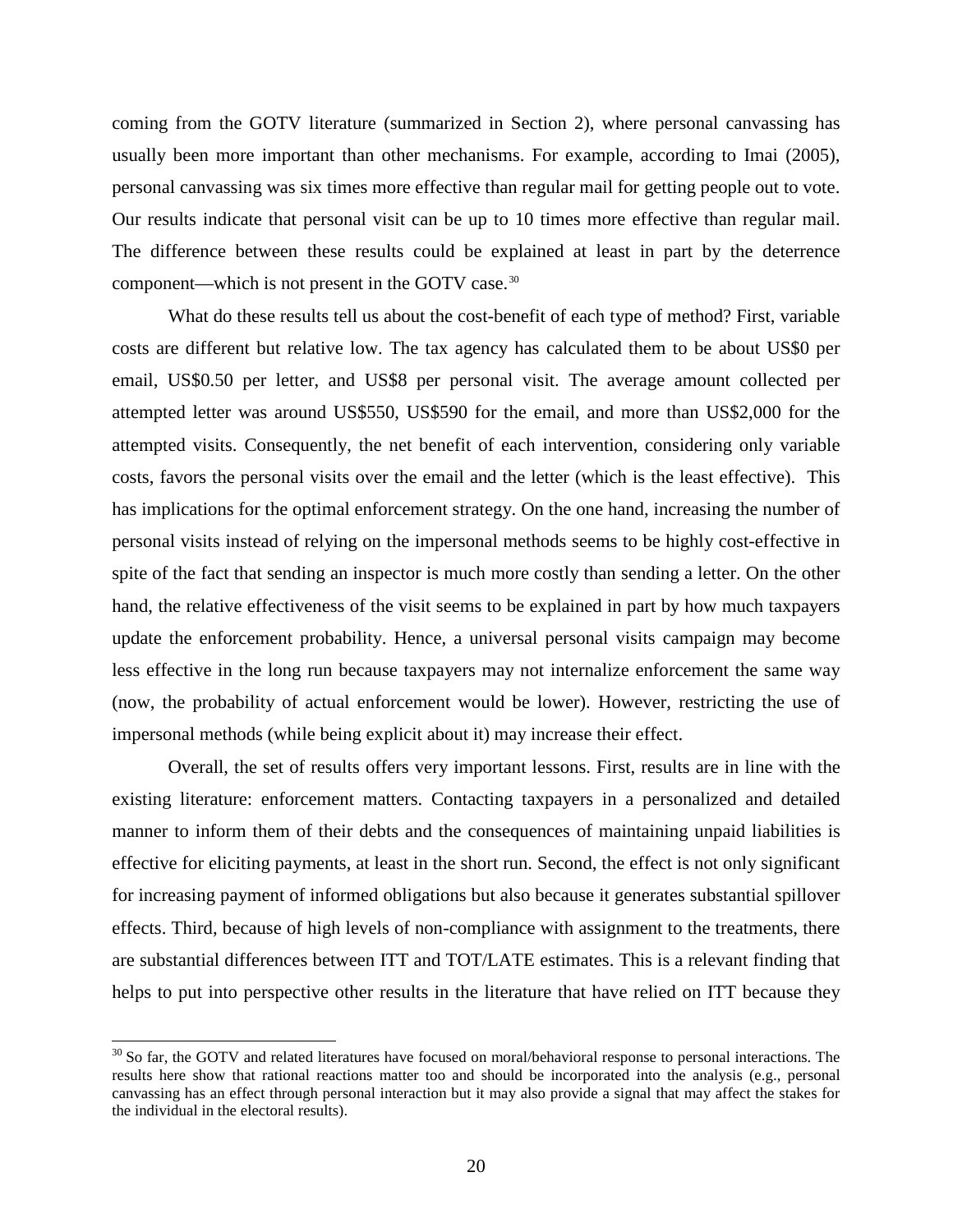coming from the GOTV literature (summarized in Section 2), where personal canvassing has usually been more important than other mechanisms. For example, according to Imai (2005), personal canvassing was six times more effective than regular mail for getting people out to vote. Our results indicate that personal visit can be up to 10 times more effective than regular mail. The difference between these results could be explained at least in part by the deterrence component—which is not present in the GOTV case.[30]

What do these results tell us about the cost-benefit of each type of method? First, variable costs are different but relative low. The tax agency has calculated them to be about US$0 per email, US$0.50 per letter, and US$8 per personal visit. The average amount collected per attempted letter was around US$550, US$590 for the email, and more than US$2,000 for the attempted visits. Consequently, the net benefit of each intervention, considering only variable costs, favors the personal visits over the email and the letter (which is the least effective). This has implications for the optimal enforcement strategy. On the one hand, increasing the number of personal visits instead of relying on the impersonal methods seems to be highly cost-effective in spite of the fact that sending an inspector is much more costly than sending a letter. On the other hand, the relative effectiveness of the visit seems to be explained in part by how much taxpayers update the enforcement probability. Hence, a universal personal visits campaign may become less effective in the long run because taxpayers may not internalize enforcement the same way (now, the probability of actual enforcement would be lower). However, restricting the use of impersonal methods (while being explicit about it) may increase their effect.

Overall, the set of results offers very important lessons. First, results are in line with the existing literature: enforcement matters. Contacting taxpayers in a personalized and detailed manner to inform them of their debts and the consequences of maintaining unpaid liabilities is effective for eliciting payments, at least in the short run. Second, the effect is not only significant for increasing payment of informed obligations but also because it generates substantial spillover effects. Third, because of high levels of non-compliance with assignment to the treatments, there are substantial differences between ITT and TOT/LATE estimates. This is a relevant finding that helps to put into perspective other results in the literature that have relied on ITT because they

[30] So far, the GOTV and related literatures have focused on moral/behavioral response to personal interactions. The results here show that rational reactions matter too and should be incorporated into the analysis (e.g., personal canvassing has an effect through personal interaction but it may also provide a signal that may affect the stakes for the individual in the electoral results).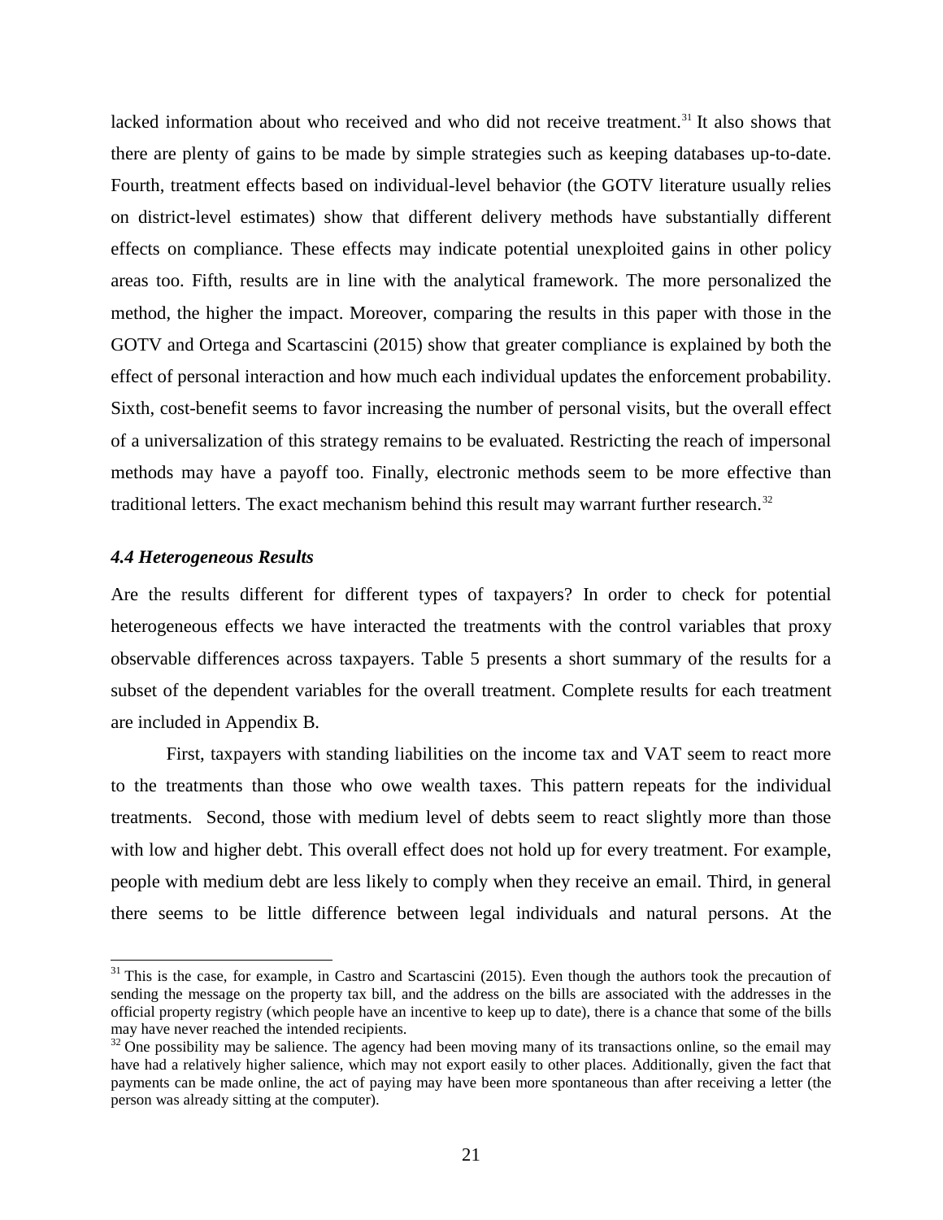lacked information about who received and who did not receive treatment.[31] It also shows that there are plenty of gains to be made by simple strategies such as keeping databases up-to-date. Fourth, treatment effects based on individual-level behavior (the GOTV literature usually relies on district-level estimates) show that different delivery methods have substantially different effects on compliance. These effects may indicate potential unexploited gains in other policy areas too. Fifth, results are in line with the analytical framework. The more personalized the method, the higher the impact. Moreover, comparing the results in this paper with those in the GOTV and Ortega and Scartascini (2015) show that greater compliance is explained by both the effect of personal interaction and how much each individual updates the enforcement probability. Sixth, cost-benefit seems to favor increasing the number of personal visits, but the overall effect of a universalization of this strategy remains to be evaluated. Restricting the reach of impersonal methods may have a payoff too. Finally, electronic methods seem to be more effective than traditional letters. The exact mechanism behind this result may warrant further research.[32]

#### *4.4 Heterogeneous Results*

Are the results different for different types of taxpayers? In order to check for potential heterogeneous effects we have interacted the treatments with the control variables that proxy observable differences across taxpayers. Table 5 presents a short summary of the results for a subset of the dependent variables for the overall treatment. Complete results for each treatment are included in Appendix B.

First, taxpayers with standing liabilities on the income tax and VAT seem to react more to the treatments than those who owe wealth taxes. This pattern repeats for the individual treatments. Second, those with medium level of debts seem to react slightly more than those with low and higher debt. This overall effect does not hold up for every treatment. For example, people with medium debt are less likely to comply when they receive an email. Third, in general there seems to be little difference between legal individuals and natural persons. At the

---

[31] This is the case, for example, in Castro and Scartascini (2015). Even though the authors took the precaution of sending the message on the property tax bill, and the address on the bills are associated with the addresses in the official property registry (which people have an incentive to keep up to date), there is a chance that some of the bills may have never reached the intended recipients.

[32] One possibility may be salience. The agency had been moving many of its transactions online, so the email may have had a relatively higher salience, which may not export easily to other places. Additionally, given the fact that payments can be made online, the act of paying may have been more spontaneous than after receiving a letter (the person was already sitting at the computer).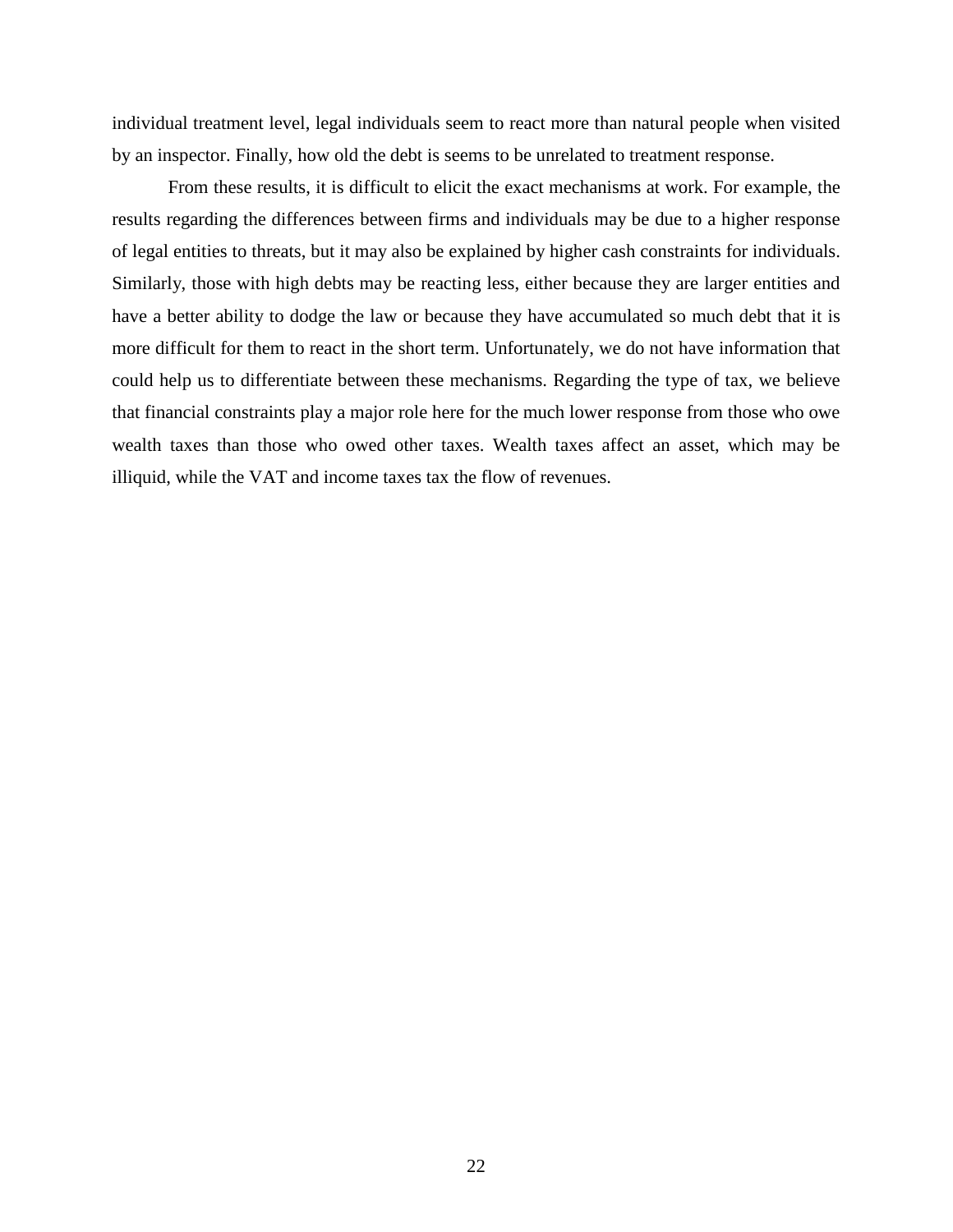individual treatment level, legal individuals seem to react more than natural people when visited by an inspector. Finally, how old the debt is seems to be unrelated to treatment response.

From these results, it is difficult to elicit the exact mechanisms at work. For example, the results regarding the differences between firms and individuals may be due to a higher response of legal entities to threats, but it may also be explained by higher cash constraints for individuals. Similarly, those with high debts may be reacting less, either because they are larger entities and have a better ability to dodge the law or because they have accumulated so much debt that it is more difficult for them to react in the short term. Unfortunately, we do not have information that could help us to differentiate between these mechanisms. Regarding the type of tax, we believe that financial constraints play a major role here for the much lower response from those who owe wealth taxes than those who owed other taxes. Wealth taxes affect an asset, which may be illiquid, while the VAT and income taxes tax the flow of revenues.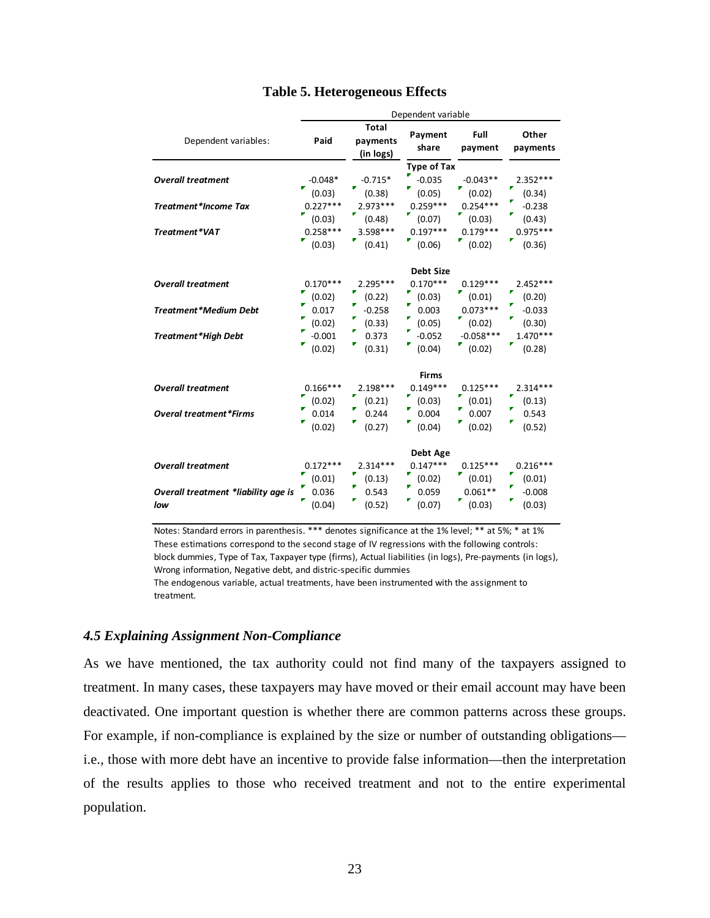**Table 5. Heterogeneous Effects**

| Dependent variables: | Paid | Total payments (in logs) | Payment share | Full payment | Other payments |
|---|---|---|---|---|---|
| | | | **Type of Tax** | | |
| ***Overall treatment*** | -0.048* | -0.715* | -0.035 | -0.043** | 2.352*** |
| | (0.03) | (0.38) | (0.05) | (0.02) | (0.34) |
| ***Treatment*Income Tax*** | 0.227*** | 2.973*** | 0.259*** | 0.254*** | -0.238 |
| | (0.03) | (0.48) | (0.07) | (0.03) | (0.43) |
| ***Treatment*VAT*** | 0.258*** | 3.598*** | 0.197*** | 0.179*** | 0.975*** |
| | (0.03) | (0.41) | (0.06) | (0.02) | (0.36) |
| | | | **Debt Size** | | |
| ***Overall treatment*** | 0.170*** | 2.295*** | 0.170*** | 0.129*** | 2.452*** |
| | (0.02) | (0.22) | (0.03) | (0.01) | (0.20) |
| ***Treatment*Medium Debt*** | 0.017 | -0.258 | 0.003 | 0.073*** | -0.033 |
| | (0.02) | (0.33) | (0.05) | (0.02) | (0.30) |
| ***Treatment*High Debt*** | -0.001 | 0.373 | -0.052 | -0.058*** | 1.470*** |
| | (0.02) | (0.31) | (0.04) | (0.02) | (0.28) |
| | | | **Firms** | | |
| ***Overall treatment*** | 0.166*** | 2.198*** | 0.149*** | 0.125*** | 2.314*** |
| | (0.02) | (0.21) | (0.03) | (0.01) | (0.13) |
| ***Overal treatment*Firms*** | 0.014 | 0.244 | 0.004 | 0.007 | 0.543 |
| | (0.02) | (0.27) | (0.04) | (0.02) | (0.52) |
| | | | **Debt Age** | | |
| ***Overall treatment*** | 0.172*** | 2.314*** | 0.147*** | 0.125*** | 0.216*** |
| | (0.01) | (0.13) | (0.02) | (0.01) | (0.01) |
| ***Overall treatment *liability age is low*** | 0.036 | 0.543 | 0.059 | 0.061** | -0.008 |
| | (0.04) | (0.52) | (0.07) | (0.03) | (0.03) |

Notes: Standard errors in parenthesis. *** denotes significance at the 1% level; ** at 5%; * at 1%
These estimations correspond to the second stage of IV regressions with the following controls: block dummies, Type of Tax, Taxpayer type (firms), Actual liabilities (in logs), Pre-payments (in logs), Wrong information, Negative debt, and distric-specific dummies
The endogenous variable, actual treatments, have been instrumented with the assignment to treatment.

### *4.5 Explaining Assignment Non-Compliance*

As we have mentioned, the tax authority could not find many of the taxpayers assigned to treatment. In many cases, these taxpayers may have moved or their email account may have been deactivated. One important question is whether there are common patterns across these groups. For example, if non-compliance is explained by the size or number of outstanding obligations—i.e., those with more debt have an incentive to provide false information—then the interpretation of the results applies to those who received treatment and not to the entire experimental population.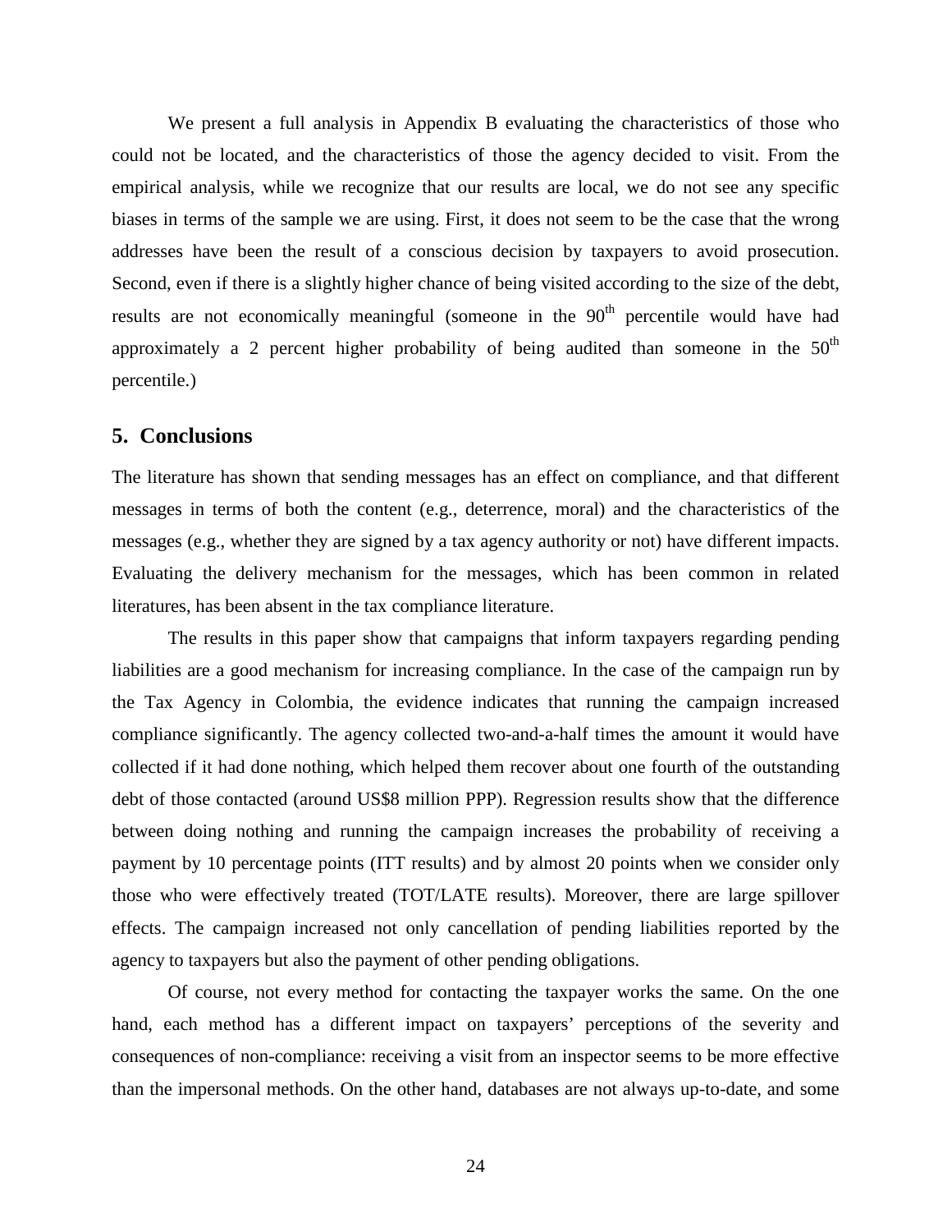We present a full analysis in Appendix B evaluating the characteristics of those who could not be located, and the characteristics of those the agency decided to visit. From the empirical analysis, while we recognize that our results are local, we do not see any specific biases in terms of the sample we are using. First, it does not seem to be the case that the wrong addresses have been the result of a conscious decision by taxpayers to avoid prosecution. Second, even if there is a slightly higher chance of being visited according to the size of the debt, results are not economically meaningful (someone in the 90th percentile would have had approximately a 2 percent higher probability of being audited than someone in the 50th percentile.)

## 5. Conclusions

The literature has shown that sending messages has an effect on compliance, and that different messages in terms of both the content (e.g., deterrence, moral) and the characteristics of the messages (e.g., whether they are signed by a tax agency authority or not) have different impacts. Evaluating the delivery mechanism for the messages, which has been common in related literatures, has been absent in the tax compliance literature.

The results in this paper show that campaigns that inform taxpayers regarding pending liabilities are a good mechanism for increasing compliance. In the case of the campaign run by the Tax Agency in Colombia, the evidence indicates that running the campaign increased compliance significantly. The agency collected two-and-a-half times the amount it would have collected if it had done nothing, which helped them recover about one fourth of the outstanding debt of those contacted (around US$8 million PPP). Regression results show that the difference between doing nothing and running the campaign increases the probability of receiving a payment by 10 percentage points (ITT results) and by almost 20 points when we consider only those who were effectively treated (TOT/LATE results). Moreover, there are large spillover effects. The campaign increased not only cancellation of pending liabilities reported by the agency to taxpayers but also the payment of other pending obligations.

Of course, not every method for contacting the taxpayer works the same. On the one hand, each method has a different impact on taxpayers' perceptions of the severity and consequences of non-compliance: receiving a visit from an inspector seems to be more effective than the impersonal methods. On the other hand, databases are not always up-to-date, and some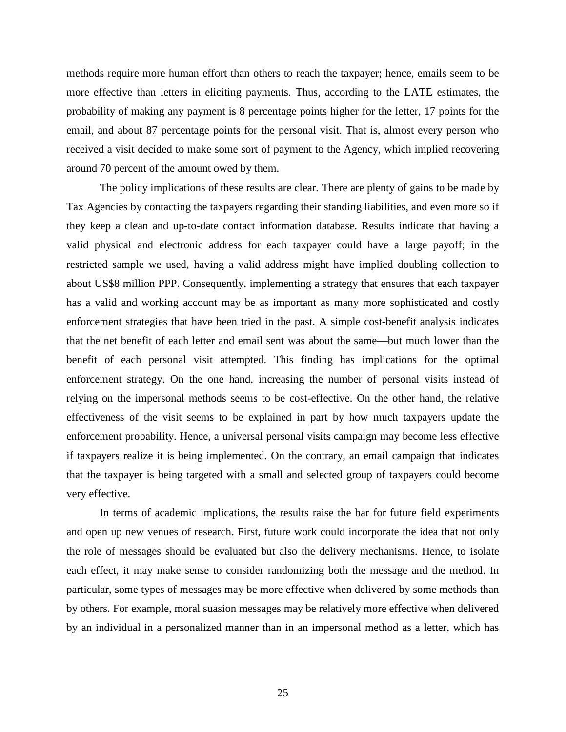methods require more human effort than others to reach the taxpayer; hence, emails seem to be more effective than letters in eliciting payments. Thus, according to the LATE estimates, the probability of making any payment is 8 percentage points higher for the letter, 17 points for the email, and about 87 percentage points for the personal visit. That is, almost every person who received a visit decided to make some sort of payment to the Agency, which implied recovering around 70 percent of the amount owed by them.

The policy implications of these results are clear. There are plenty of gains to be made by Tax Agencies by contacting the taxpayers regarding their standing liabilities, and even more so if they keep a clean and up-to-date contact information database. Results indicate that having a valid physical and electronic address for each taxpayer could have a large payoff; in the restricted sample we used, having a valid address might have implied doubling collection to about US$8 million PPP. Consequently, implementing a strategy that ensures that each taxpayer has a valid and working account may be as important as many more sophisticated and costly enforcement strategies that have been tried in the past. A simple cost-benefit analysis indicates that the net benefit of each letter and email sent was about the same—but much lower than the benefit of each personal visit attempted. This finding has implications for the optimal enforcement strategy. On the one hand, increasing the number of personal visits instead of relying on the impersonal methods seems to be cost-effective. On the other hand, the relative effectiveness of the visit seems to be explained in part by how much taxpayers update the enforcement probability. Hence, a universal personal visits campaign may become less effective if taxpayers realize it is being implemented. On the contrary, an email campaign that indicates that the taxpayer is being targeted with a small and selected group of taxpayers could become very effective.

In terms of academic implications, the results raise the bar for future field experiments and open up new venues of research. First, future work could incorporate the idea that not only the role of messages should be evaluated but also the delivery mechanisms. Hence, to isolate each effect, it may make sense to consider randomizing both the message and the method. In particular, some types of messages may be more effective when delivered by some methods than by others. For example, moral suasion messages may be relatively more effective when delivered by an individual in a personalized manner than in an impersonal method as a letter, which has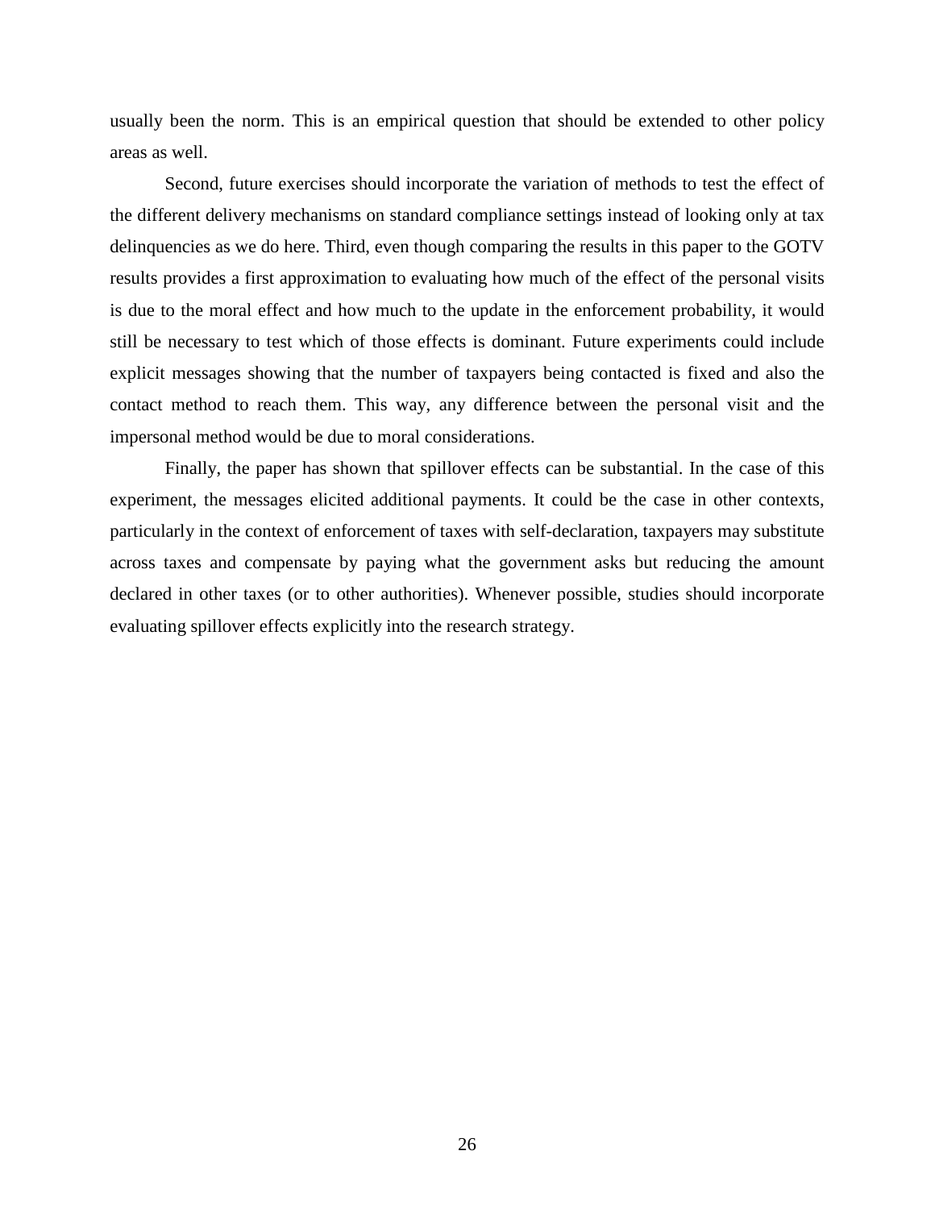usually been the norm. This is an empirical question that should be extended to other policy areas as well.

Second, future exercises should incorporate the variation of methods to test the effect of the different delivery mechanisms on standard compliance settings instead of looking only at tax delinquencies as we do here. Third, even though comparing the results in this paper to the GOTV results provides a first approximation to evaluating how much of the effect of the personal visits is due to the moral effect and how much to the update in the enforcement probability, it would still be necessary to test which of those effects is dominant. Future experiments could include explicit messages showing that the number of taxpayers being contacted is fixed and also the contact method to reach them. This way, any difference between the personal visit and the impersonal method would be due to moral considerations.

Finally, the paper has shown that spillover effects can be substantial. In the case of this experiment, the messages elicited additional payments. It could be the case in other contexts, particularly in the context of enforcement of taxes with self-declaration, taxpayers may substitute across taxes and compensate by paying what the government asks but reducing the amount declared in other taxes (or to other authorities). Whenever possible, studies should incorporate evaluating spillover effects explicitly into the research strategy.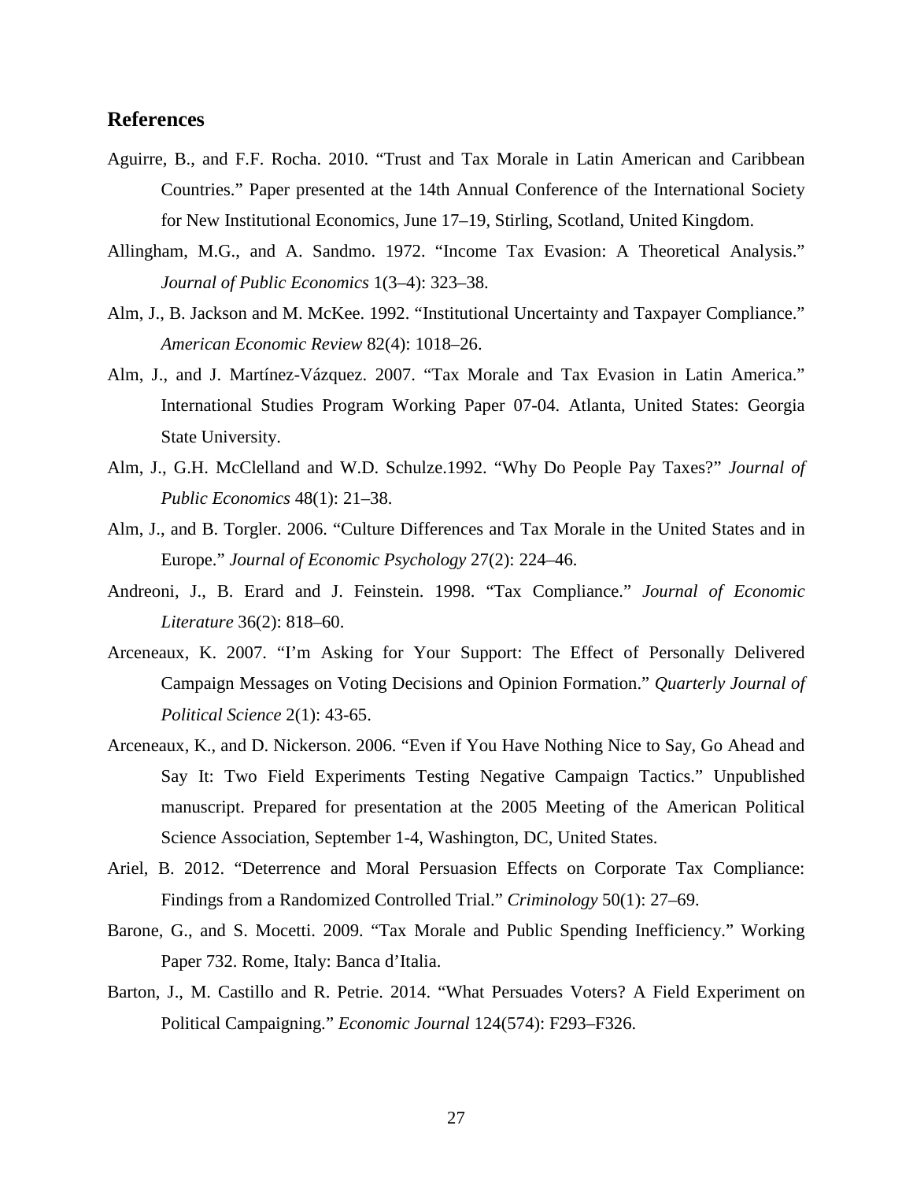## References

Aguirre, B., and F.F. Rocha. 2010. "Trust and Tax Morale in Latin American and Caribbean Countries." Paper presented at the 14th Annual Conference of the International Society for New Institutional Economics, June 17–19, Stirling, Scotland, United Kingdom.

Allingham, M.G., and A. Sandmo. 1972. "Income Tax Evasion: A Theoretical Analysis." *Journal of Public Economics* 1(3–4): 323–38.

Alm, J., B. Jackson and M. McKee. 1992. "Institutional Uncertainty and Taxpayer Compliance." *American Economic Review* 82(4): 1018–26.

Alm, J., and J. Martínez-Vázquez. 2007. "Tax Morale and Tax Evasion in Latin America." International Studies Program Working Paper 07-04. Atlanta, United States: Georgia State University.

Alm, J., G.H. McClelland and W.D. Schulze.1992. "Why Do People Pay Taxes?" *Journal of Public Economics* 48(1): 21–38.

Alm, J., and B. Torgler. 2006. "Culture Differences and Tax Morale in the United States and in Europe." *Journal of Economic Psychology* 27(2): 224–46.

Andreoni, J., B. Erard and J. Feinstein. 1998. "Tax Compliance." *Journal of Economic Literature* 36(2): 818–60.

Arceneaux, K. 2007. "I'm Asking for Your Support: The Effect of Personally Delivered Campaign Messages on Voting Decisions and Opinion Formation." *Quarterly Journal of Political Science* 2(1): 43-65.

Arceneaux, K., and D. Nickerson. 2006. "Even if You Have Nothing Nice to Say, Go Ahead and Say It: Two Field Experiments Testing Negative Campaign Tactics." Unpublished manuscript. Prepared for presentation at the 2005 Meeting of the American Political Science Association, September 1-4, Washington, DC, United States.

Ariel, B. 2012. "Deterrence and Moral Persuasion Effects on Corporate Tax Compliance: Findings from a Randomized Controlled Trial." *Criminology* 50(1): 27–69.

Barone, G., and S. Mocetti. 2009. "Tax Morale and Public Spending Inefficiency." Working Paper 732. Rome, Italy: Banca d'Italia.

Barton, J., M. Castillo and R. Petrie. 2014. "What Persuades Voters? A Field Experiment on Political Campaigning." *Economic Journal* 124(574): F293–F326.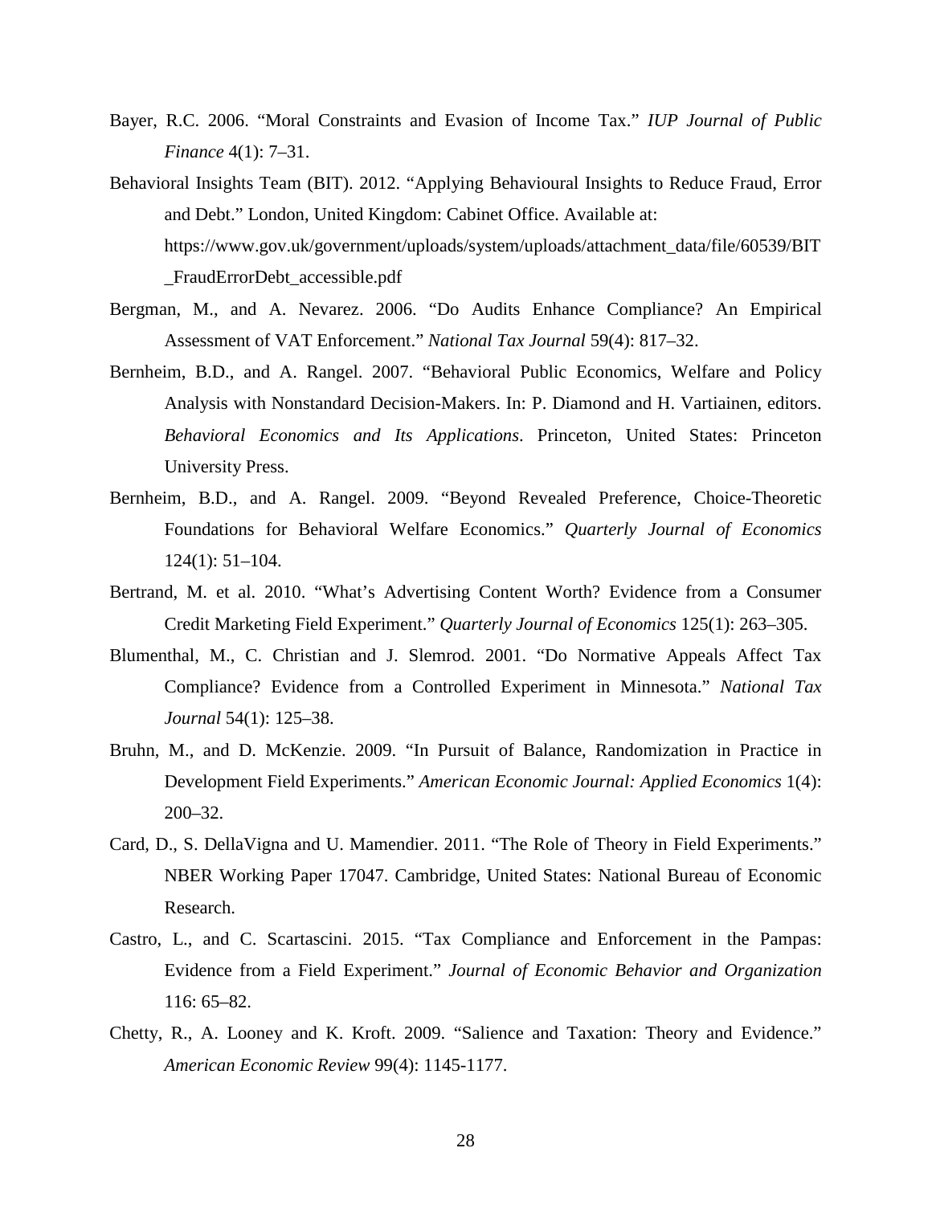Bayer, R.C. 2006. "Moral Constraints and Evasion of Income Tax." *IUP Journal of Public Finance* 4(1): 7–31.

Behavioral Insights Team (BIT). 2012. "Applying Behavioural Insights to Reduce Fraud, Error and Debt." London, United Kingdom: Cabinet Office. Available at: https://www.gov.uk/government/uploads/system/uploads/attachment_data/file/60539/BIT_FraudErrorDebt_accessible.pdf

Bergman, M., and A. Nevarez. 2006. "Do Audits Enhance Compliance? An Empirical Assessment of VAT Enforcement." *National Tax Journal* 59(4): 817–32.

Bernheim, B.D., and A. Rangel. 2007. "Behavioral Public Economics, Welfare and Policy Analysis with Nonstandard Decision-Makers. In: P. Diamond and H. Vartiainen, editors. *Behavioral Economics and Its Applications*. Princeton, United States: Princeton University Press.

Bernheim, B.D., and A. Rangel. 2009. "Beyond Revealed Preference, Choice-Theoretic Foundations for Behavioral Welfare Economics." *Quarterly Journal of Economics* 124(1): 51–104.

Bertrand, M. et al. 2010. "What's Advertising Content Worth? Evidence from a Consumer Credit Marketing Field Experiment." *Quarterly Journal of Economics* 125(1): 263–305.

Blumenthal, M., C. Christian and J. Slemrod. 2001. "Do Normative Appeals Affect Tax Compliance? Evidence from a Controlled Experiment in Minnesota." *National Tax Journal* 54(1): 125–38.

Bruhn, M., and D. McKenzie. 2009. "In Pursuit of Balance, Randomization in Practice in Development Field Experiments." *American Economic Journal: Applied Economics* 1(4): 200–32.

Card, D., S. DellaVigna and U. Mamendier. 2011. "The Role of Theory in Field Experiments." NBER Working Paper 17047. Cambridge, United States: National Bureau of Economic Research.

Castro, L., and C. Scartascini. 2015. "Tax Compliance and Enforcement in the Pampas: Evidence from a Field Experiment." *Journal of Economic Behavior and Organization* 116: 65–82.

Chetty, R., A. Looney and K. Kroft. 2009. "Salience and Taxation: Theory and Evidence." *American Economic Review* 99(4): 1145-1177.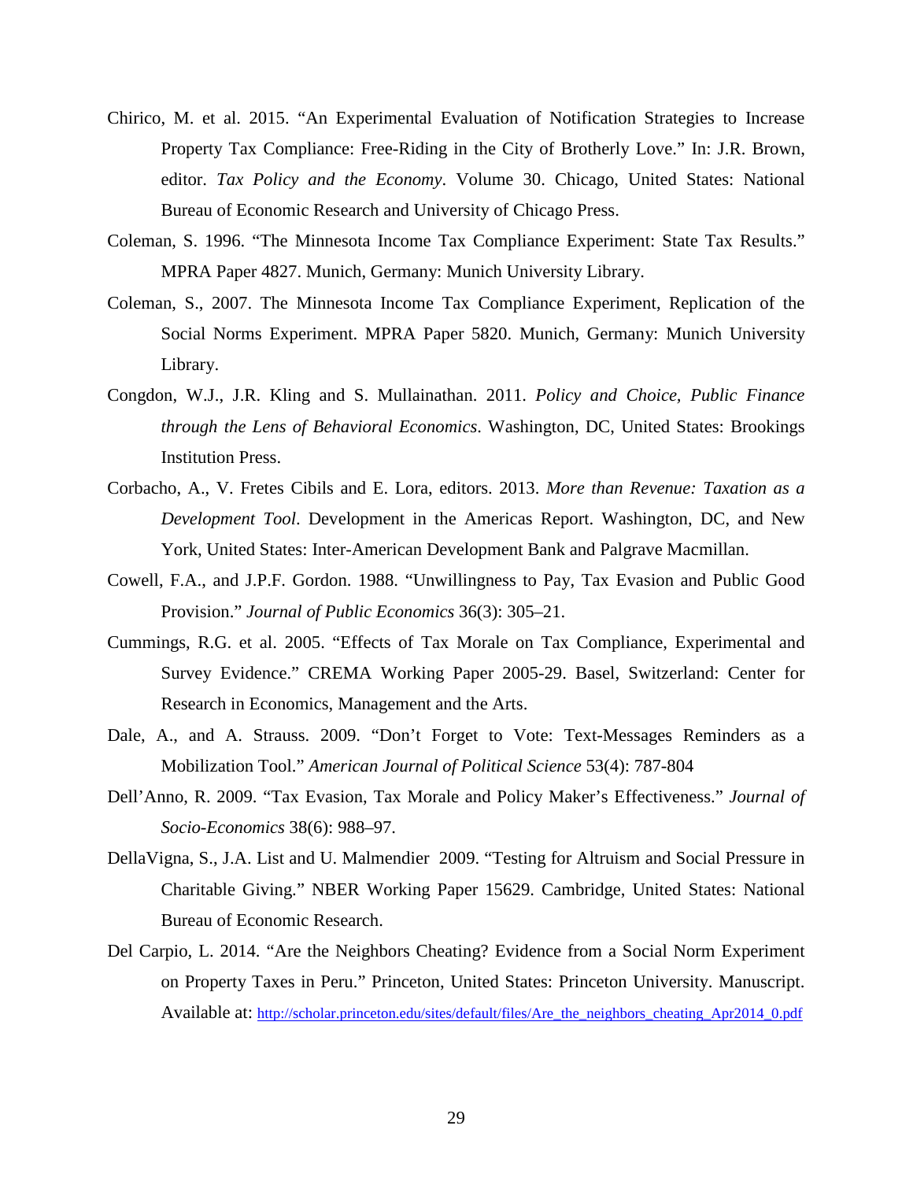Chirico, M. et al. 2015. "An Experimental Evaluation of Notification Strategies to Increase Property Tax Compliance: Free-Riding in the City of Brotherly Love." In: J.R. Brown, editor. *Tax Policy and the Economy*. Volume 30. Chicago, United States: National Bureau of Economic Research and University of Chicago Press.

Coleman, S. 1996. "The Minnesota Income Tax Compliance Experiment: State Tax Results." MPRA Paper 4827. Munich, Germany: Munich University Library.

Coleman, S., 2007. The Minnesota Income Tax Compliance Experiment, Replication of the Social Norms Experiment. MPRA Paper 5820. Munich, Germany: Munich University Library.

Congdon, W.J., J.R. Kling and S. Mullainathan. 2011. *Policy and Choice, Public Finance through the Lens of Behavioral Economics*. Washington, DC, United States: Brookings Institution Press.

Corbacho, A., V. Fretes Cibils and E. Lora, editors. 2013. *More than Revenue: Taxation as a Development Tool*. Development in the Americas Report. Washington, DC, and New York, United States: Inter-American Development Bank and Palgrave Macmillan.

Cowell, F.A., and J.P.F. Gordon. 1988. "Unwillingness to Pay, Tax Evasion and Public Good Provision." *Journal of Public Economics* 36(3): 305–21.

Cummings, R.G. et al. 2005. "Effects of Tax Morale on Tax Compliance, Experimental and Survey Evidence." CREMA Working Paper 2005-29. Basel, Switzerland: Center for Research in Economics, Management and the Arts.

Dale, A., and A. Strauss. 2009. "Don't Forget to Vote: Text-Messages Reminders as a Mobilization Tool." *American Journal of Political Science* 53(4): 787-804

Dell'Anno, R. 2009. "Tax Evasion, Tax Morale and Policy Maker's Effectiveness." *Journal of Socio-Economics* 38(6): 988–97.

DellaVigna, S., J.A. List and U. Malmendier 2009. "Testing for Altruism and Social Pressure in Charitable Giving." NBER Working Paper 15629. Cambridge, United States: National Bureau of Economic Research.

Del Carpio, L. 2014. "Are the Neighbors Cheating? Evidence from a Social Norm Experiment on Property Taxes in Peru." Princeton, United States: Princeton University. Manuscript. Available at: http://scholar.princeton.edu/sites/default/files/Are_the_neighbors_cheating_Apr2014_0.pdf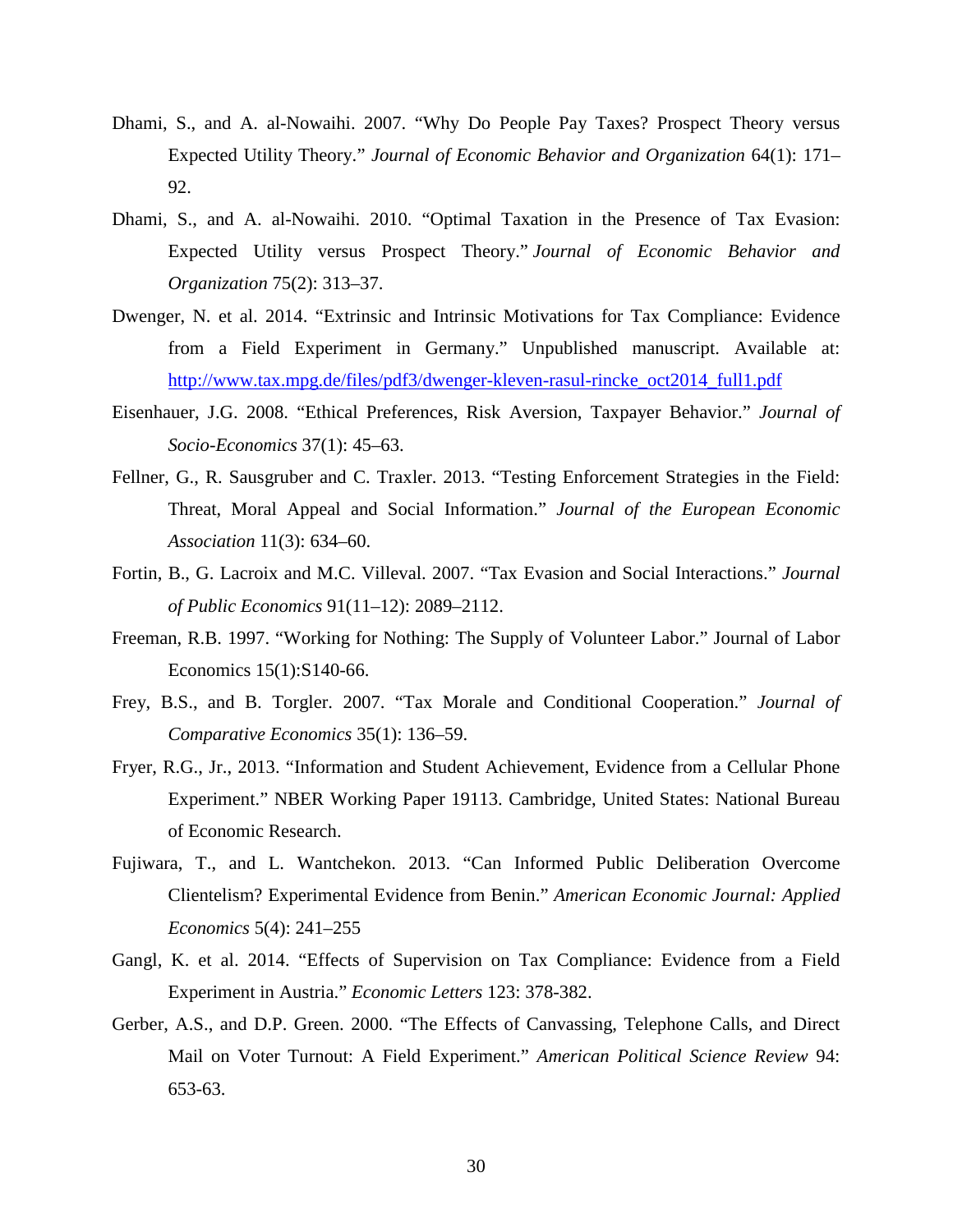Dhami, S., and A. al-Nowaihi. 2007. "Why Do People Pay Taxes? Prospect Theory versus Expected Utility Theory." *Journal of Economic Behavior and Organization* 64(1): 171–92.

Dhami, S., and A. al-Nowaihi. 2010. "Optimal Taxation in the Presence of Tax Evasion: Expected Utility versus Prospect Theory." *Journal of Economic Behavior and Organization* 75(2): 313–37.

Dwenger, N. et al. 2014. "Extrinsic and Intrinsic Motivations for Tax Compliance: Evidence from a Field Experiment in Germany." Unpublished manuscript. Available at: http://www.tax.mpg.de/files/pdf3/dwenger-kleven-rasul-rincke_oct2014_full1.pdf

Eisenhauer, J.G. 2008. "Ethical Preferences, Risk Aversion, Taxpayer Behavior." *Journal of Socio-Economics* 37(1): 45–63.

Fellner, G., R. Sausgruber and C. Traxler. 2013. "Testing Enforcement Strategies in the Field: Threat, Moral Appeal and Social Information." *Journal of the European Economic Association* 11(3): 634–60.

Fortin, B., G. Lacroix and M.C. Villeval. 2007. "Tax Evasion and Social Interactions." *Journal of Public Economics* 91(11–12): 2089–2112.

Freeman, R.B. 1997. "Working for Nothing: The Supply of Volunteer Labor." Journal of Labor Economics 15(1):S140-66.

Frey, B.S., and B. Torgler. 2007. "Tax Morale and Conditional Cooperation." *Journal of Comparative Economics* 35(1): 136–59.

Fryer, R.G., Jr., 2013. "Information and Student Achievement, Evidence from a Cellular Phone Experiment." NBER Working Paper 19113. Cambridge, United States: National Bureau of Economic Research.

Fujiwara, T., and L. Wantchekon. 2013. "Can Informed Public Deliberation Overcome Clientelism? Experimental Evidence from Benin." *American Economic Journal: Applied Economics* 5(4): 241–255

Gangl, K. et al. 2014. "Effects of Supervision on Tax Compliance: Evidence from a Field Experiment in Austria." *Economic Letters* 123: 378-382.

Gerber, A.S., and D.P. Green. 2000. "The Effects of Canvassing, Telephone Calls, and Direct Mail on Voter Turnout: A Field Experiment." *American Political Science Review* 94: 653-63.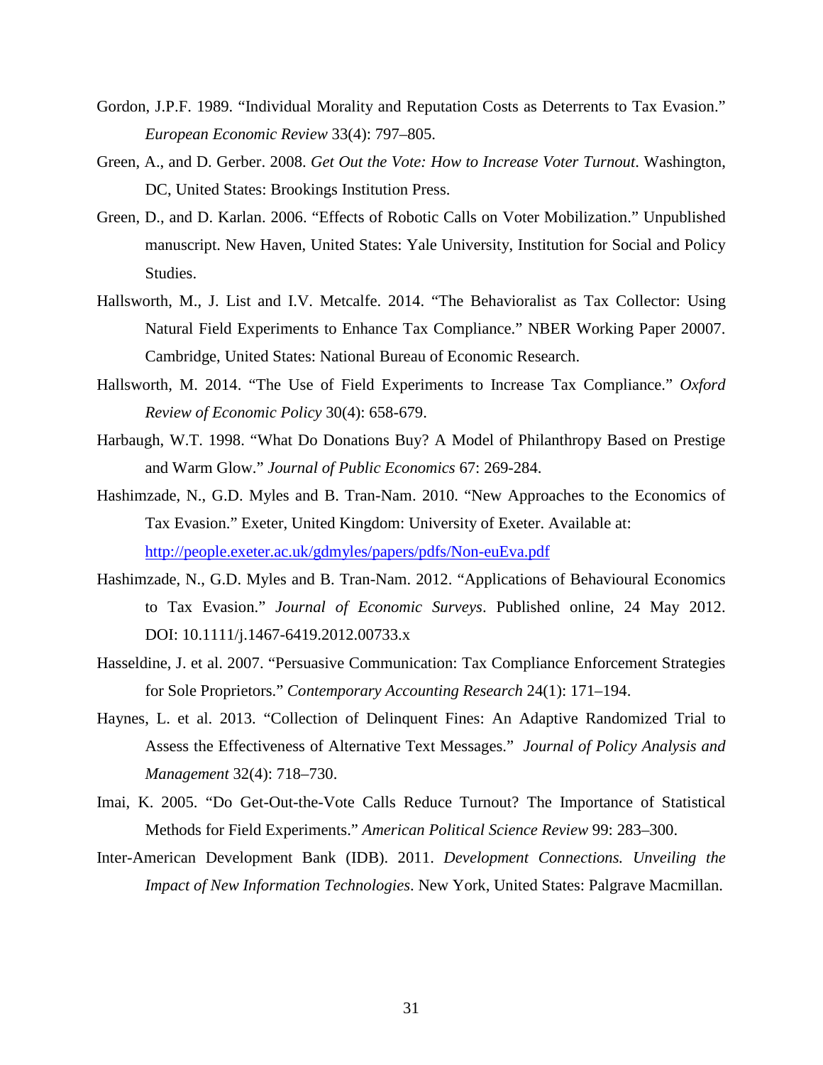Gordon, J.P.F. 1989. "Individual Morality and Reputation Costs as Deterrents to Tax Evasion." *European Economic Review* 33(4): 797–805.

Green, A., and D. Gerber. 2008. *Get Out the Vote: How to Increase Voter Turnout*. Washington, DC, United States: Brookings Institution Press.

Green, D., and D. Karlan. 2006. "Effects of Robotic Calls on Voter Mobilization." Unpublished manuscript. New Haven, United States: Yale University, Institution for Social and Policy Studies.

Hallsworth, M., J. List and I.V. Metcalfe. 2014. "The Behavioralist as Tax Collector: Using Natural Field Experiments to Enhance Tax Compliance." NBER Working Paper 20007. Cambridge, United States: National Bureau of Economic Research.

Hallsworth, M. 2014. "The Use of Field Experiments to Increase Tax Compliance." *Oxford Review of Economic Policy* 30(4): 658-679.

Harbaugh, W.T. 1998. "What Do Donations Buy? A Model of Philanthropy Based on Prestige and Warm Glow." *Journal of Public Economics* 67: 269-284.

Hashimzade, N., G.D. Myles and B. Tran-Nam. 2010. "New Approaches to the Economics of Tax Evasion." Exeter, United Kingdom: University of Exeter. Available at: http://people.exeter.ac.uk/gdmyles/papers/pdfs/Non-euEva.pdf

Hashimzade, N., G.D. Myles and B. Tran-Nam. 2012. "Applications of Behavioural Economics to Tax Evasion." *Journal of Economic Surveys*. Published online, 24 May 2012. DOI: 10.1111/j.1467-6419.2012.00733.x

Hasseldine, J. et al. 2007. "Persuasive Communication: Tax Compliance Enforcement Strategies for Sole Proprietors." *Contemporary Accounting Research* 24(1): 171–194.

Haynes, L. et al. 2013. "Collection of Delinquent Fines: An Adaptive Randomized Trial to Assess the Effectiveness of Alternative Text Messages." *Journal of Policy Analysis and Management* 32(4): 718–730.

Imai, K. 2005. "Do Get-Out-the-Vote Calls Reduce Turnout? The Importance of Statistical Methods for Field Experiments." *American Political Science Review* 99: 283–300.

Inter-American Development Bank (IDB). 2011. *Development Connections. Unveiling the Impact of New Information Technologies*. New York, United States: Palgrave Macmillan.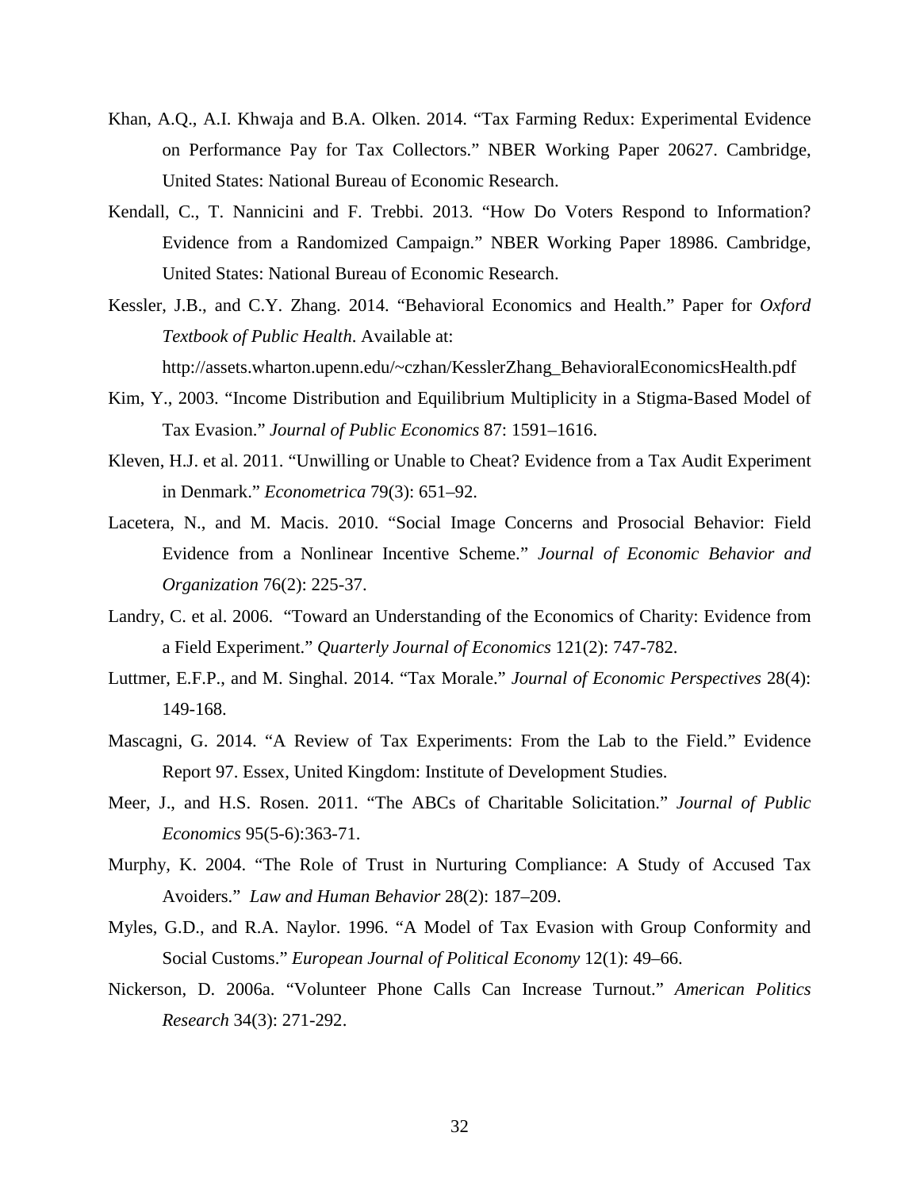Khan, A.Q., A.I. Khwaja and B.A. Olken. 2014. “Tax Farming Redux: Experimental Evidence on Performance Pay for Tax Collectors.” NBER Working Paper 20627. Cambridge, United States: National Bureau of Economic Research.

Kendall, C., T. Nannicini and F. Trebbi. 2013. “How Do Voters Respond to Information? Evidence from a Randomized Campaign.” NBER Working Paper 18986. Cambridge, United States: National Bureau of Economic Research.

Kessler, J.B., and C.Y. Zhang. 2014. “Behavioral Economics and Health.” Paper for *Oxford Textbook of Public Health*. Available at: http://assets.wharton.upenn.edu/~czhan/KesslerZhang_BehavioralEconomicsHealth.pdf

Kim, Y., 2003. “Income Distribution and Equilibrium Multiplicity in a Stigma-Based Model of Tax Evasion.” *Journal of Public Economics* 87: 1591–1616.

Kleven, H.J. et al. 2011. “Unwilling or Unable to Cheat? Evidence from a Tax Audit Experiment in Denmark.” *Econometrica* 79(3): 651–92.

Lacetera, N., and M. Macis. 2010. “Social Image Concerns and Prosocial Behavior: Field Evidence from a Nonlinear Incentive Scheme.” *Journal of Economic Behavior and Organization* 76(2): 225-37.

Landry, C. et al. 2006. “Toward an Understanding of the Economics of Charity: Evidence from a Field Experiment.” *Quarterly Journal of Economics* 121(2): 747-782.

Luttmer, E.F.P., and M. Singhal. 2014. “Tax Morale.” *Journal of Economic Perspectives* 28(4): 149-168.

Mascagni, G. 2014. “A Review of Tax Experiments: From the Lab to the Field.” Evidence Report 97. Essex, United Kingdom: Institute of Development Studies.

Meer, J., and H.S. Rosen. 2011. “The ABCs of Charitable Solicitation.” *Journal of Public Economics* 95(5-6):363-71.

Murphy, K. 2004. “The Role of Trust in Nurturing Compliance: A Study of Accused Tax Avoiders.” *Law and Human Behavior* 28(2): 187–209.

Myles, G.D., and R.A. Naylor. 1996. “A Model of Tax Evasion with Group Conformity and Social Customs.” *European Journal of Political Economy* 12(1): 49–66.

Nickerson, D. 2006a. “Volunteer Phone Calls Can Increase Turnout.” *American Politics Research* 34(3): 271-292.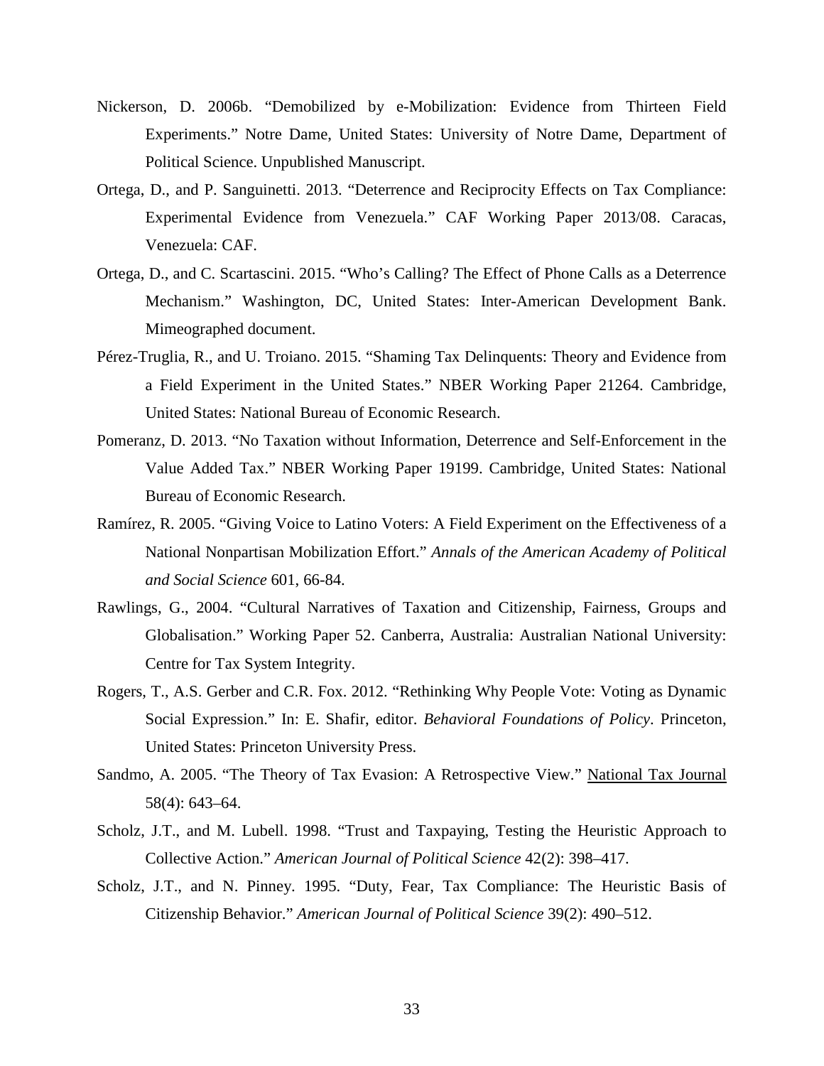Nickerson, D. 2006b. "Demobilized by e-Mobilization: Evidence from Thirteen Field Experiments." Notre Dame, United States: University of Notre Dame, Department of Political Science. Unpublished Manuscript.

Ortega, D., and P. Sanguinetti. 2013. "Deterrence and Reciprocity Effects on Tax Compliance: Experimental Evidence from Venezuela." CAF Working Paper 2013/08. Caracas, Venezuela: CAF.

Ortega, D., and C. Scartascini. 2015. "Who's Calling? The Effect of Phone Calls as a Deterrence Mechanism." Washington, DC, United States: Inter-American Development Bank. Mimeographed document.

Pérez-Truglia, R., and U. Troiano. 2015. "Shaming Tax Delinquents: Theory and Evidence from a Field Experiment in the United States." NBER Working Paper 21264. Cambridge, United States: National Bureau of Economic Research.

Pomeranz, D. 2013. "No Taxation without Information, Deterrence and Self-Enforcement in the Value Added Tax." NBER Working Paper 19199. Cambridge, United States: National Bureau of Economic Research.

Ramírez, R. 2005. "Giving Voice to Latino Voters: A Field Experiment on the Effectiveness of a National Nonpartisan Mobilization Effort." *Annals of the American Academy of Political and Social Science* 601, 66-84.

Rawlings, G., 2004. "Cultural Narratives of Taxation and Citizenship, Fairness, Groups and Globalisation." Working Paper 52. Canberra, Australia: Australian National University: Centre for Tax System Integrity.

Rogers, T., A.S. Gerber and C.R. Fox. 2012. "Rethinking Why People Vote: Voting as Dynamic Social Expression." In: E. Shafir, editor. *Behavioral Foundations of Policy*. Princeton, United States: Princeton University Press.

Sandmo, A. 2005. "The Theory of Tax Evasion: A Retrospective View." National Tax Journal 58(4): 643–64.

Scholz, J.T., and M. Lubell. 1998. "Trust and Taxpaying, Testing the Heuristic Approach to Collective Action." *American Journal of Political Science* 42(2): 398–417.

Scholz, J.T., and N. Pinney. 1995. "Duty, Fear, Tax Compliance: The Heuristic Basis of Citizenship Behavior." *American Journal of Political Science* 39(2): 490–512.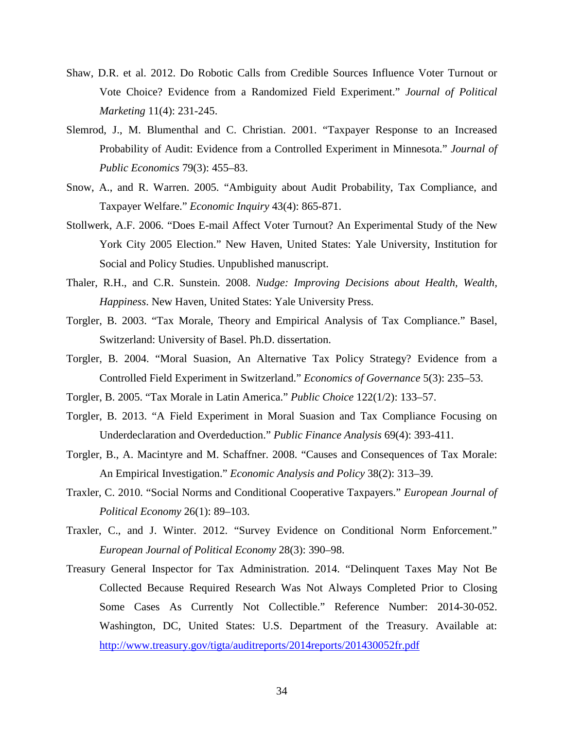Shaw, D.R. et al. 2012. Do Robotic Calls from Credible Sources Influence Voter Turnout or Vote Choice? Evidence from a Randomized Field Experiment." *Journal of Political Marketing* 11(4): 231-245.

Slemrod, J., M. Blumenthal and C. Christian. 2001. "Taxpayer Response to an Increased Probability of Audit: Evidence from a Controlled Experiment in Minnesota." *Journal of Public Economics* 79(3): 455–83.

Snow, A., and R. Warren. 2005. "Ambiguity about Audit Probability, Tax Compliance, and Taxpayer Welfare." *Economic Inquiry* 43(4): 865-871.

Stollwerk, A.F. 2006. "Does E-mail Affect Voter Turnout? An Experimental Study of the New York City 2005 Election." New Haven, United States: Yale University, Institution for Social and Policy Studies. Unpublished manuscript.

Thaler, R.H., and C.R. Sunstein. 2008. *Nudge: Improving Decisions about Health, Wealth, Happiness*. New Haven, United States: Yale University Press.

Torgler, B. 2003. "Tax Morale, Theory and Empirical Analysis of Tax Compliance." Basel, Switzerland: University of Basel. Ph.D. dissertation.

Torgler, B. 2004. "Moral Suasion, An Alternative Tax Policy Strategy? Evidence from a Controlled Field Experiment in Switzerland." *Economics of Governance* 5(3): 235–53.

Torgler, B. 2005. "Tax Morale in Latin America." *Public Choice* 122(1/2): 133–57.

Torgler, B. 2013. "A Field Experiment in Moral Suasion and Tax Compliance Focusing on Underdeclaration and Overdeduction." *Public Finance Analysis* 69(4): 393-411.

Torgler, B., A. Macintyre and M. Schaffner. 2008. "Causes and Consequences of Tax Morale: An Empirical Investigation." *Economic Analysis and Policy* 38(2): 313–39.

Traxler, C. 2010. "Social Norms and Conditional Cooperative Taxpayers." *European Journal of Political Economy* 26(1): 89–103.

Traxler, C., and J. Winter. 2012. "Survey Evidence on Conditional Norm Enforcement." *European Journal of Political Economy* 28(3): 390–98.

Treasury General Inspector for Tax Administration. 2014. "Delinquent Taxes May Not Be Collected Because Required Research Was Not Always Completed Prior to Closing Some Cases As Currently Not Collectible." Reference Number: 2014-30-052. Washington, DC, United States: U.S. Department of the Treasury. Available at: http://www.treasury.gov/tigta/auditreports/2014reports/201430052fr.pdf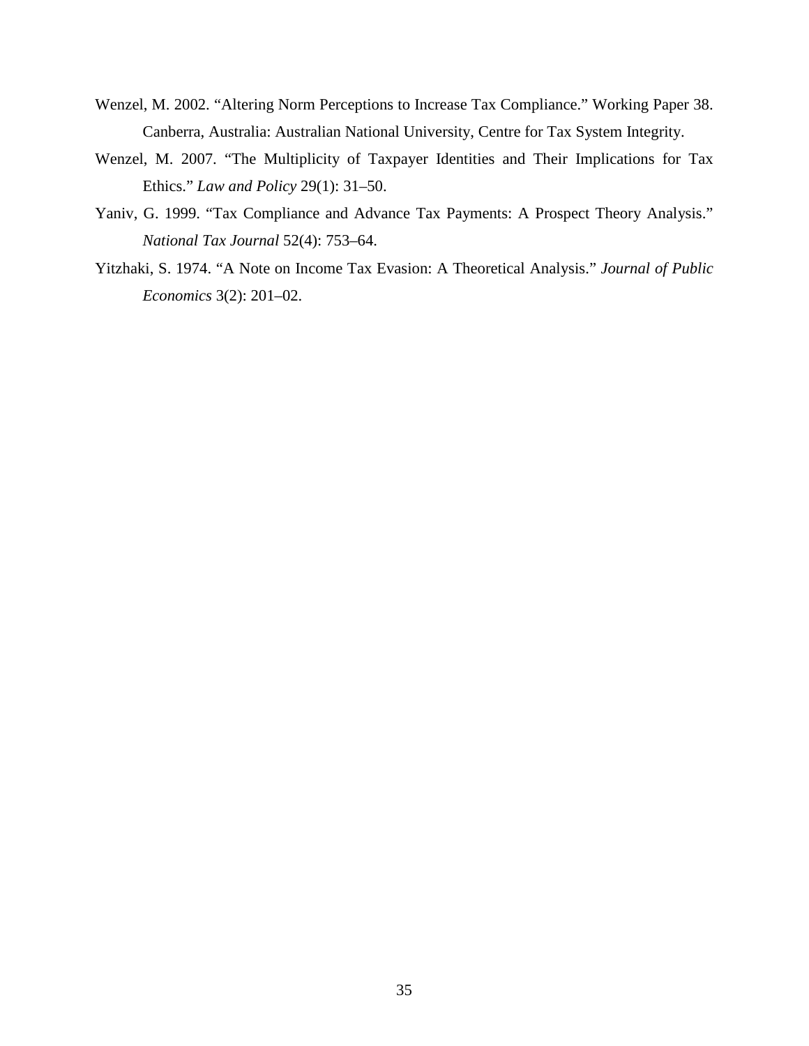Wenzel, M. 2002. "Altering Norm Perceptions to Increase Tax Compliance." Working Paper 38. Canberra, Australia: Australian National University, Centre for Tax System Integrity.

Wenzel, M. 2007. "The Multiplicity of Taxpayer Identities and Their Implications for Tax Ethics." *Law and Policy* 29(1): 31–50.

Yaniv, G. 1999. "Tax Compliance and Advance Tax Payments: A Prospect Theory Analysis." *National Tax Journal* 52(4): 753–64.

Yitzhaki, S. 1974. "A Note on Income Tax Evasion: A Theoretical Analysis." *Journal of Public Economics* 3(2): 201–02.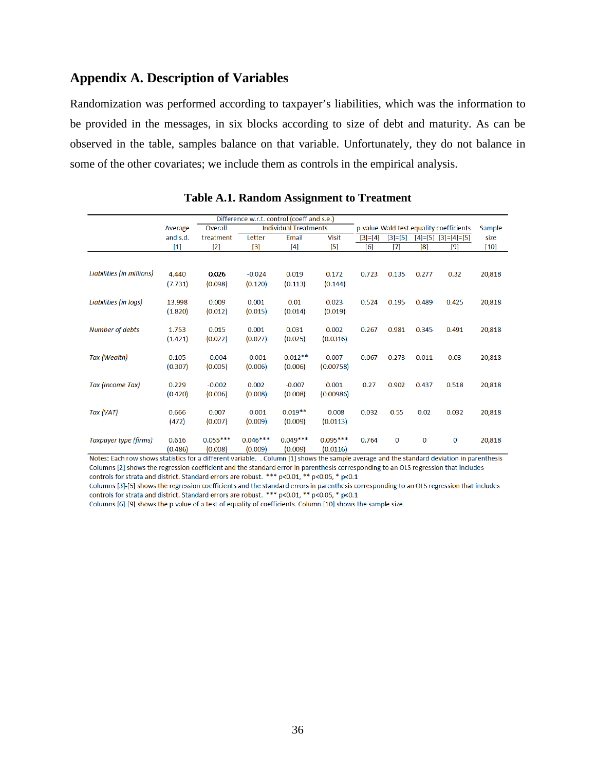## Appendix A. Description of Variables

Randomization was performed according to taxpayer's liabilities, which was the information to be provided in the messages, in six blocks according to size of debt and maturity. As can be observed in the table, samples balance on that variable. Unfortunately, they do not balance in some of the other covariates; we include them as controls in the empirical analysis.

**Table A.1. Random Assignment to Treatment**

| | Average and s.d. | Difference w.r.t. control (coeff and s.e.) Overall treatment | Individual Treatments Letter | Email | Visit | p-value Wald test equality coefficients [3]=[4] | [3]=[5] | [4]=[5] | [3]=[4]=[5] | Sample size |
|---|---|---|---|---|---|---|---|---|---|---|
| | [1] | [2] | [3] | [4] | [5] | [6] | [7] | [8] | [9] | [10] |
| *Liabilities (in millions)* | 4.440 | **0.026** | -0.024 | 0.019 | 0.172 | 0.723 | 0.135 | 0.277 | 0.32 | 20,818 |
| | (7.731) | (0.098) | (0.120) | (0.113) | (0.144) | | | | | |
| *Liabilities (in logs)* | 13.998 | 0.009 | 0.001 | 0.01 | 0.023 | 0.524 | 0.195 | 0.489 | 0.425 | 20,818 |
| | (1.820) | (0.012) | (0.015) | (0.014) | (0.019) | | | | | |
| *Number of debts* | 1.753 | 0.015 | 0.001 | 0.031 | 0.002 | 0.267 | 0.981 | 0.345 | 0.491 | 20,818 |
| | (1.421) | (0.022) | (0.027) | (0.025) | (0.0316) | | | | | |
| *Tax (Wealth)* | 0.105 | -0.004 | -0.001 | -0.012** | 0.007 | 0.067 | 0.273 | 0.011 | 0.03 | 20,818 |
| | (0.307) | (0.005) | (0.006) | (0.006) | (0.00758) | | | | | |
| *Tax (Income Tax)* | 0.229 | -0.002 | 0.002 | -0.007 | 0.001 | 0.27 | 0.902 | 0.437 | 0.518 | 20,818 |
| | (0.420) | (0.006) | (0.008) | (0.008) | (0.00986) | | | | | |
| *Tax (VAT)* | 0.666 | 0.007 | -0.001 | 0.019** | -0.008 | 0.032 | 0.55 | 0.02 | 0.032 | 20,818 |
| | (472) | (0.007) | (0.009) | (0.009) | (0.0113) | | | | | |
| *Taxpayer type (firms)* | 0.616 | 0.055*** | 0.046*** | 0.049*** | 0.095*** | 0.764 | 0 | 0 | 0 | 20,818 |
| | (0.486) | (0.008) | (0.009) | (0.009) | (0.0116) | | | | | |

Notes: Each row shows statistics for a different variable. . Column [1] shows the sample average and the standard deviation in parenthesis Columns [2] shows the regression coefficient and the standard error in parenthesis corresponding to an OLS regression that includes controls for strata and district. Standard errors are robust. *** p<0.01, ** p<0.05, * p<0.1
Columns [3]-[5] shows the regression coefficients and the standard errors in parenthesis corresponding to an OLS regression that includes controls for strata and district. Standard errors are robust. *** p<0.01, ** p<0.05, * p<0.1
Columns [6]-[9] shows the p-value of a test of equality of coefficients. Column [10] shows the sample size.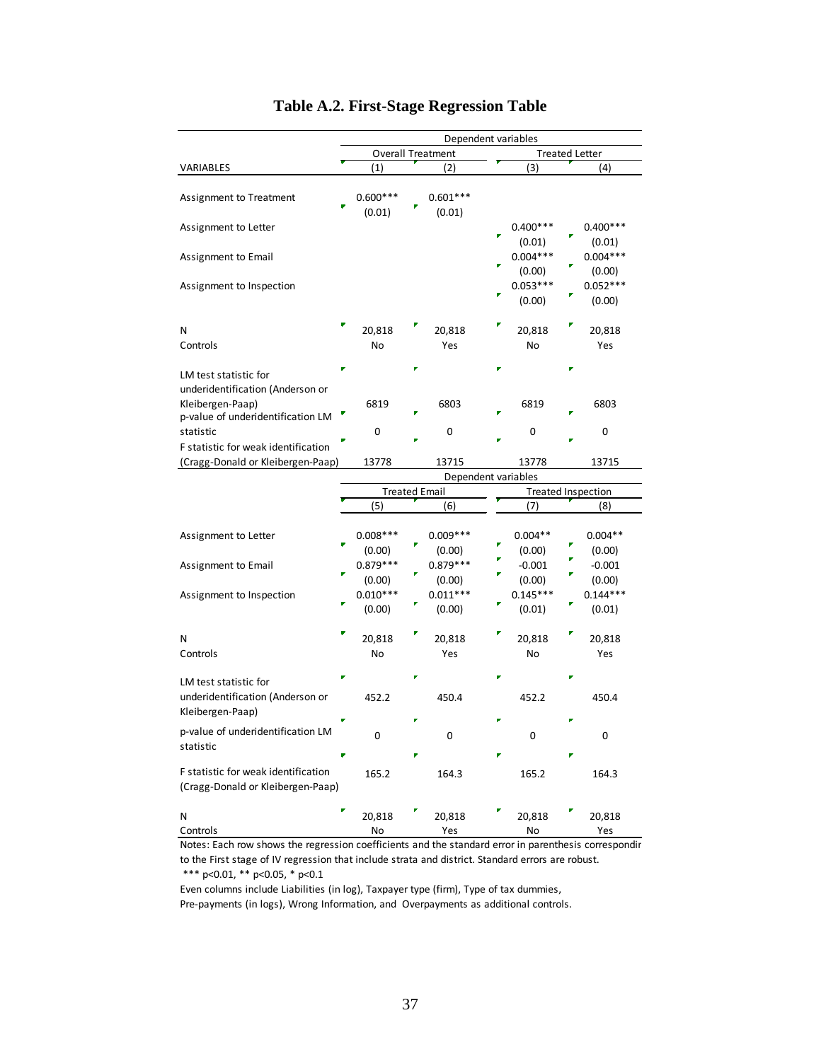# Table A.2. First-Stage Regression Table

| | Dependent variables | | | |
|---|---|---|---|---|
| | Overall Treatment | | Treated Letter | |
| VARIABLES | (1) | (2) | (3) | (4) |
| Assignment to Treatment | 0.600*** | 0.601*** | | |
| | (0.01) | (0.01) | | |
| Assignment to Letter | | | 0.400*** | 0.400*** |
| | | | (0.01) | (0.01) |
| Assignment to Email | | | 0.004*** | 0.004*** |
| | | | (0.00) | (0.00) |
| Assignment to Inspection | | | 0.053*** | 0.052*** |
| | | | (0.00) | (0.00) |
| N | 20,818 | 20,818 | 20,818 | 20,818 |
| Controls | No | Yes | No | Yes |
| LM test statistic for underidentification (Anderson or Kleibergen-Paap) | 6819 | 6803 | 6819 | 6803 |
| p-value of underidentification LM statistic | 0 | 0 | 0 | 0 |
| F statistic for weak identification (Cragg-Donald or Kleibergen-Paap) | 13778 | 13715 | 13778 | 13715 |

| | Dependent variables | | | |
|---|---|---|---|---|
| | Treated Email | | Treated Inspection | |
| | (5) | (6) | (7) | (8) |
| Assignment to Letter | 0.008*** | 0.009*** | 0.004** | 0.004** |
| | (0.00) | (0.00) | (0.00) | (0.00) |
| Assignment to Email | 0.879*** | 0.879*** | -0.001 | -0.001 |
| | (0.00) | (0.00) | (0.00) | (0.00) |
| Assignment to Inspection | 0.010*** | 0.011*** | 0.145*** | 0.144*** |
| | (0.00) | (0.00) | (0.01) | (0.01) |
| N | 20,818 | 20,818 | 20,818 | 20,818 |
| Controls | No | Yes | No | Yes |
| LM test statistic for underidentification (Anderson or Kleibergen-Paap) | 452.2 | 450.4 | 452.2 | 450.4 |
| p-value of underidentification LM statistic | 0 | 0 | 0 | 0 |
| F statistic for weak identification (Cragg-Donald or Kleibergen-Paap) | 165.2 | 164.3 | 165.2 | 164.3 |
| N | 20,818 | 20,818 | 20,818 | 20,818 |
| Controls | No | Yes | No | Yes |

Notes: Each row shows the regression coefficients and the standard error in parenthesis correspondir to the First stage of IV regression that include strata and district. Standard errors are robust.
*** p<0.01, ** p<0.05, * p<0.1
Even columns include Liabilities (in log), Taxpayer type (firm), Type of tax dummies, Pre-payments (in logs), Wrong Information, and Overpayments as additional controls.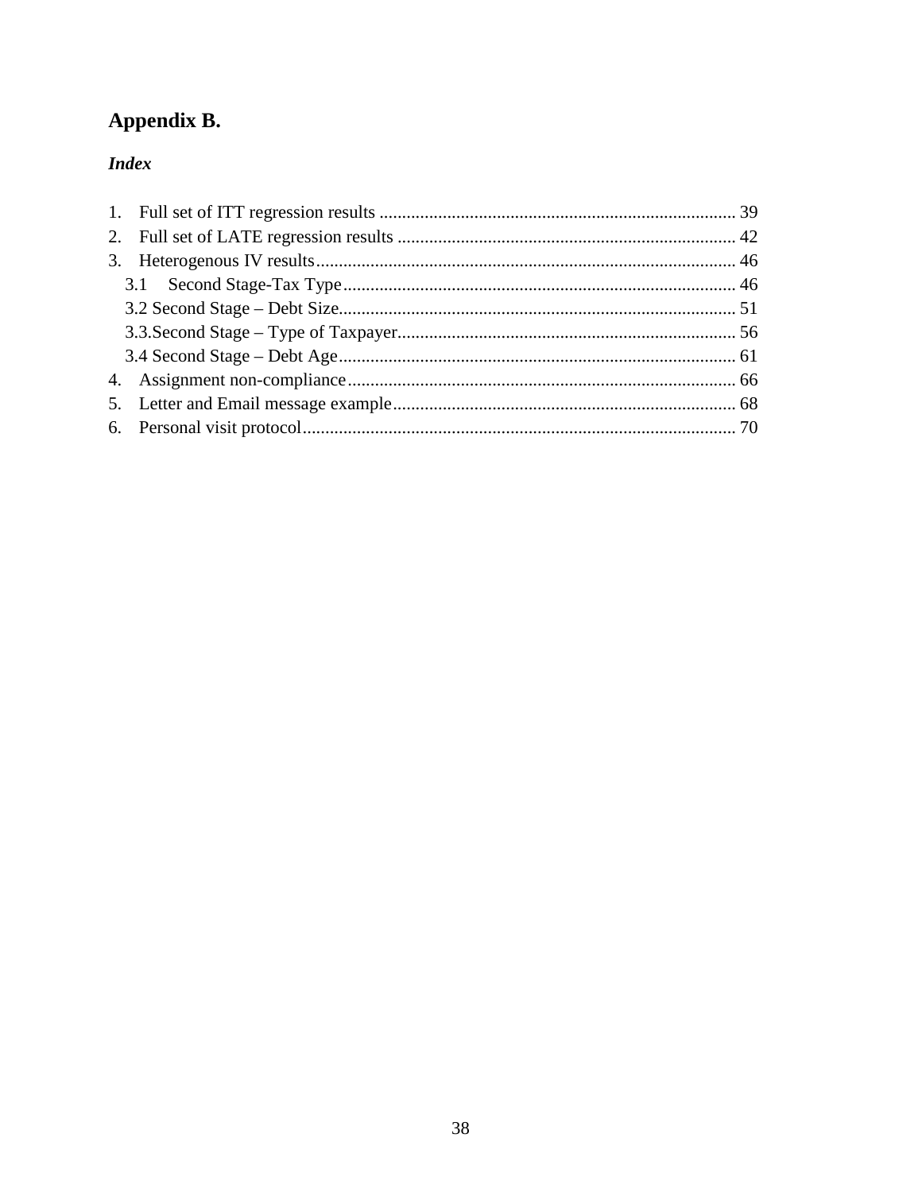# Appendix B.

***Index***

1. Full set of ITT regression results .............................................................................. 39
2. Full set of LATE regression results .......................................................................... 42
3. Heterogenous IV results............................................................................................ 46
   3.1 Second Stage-Tax Type...................................................................................... 46
   3.2 Second Stage – Debt Size...................................................................................... 51
   3.3.Second Stage – Type of Taxpayer.......................................................................... 56
   3.4 Second Stage – Debt Age...................................................................................... 61
4. Assignment non-compliance..................................................................................... 66
5. Letter and Email message example........................................................................... 68
6. Personal visit protocol............................................................................................... 70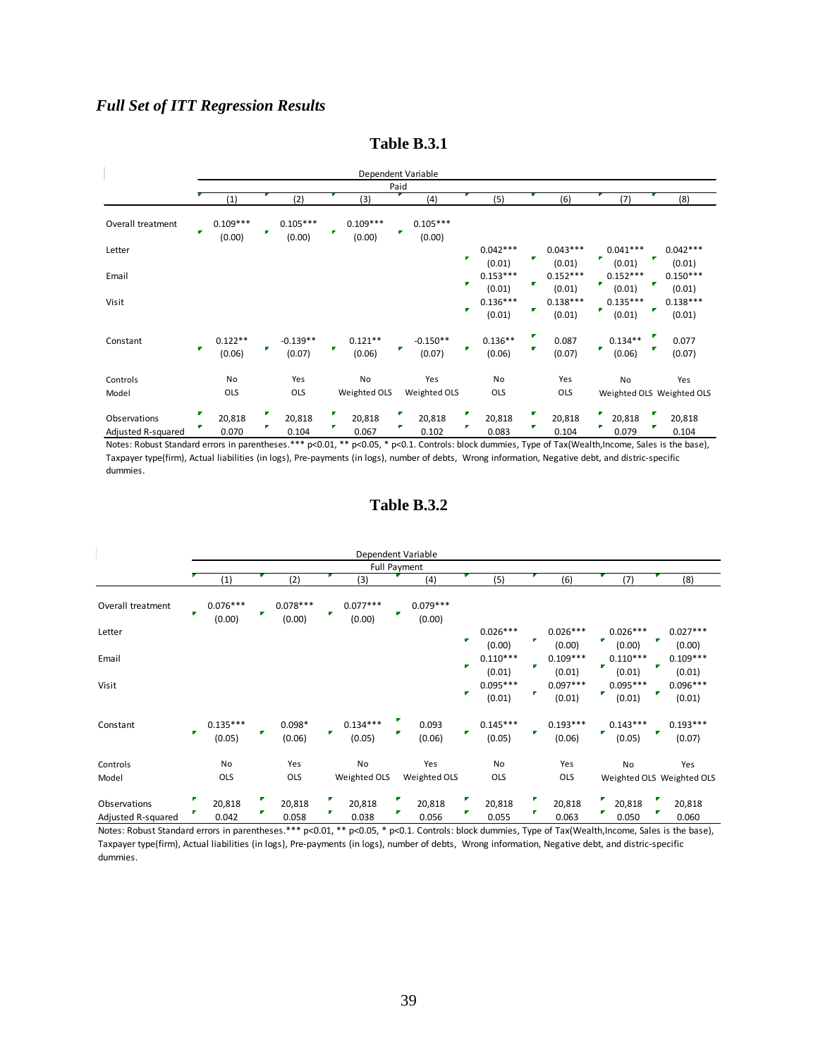*Full Set of ITT Regression Results*

**Table B.3.1**

| | Dependent Variable | | | | | | | |
|---|---|---|---|---|---|---|---|---|
| | Paid | | | | | | | |
| | (1) | (2) | (3) | (4) | (5) | (6) | (7) | (8) |
| Overall treatment | 0.109*** | 0.105*** | 0.109*** | 0.105*** | | | | |
| | (0.00) | (0.00) | (0.00) | (0.00) | | | | |
| Letter | | | | | 0.042*** | 0.043*** | 0.041*** | 0.042*** |
| | | | | | (0.01) | (0.01) | (0.01) | (0.01) |
| Email | | | | | 0.153*** | 0.152*** | 0.152*** | 0.150*** |
| | | | | | (0.01) | (0.01) | (0.01) | (0.01) |
| Visit | | | | | 0.136*** | 0.138*** | 0.135*** | 0.138*** |
| | | | | | (0.01) | (0.01) | (0.01) | (0.01) |
| Constant | 0.122** | -0.139** | 0.121** | -0.150** | 0.136** | 0.087 | 0.134** | 0.077 |
| | (0.06) | (0.07) | (0.06) | (0.07) | (0.06) | (0.07) | (0.06) | (0.07) |
| Controls | No | Yes | No | Yes | No | Yes | No | Yes |
| Model | OLS | OLS | Weighted OLS | Weighted OLS | OLS | OLS | Weighted OLS | Weighted OLS |
| Observations | 20,818 | 20,818 | 20,818 | 20,818 | 20,818 | 20,818 | 20,818 | 20,818 |
| Adjusted R-squared | 0.070 | 0.104 | 0.067 | 0.102 | 0.083 | 0.104 | 0.079 | 0.104 |

Notes: Robust Standard errors in parentheses.*** p<0.01, ** p<0.05, * p<0.1. Controls: block dummies, Type of Tax(Wealth,Income, Sales is the base), Taxpayer type(firm), Actual liabilities (in logs), Pre-payments (in logs), number of debts, Wrong information, Negative debt, and distric-specific dummies.

**Table B.3.2**

| | Dependent Variable | | | | | | | |
|---|---|---|---|---|---|---|---|---|
| | Full Payment | | | | | | | |
| | (1) | (2) | (3) | (4) | (5) | (6) | (7) | (8) |
| Overall treatment | 0.076*** | 0.078*** | 0.077*** | 0.079*** | | | | |
| | (0.00) | (0.00) | (0.00) | (0.00) | | | | |
| Letter | | | | | 0.026*** | 0.026*** | 0.026*** | 0.027*** |
| | | | | | (0.00) | (0.00) | (0.00) | (0.00) |
| Email | | | | | 0.110*** | 0.109*** | 0.110*** | 0.109*** |
| | | | | | (0.01) | (0.01) | (0.01) | (0.01) |
| Visit | | | | | 0.095*** | 0.097*** | 0.095*** | 0.096*** |
| | | | | | (0.01) | (0.01) | (0.01) | (0.01) |
| Constant | 0.135*** | 0.098* | 0.134*** | 0.093 | 0.145*** | 0.193*** | 0.143*** | 0.193*** |
| | (0.05) | (0.06) | (0.05) | (0.06) | (0.05) | (0.06) | (0.05) | (0.07) |
| Controls | No | Yes | No | Yes | No | Yes | No | Yes |
| Model | OLS | OLS | Weighted OLS | Weighted OLS | OLS | OLS | Weighted OLS | Weighted OLS |
| Observations | 20,818 | 20,818 | 20,818 | 20,818 | 20,818 | 20,818 | 20,818 | 20,818 |
| Adjusted R-squared | 0.042 | 0.058 | 0.038 | 0.056 | 0.055 | 0.063 | 0.050 | 0.060 |

Notes: Robust Standard errors in parentheses.*** p<0.01, ** p<0.05, * p<0.1. Controls: block dummies, Type of Tax(Wealth,Income, Sales is the base), Taxpayer type(firm), Actual liabilities (in logs), Pre-payments (in logs), number of debts, Wrong information, Negative debt, and distric-specific dummies.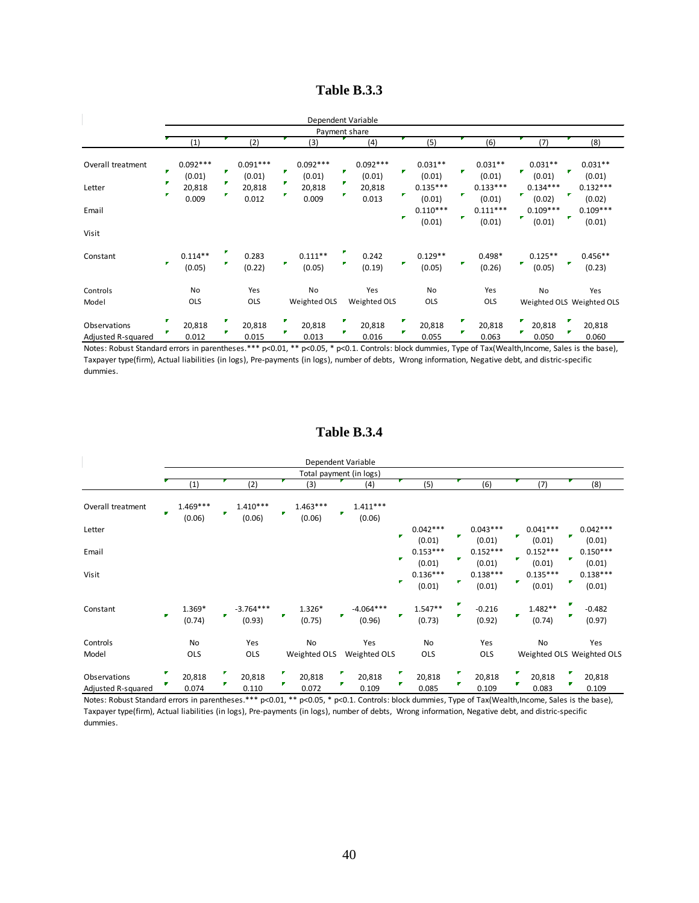# Table B.3.3

| | Dependent Variable | | | | | | | |
|---|---|---|---|---|---|---|---|---|
| | Payment share | | | | | | | |
| | (1) | (2) | (3) | (4) | (5) | (6) | (7) | (8) |
| Overall treatment | 0.092*** | 0.091*** | 0.092*** | 0.092*** | 0.031** | 0.031** | 0.031** | 0.031** |
| | (0.01) | (0.01) | (0.01) | (0.01) | (0.01) | (0.01) | (0.01) | (0.01) |
| Letter | 20,818 | 20,818 | 20,818 | 20,818 | 0.135*** | 0.133*** | 0.134*** | 0.132*** |
| | 0.009 | 0.012 | 0.009 | 0.013 | (0.01) | (0.01) | (0.02) | (0.02) |
| Email | | | | | 0.110*** | 0.111*** | 0.109*** | 0.109*** |
| | | | | | (0.01) | (0.01) | (0.01) | (0.01) |
| Visit | | | | | | | | |
| Constant | 0.114** | 0.283 | 0.111** | 0.242 | 0.129** | 0.498* | 0.125** | 0.456** |
| | (0.05) | (0.22) | (0.05) | (0.19) | (0.05) | (0.26) | (0.05) | (0.23) |
| Controls | No | Yes | No | Yes | No | Yes | No | Yes |
| Model | OLS | OLS | Weighted OLS | Weighted OLS | OLS | OLS | Weighted OLS | Weighted OLS |
| Observations | 20,818 | 20,818 | 20,818 | 20,818 | 20,818 | 20,818 | 20,818 | 20,818 |
| Adjusted R-squared | 0.012 | 0.015 | 0.013 | 0.016 | 0.055 | 0.063 | 0.050 | 0.060 |

Notes: Robust Standard errors in parentheses.*** p<0.01, ** p<0.05, * p<0.1. Controls: block dummies, Type of Tax(Wealth,Income, Sales is the base), Taxpayer type(firm), Actual liabilities (in logs), Pre-payments (in logs), number of debts, Wrong information, Negative debt, and distric-specific dummies.

# Table B.3.4

| | Dependent Variable | | | | | | | |
|---|---|---|---|---|---|---|---|---|
| | Total payment (in logs) | | | | | | | |
| | (1) | (2) | (3) | (4) | (5) | (6) | (7) | (8) |
| Overall treatment | 1.469*** | 1.410*** | 1.463*** | 1.411*** | | | | |
| | (0.06) | (0.06) | (0.06) | (0.06) | | | | |
| Letter | | | | | 0.042*** | 0.043*** | 0.041*** | 0.042*** |
| | | | | | (0.01) | (0.01) | (0.01) | (0.01) |
| Email | | | | | 0.153*** | 0.152*** | 0.152*** | 0.150*** |
| | | | | | (0.01) | (0.01) | (0.01) | (0.01) |
| Visit | | | | | 0.136*** | 0.138*** | 0.135*** | 0.138*** |
| | | | | | (0.01) | (0.01) | (0.01) | (0.01) |
| Constant | 1.369* | -3.764*** | 1.326* | -4.064*** | 1.547** | -0.216 | 1.482** | -0.482 |
| | (0.74) | (0.93) | (0.75) | (0.96) | (0.73) | (0.92) | (0.74) | (0.97) |
| Controls | No | Yes | No | Yes | No | Yes | No | Yes |
| Model | OLS | OLS | Weighted OLS | Weighted OLS | OLS | OLS | Weighted OLS | Weighted OLS |
| Observations | 20,818 | 20,818 | 20,818 | 20,818 | 20,818 | 20,818 | 20,818 | 20,818 |
| Adjusted R-squared | 0.074 | 0.110 | 0.072 | 0.109 | 0.085 | 0.109 | 0.083 | 0.109 |

Notes: Robust Standard errors in parentheses.*** p<0.01, ** p<0.05, * p<0.1. Controls: block dummies, Type of Tax(Wealth,Income, Sales is the base), Taxpayer type(firm), Actual liabilities (in logs), Pre-payments (in logs), number of debts, Wrong information, Negative debt, and distric-specific dummies.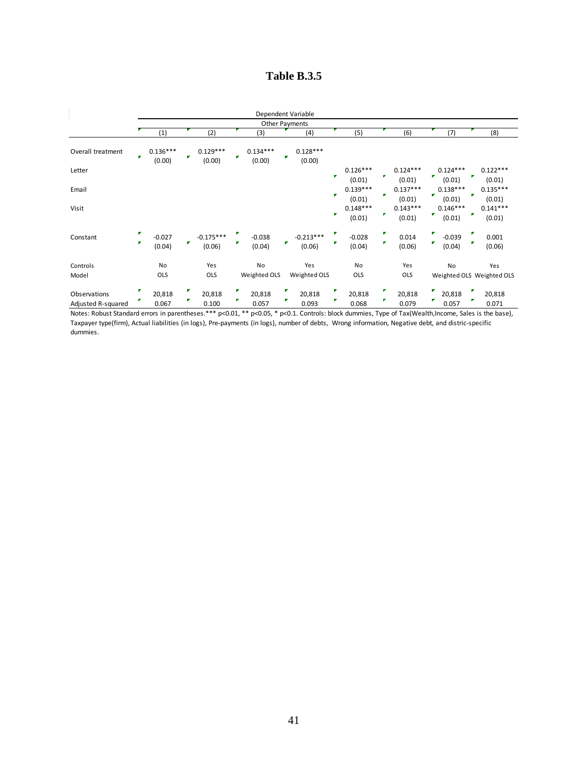# Table B.3.5

| | Dependent Variable | | | | | | | |
|---|---|---|---|---|---|---|---|---|
| | Other Payments | | | | | | | |
| | (1) | (2) | (3) | (4) | (5) | (6) | (7) | (8) |
| Overall treatment | 0.136*** | 0.129*** | 0.134*** | 0.128*** | | | | |
| | (0.00) | (0.00) | (0.00) | (0.00) | | | | |
| Letter | | | | | 0.126*** | 0.124*** | 0.124*** | 0.122*** |
| | | | | | (0.01) | (0.01) | (0.01) | (0.01) |
| Email | | | | | 0.139*** | 0.137*** | 0.138*** | 0.135*** |
| | | | | | (0.01) | (0.01) | (0.01) | (0.01) |
| Visit | | | | | 0.148*** | 0.143*** | 0.146*** | 0.141*** |
| | | | | | (0.01) | (0.01) | (0.01) | (0.01) |
| Constant | -0.027 | -0.175*** | -0.038 | -0.213*** | -0.028 | 0.014 | -0.039 | 0.001 |
| | (0.04) | (0.06) | (0.04) | (0.06) | (0.04) | (0.06) | (0.04) | (0.06) |
| Controls | No | Yes | No | Yes | No | Yes | No | Yes |
| Model | OLS | OLS | Weighted OLS | Weighted OLS | OLS | OLS | Weighted OLS | Weighted OLS |
| Observations | 20,818 | 20,818 | 20,818 | 20,818 | 20,818 | 20,818 | 20,818 | 20,818 |
| Adjusted R-squared | 0.067 | 0.100 | 0.057 | 0.093 | 0.068 | 0.079 | 0.057 | 0.071 |

Notes: Robust Standard errors in parentheses.*** p<0.01, ** p<0.05, * p<0.1. Controls: block dummies, Type of Tax(Wealth,Income, Sales is the base), Taxpayer type(firm), Actual liabilities (in logs), Pre-payments (in logs), number of debts, Wrong information, Negative debt, and distric-specific dummies.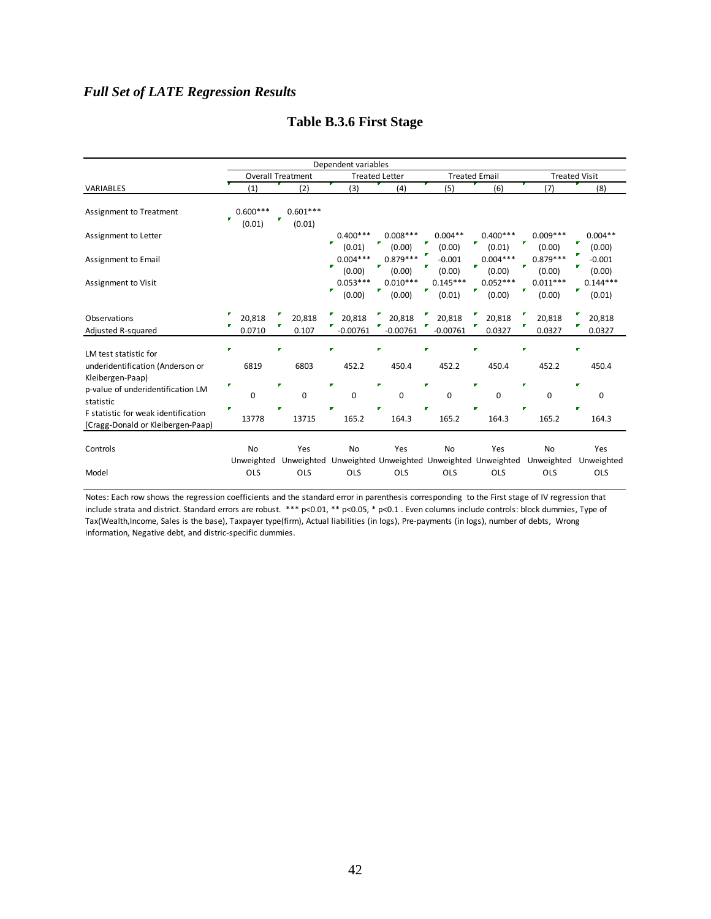## *Full Set of LATE Regression Results*

### Table B.3.6 First Stage

| | Dependent variables | | | | | | | |
|---|---|---|---|---|---|---|---|---|
| | Overall Treatment | | Treated Letter | | Treated Email | | Treated Visit | |
| VARIABLES | (1) | (2) | (3) | (4) | (5) | (6) | (7) | (8) |
| Assignment to Treatment | 0.600*** | 0.601*** | | | | | | |
| | (0.01) | (0.01) | | | | | | |
| Assignment to Letter | | | 0.400*** | 0.008*** | 0.004** | 0.400*** | 0.009*** | 0.004** |
| | | | (0.01) | (0.00) | (0.00) | (0.01) | (0.00) | (0.00) |
| Assignment to Email | | | 0.004*** | 0.879*** | -0.001 | 0.004*** | 0.879*** | -0.001 |
| | | | (0.00) | (0.00) | (0.00) | (0.00) | (0.00) | (0.00) |
| Assignment to Visit | | | 0.053*** | 0.010*** | 0.145*** | 0.052*** | 0.011*** | 0.144*** |
| | | | (0.00) | (0.00) | (0.01) | (0.00) | (0.00) | (0.01) |
| Observations | 20,818 | 20,818 | 20,818 | 20,818 | 20,818 | 20,818 | 20,818 | 20,818 |
| Adjusted R-squared | 0.0710 | 0.107 | -0.00761 | -0.00761 | -0.00761 | 0.0327 | 0.0327 | 0.0327 |
| LM test statistic for underidentification (Anderson or Kleibergen-Paap) | 6819 | 6803 | 452.2 | 450.4 | 452.2 | 450.4 | 452.2 | 450.4 |
| p-value of underidentification LM statistic | 0 | 0 | 0 | 0 | 0 | 0 | 0 | 0 |
| F statistic for weak identification (Cragg-Donald or Kleibergen-Paap) | 13778 | 13715 | 165.2 | 164.3 | 165.2 | 164.3 | 165.2 | 164.3 |
| Controls | No | Yes | No | Yes | No | Yes | No | Yes |
| Model | Unweighted OLS | Unweighted OLS | Unweighted OLS | Unweighted OLS | Unweighted OLS | Unweighted OLS | Unweighted OLS | Unweighted OLS |

Notes: Each row shows the regression coefficients and the standard error in parenthesis corresponding to the First stage of IV regression that include strata and district. Standard errors are robust. *** p<0.01, ** p<0.05, * p<0.1 . Even columns include controls: block dummies, Type of Tax(Wealth,Income, Sales is the base), Taxpayer type(firm), Actual liabilities (in logs), Pre-payments (in logs), number of debts, Wrong information, Negative debt, and distric-specific dummies.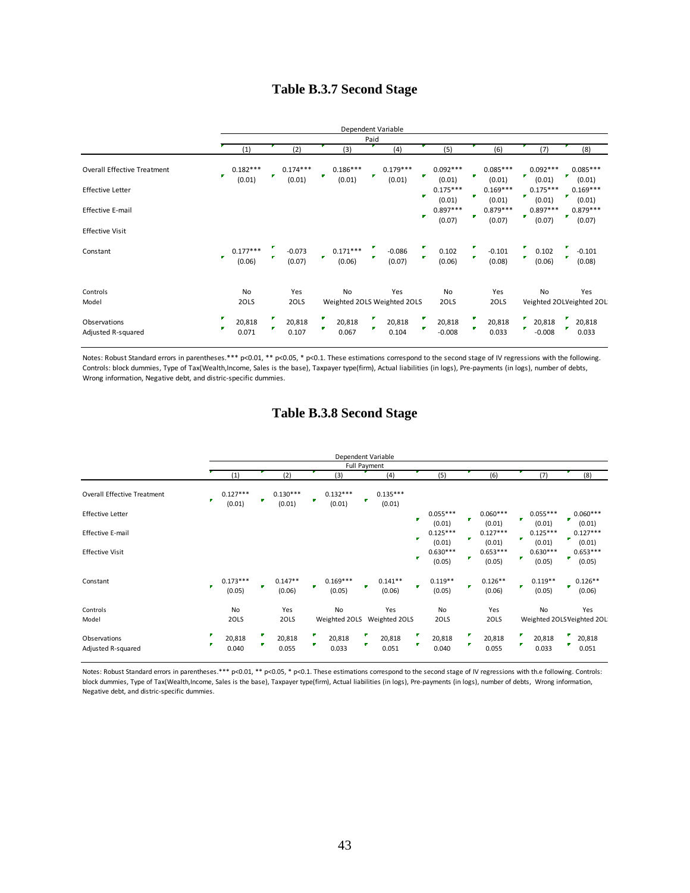## Table B.3.7 Second Stage

| | Dependent Variable | | | | | | | |
|---|---|---|---|---|---|---|---|---|
| | Paid | | | | | | | |
| | (1) | (2) | (3) | (4) | (5) | (6) | (7) | (8) |
| Overall Effective Treatment | 0.182*** | 0.174*** | 0.186*** | 0.179*** | 0.092*** | 0.085*** | 0.092*** | 0.085*** |
| | (0.01) | (0.01) | (0.01) | (0.01) | (0.01) | (0.01) | (0.01) | (0.01) |
| Effective Letter | | | | | 0.175*** | 0.169*** | 0.175*** | 0.169*** |
| | | | | | (0.01) | (0.01) | (0.01) | (0.01) |
| Effective E-mail | | | | | 0.897*** | 0.879*** | 0.897*** | 0.879*** |
| | | | | | (0.07) | (0.07) | (0.07) | (0.07) |
| Effective Visit | | | | | | | | |
| Constant | 0.177*** | -0.073 | 0.171*** | -0.086 | 0.102 | -0.101 | 0.102 | -0.101 |
| | (0.06) | (0.07) | (0.06) | (0.07) | (0.06) | (0.08) | (0.06) | (0.08) |
| Controls | No | Yes | No | Yes | No | Yes | No | Yes |
| Model | 2OLS | 2OLS | Weighted 2OLS | Weighted 2OLS | 2OLS | 2OLS | Weighted 2OL | Weighted 2OL |
| Observations | 20,818 | 20,818 | 20,818 | 20,818 | 20,818 | 20,818 | 20,818 | 20,818 |
| Adjusted R-squared | 0.071 | 0.107 | 0.067 | 0.104 | -0.008 | 0.033 | -0.008 | 0.033 |

Notes: Robust Standard errors in parentheses.*** p<0.01, ** p<0.05, * p<0.1. These estimations correspond to the second stage of IV regressions with the following. Controls: block dummies, Type of Tax(Wealth,Income, Sales is the base), Taxpayer type(firm), Actual liabilities (in logs), Pre-payments (in logs), number of debts, Wrong information, Negative debt, and distric-specific dummies.

## Table B.3.8 Second Stage

| | Dependent Variable | | | | | | | |
|---|---|---|---|---|---|---|---|---|
| | Full Payment | | | | | | | |
| | (1) | (2) | (3) | (4) | (5) | (6) | (7) | (8) |
| Overall Effective Treatment | 0.127*** | 0.130*** | 0.132*** | 0.135*** | | | | |
| | (0.01) | (0.01) | (0.01) | (0.01) | | | | |
| Effective Letter | | | | | 0.055*** | 0.060*** | 0.055*** | 0.060*** |
| | | | | | (0.01) | (0.01) | (0.01) | (0.01) |
| Effective E-mail | | | | | 0.125*** | 0.127*** | 0.125*** | 0.127*** |
| | | | | | (0.01) | (0.01) | (0.01) | (0.01) |
| Effective Visit | | | | | 0.630*** | 0.653*** | 0.630*** | 0.653*** |
| | | | | | (0.05) | (0.05) | (0.05) | (0.05) |
| Constant | 0.173*** | 0.147** | 0.169*** | 0.141** | 0.119** | 0.126** | 0.119** | 0.126** |
| | (0.05) | (0.06) | (0.05) | (0.06) | (0.05) | (0.06) | (0.05) | (0.06) |
| Controls | No | Yes | No | Yes | No | Yes | No | Yes |
| Model | 2OLS | 2OLS | Weighted 2OLS | Weighted 2OLS | 2OLS | 2OLS | Weighted 2OLS | Weighted 2OL |
| Observations | 20,818 | 20,818 | 20,818 | 20,818 | 20,818 | 20,818 | 20,818 | 20,818 |
| Adjusted R-squared | 0.040 | 0.055 | 0.033 | 0.051 | 0.040 | 0.055 | 0.033 | 0.051 |

Notes: Robust Standard errors in parentheses.*** p<0.01, ** p<0.05, * p<0.1. These estimations correspond to the second stage of IV regressions with th.e following. Controls: block dummies, Type of Tax(Wealth,Income, Sales is the base), Taxpayer type(firm), Actual liabilities (in logs), Pre-payments (in logs), number of debts, Wrong information, Negative debt, and distric-specific dummies.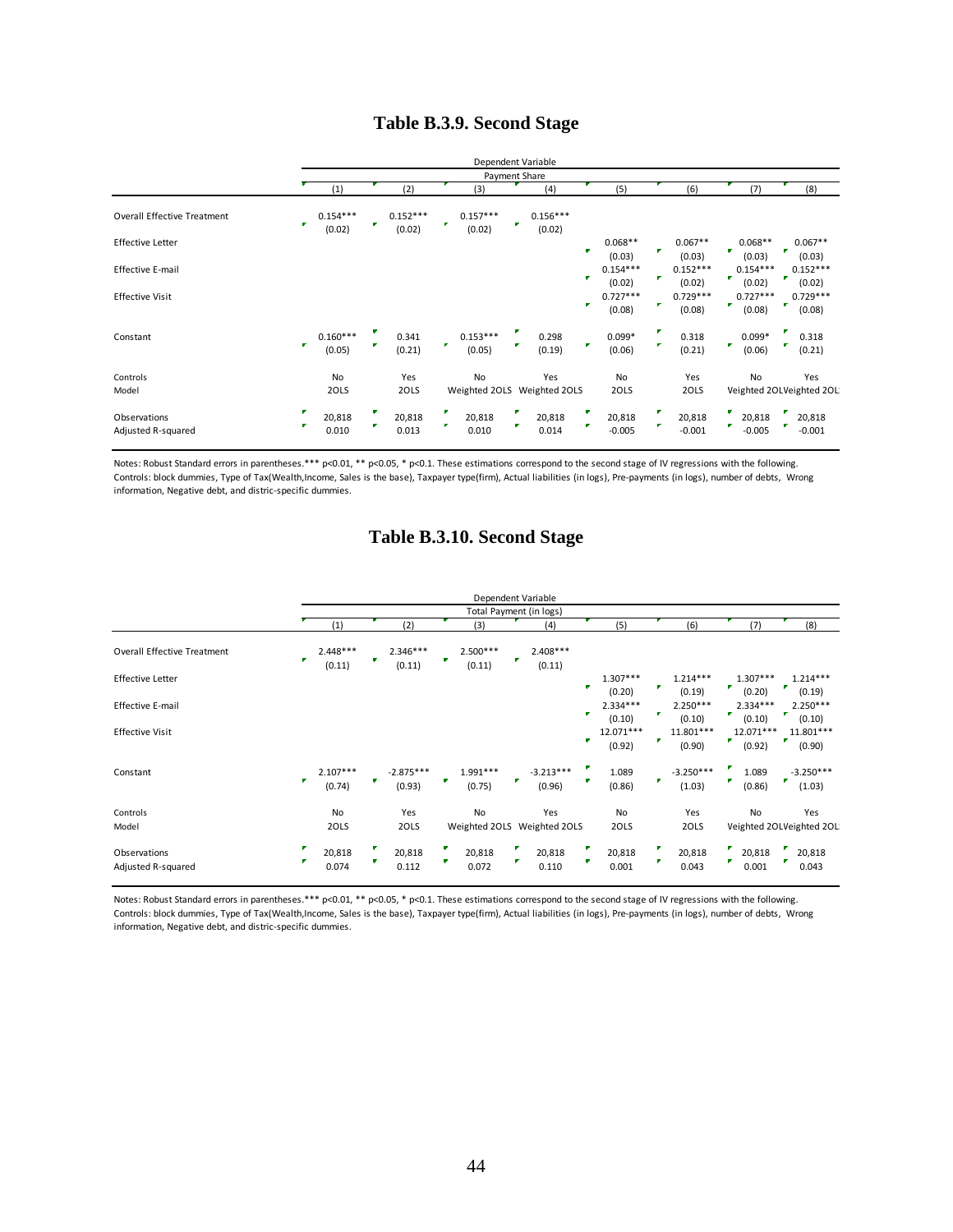# Table B.3.9. Second Stage

| | Dependent Variable | | | | | | | |
|---|---|---|---|---|---|---|---|---|
| | Payment Share | | | | | | | |
| | (1) | (2) | (3) | (4) | (5) | (6) | (7) | (8) |
| Overall Effective Treatment | 0.154*** | 0.152*** | 0.157*** | 0.156*** | | | | |
| | (0.02) | (0.02) | (0.02) | (0.02) | | | | |
| Effective Letter | | | | | 0.068** | 0.067** | 0.068** | 0.067** |
| | | | | | (0.03) | (0.03) | (0.03) | (0.03) |
| Effective E-mail | | | | | 0.154*** | 0.152*** | 0.154*** | 0.152*** |
| | | | | | (0.02) | (0.02) | (0.02) | (0.02) |
| Effective Visit | | | | | 0.727*** | 0.729*** | 0.727*** | 0.729*** |
| | | | | | (0.08) | (0.08) | (0.08) | (0.08) |
| Constant | 0.160*** | 0.341 | 0.153*** | 0.298 | 0.099* | 0.318 | 0.099* | 0.318 |
| | (0.05) | (0.21) | (0.05) | (0.19) | (0.06) | (0.21) | (0.06) | (0.21) |
| Controls | No | Yes | No | Yes | No | Yes | No | Yes |
| Model | 2OLS | 2OLS | Weighted 2OLS | Weighted 2OLS | 2OLS | 2OLS | Weighted 2OLS | Weighted 2OLS |
| Observations | 20,818 | 20,818 | 20,818 | 20,818 | 20,818 | 20,818 | 20,818 | 20,818 |
| Adjusted R-squared | 0.010 | 0.013 | 0.010 | 0.014 | -0.005 | -0.001 | -0.005 | -0.001 |

Notes: Robust Standard errors in parentheses.*** p<0.01, ** p<0.05, * p<0.1. These estimations correspond to the second stage of IV regressions with the following. Controls: block dummies, Type of Tax(Wealth,Income, Sales is the base), Taxpayer type(firm), Actual liabilities (in logs), Pre-payments (in logs), number of debts, Wrong information, Negative debt, and distric-specific dummies.

# Table B.3.10. Second Stage

| | Dependent Variable | | | | | | | |
|---|---|---|---|---|---|---|---|---|
| | Total Payment (in logs) | | | | | | | |
| | (1) | (2) | (3) | (4) | (5) | (6) | (7) | (8) |
| Overall Effective Treatment | 2.448*** | 2.346*** | 2.500*** | 2.408*** | | | | |
| | (0.11) | (0.11) | (0.11) | (0.11) | | | | |
| Effective Letter | | | | | 1.307*** | 1.214*** | 1.307*** | 1.214*** |
| | | | | | (0.20) | (0.19) | (0.20) | (0.19) |
| Effective E-mail | | | | | 2.334*** | 2.250*** | 2.334*** | 2.250*** |
| | | | | | (0.10) | (0.10) | (0.10) | (0.10) |
| Effective Visit | | | | | 12.071*** | 11.801*** | 12.071*** | 11.801*** |
| | | | | | (0.92) | (0.90) | (0.92) | (0.90) |
| Constant | 2.107*** | -2.875*** | 1.991*** | -3.213*** | 1.089 | -3.250*** | 1.089 | -3.250*** |
| | (0.74) | (0.93) | (0.75) | (0.96) | (0.86) | (1.03) | (0.86) | (1.03) |
| Controls | No | Yes | No | Yes | No | Yes | No | Yes |
| Model | 2OLS | 2OLS | Weighted 2OLS | Weighted 2OLS | 2OLS | 2OLS | Weighted 2OLS | Weighted 2OLS |
| Observations | 20,818 | 20,818 | 20,818 | 20,818 | 20,818 | 20,818 | 20,818 | 20,818 |
| Adjusted R-squared | 0.074 | 0.112 | 0.072 | 0.110 | 0.001 | 0.043 | 0.001 | 0.043 |

Notes: Robust Standard errors in parentheses.*** p<0.01, ** p<0.05, * p<0.1. These estimations correspond to the second stage of IV regressions with the following. Controls: block dummies, Type of Tax(Wealth,Income, Sales is the base), Taxpayer type(firm), Actual liabilities (in logs), Pre-payments (in logs), number of debts, Wrong information, Negative debt, and distric-specific dummies.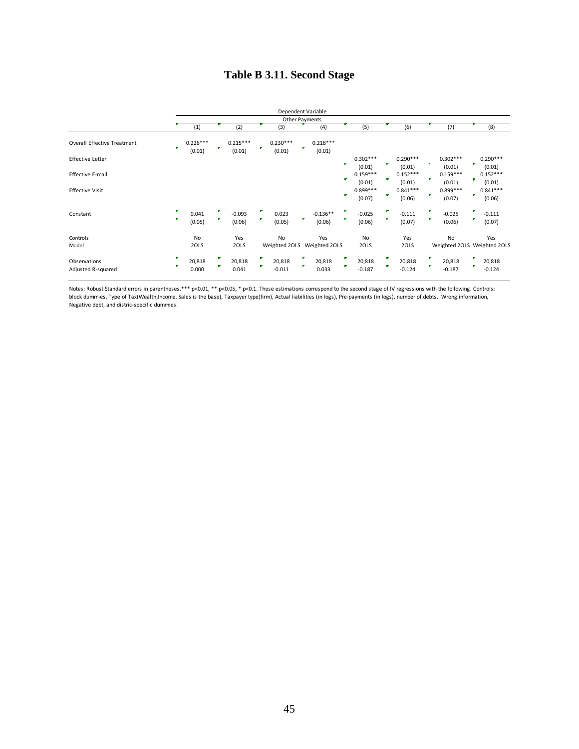# Table B 3.11. Second Stage

| | Dependent Variable | | | | | | | |
|---|---|---|---|---|---|---|---|---|
| | Other Payments | | | | | | | |
| | (1) | (2) | (3) | (4) | (5) | (6) | (7) | (8) |
| Overall Effective Treatment | 0.226*** | 0.215*** | 0.230*** | 0.218*** | | | | |
| | (0.01) | (0.01) | (0.01) | (0.01) | | | | |
| Effective Letter | | | | | 0.302*** | 0.290*** | 0.302*** | 0.290*** |
| | | | | | (0.01) | (0.01) | (0.01) | (0.01) |
| Effective E-mail | | | | | 0.159*** | 0.152*** | 0.159*** | 0.152*** |
| | | | | | (0.01) | (0.01) | (0.01) | (0.01) |
| Effective Visit | | | | | 0.899*** | 0.841*** | 0.899*** | 0.841*** |
| | | | | | (0.07) | (0.06) | (0.07) | (0.06) |
| Constant | 0.041 | -0.093 | 0.023 | -0.136** | -0.025 | -0.111 | -0.025 | -0.111 |
| | (0.05) | (0.06) | (0.05) | (0.06) | (0.06) | (0.07) | (0.06) | (0.07) |
| Controls | No | Yes | No | Yes | No | Yes | No | Yes |
| Model | 2OLS | 2OLS | Weighted 2OLS | Weighted 2OLS | 2OLS | 2OLS | Weighted 2OLS | Weighted 2OLS |
| Observations | 20,818 | 20,818 | 20,818 | 20,818 | 20,818 | 20,818 | 20,818 | 20,818 |
| Adjusted R-squared | 0.000 | 0.041 | -0.011 | 0.033 | -0.187 | -0.124 | -0.187 | -0.124 |

Notes: Robust Standard errors in parentheses.*** p<0.01, ** p<0.05, * p<0.1. These estimations correspond to the second stage of IV regressions with the following. Controls: block dummies, Type of Tax(Wealth,Income, Sales is the base), Taxpayer type(firm), Actual liabilities (in logs), Pre-payments (in logs), number of debts, Wrong information, Negative debt, and distric-specific dummies.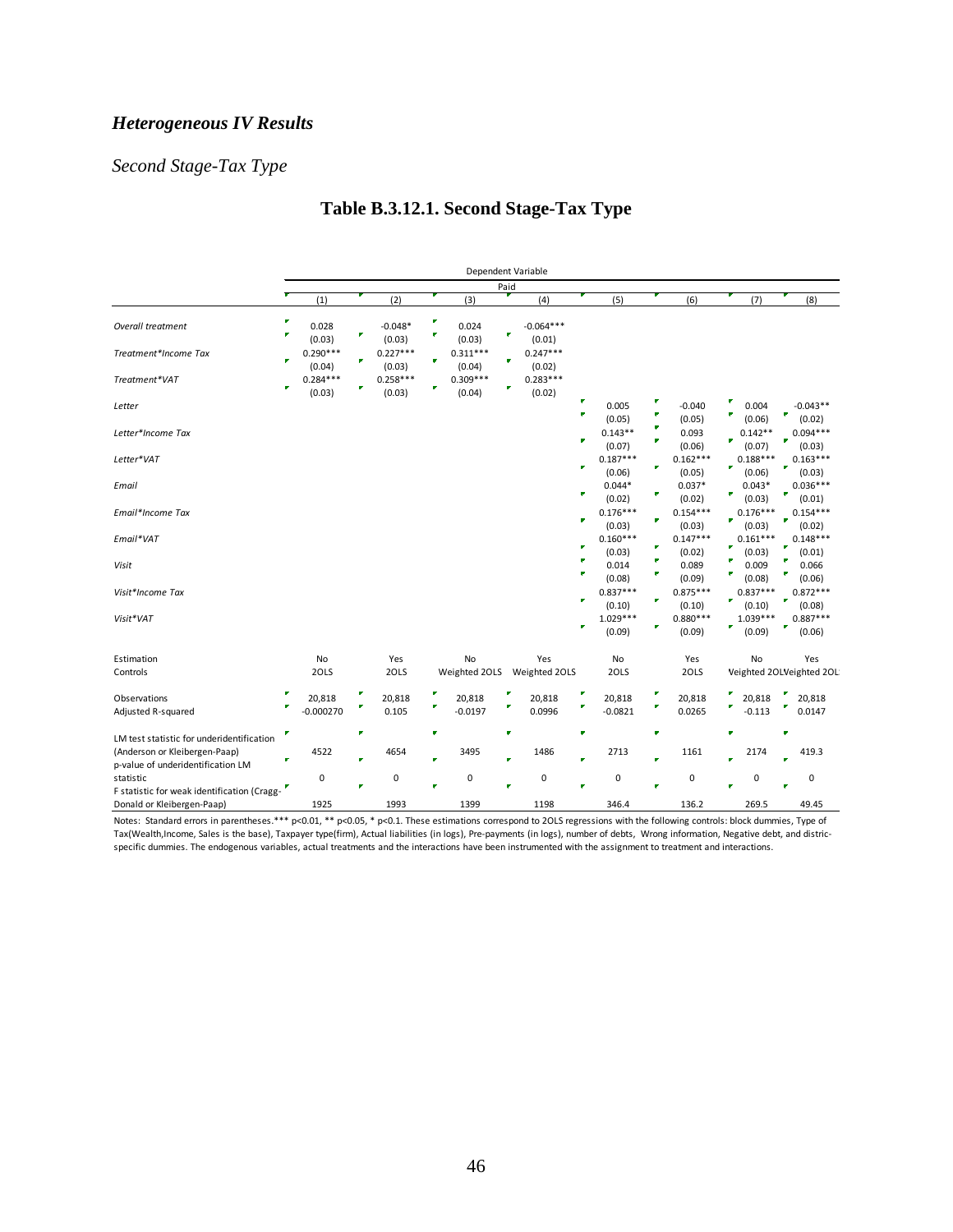## *Heterogeneous IV Results*

### *Second Stage-Tax Type*

# Table B.3.12.1. Second Stage-Tax Type

| | Dependent Variable | | | | | | | |
|---|---|---|---|---|---|---|---|---|
| | Paid | | | | | | | |
| | (1) | (2) | (3) | (4) | (5) | (6) | (7) | (8) |
| *Overall treatment* | 0.028 | -0.048* | 0.024 | -0.064*** | | | | |
| | (0.03) | (0.03) | (0.03) | (0.01) | | | | |
| *Treatment*Income Tax* | 0.290*** | 0.227*** | 0.311*** | 0.247*** | | | | |
| | (0.04) | (0.03) | (0.04) | (0.02) | | | | |
| *Treatment*VAT* | 0.284*** | 0.258*** | 0.309*** | 0.283*** | | | | |
| | (0.03) | (0.03) | (0.04) | (0.02) | | | | |
| *Letter* | | | | | 0.005 | -0.040 | 0.004 | -0.043** |
| | | | | | (0.05) | (0.05) | (0.06) | (0.02) |
| *Letter*Income Tax* | | | | | 0.143** | 0.093 | 0.142** | 0.094*** |
| | | | | | (0.07) | (0.06) | (0.07) | (0.03) |
| *Letter*VAT* | | | | | 0.187*** | 0.162*** | 0.188*** | 0.163*** |
| | | | | | (0.06) | (0.05) | (0.06) | (0.03) |
| *Email* | | | | | 0.044* | 0.037* | 0.043* | 0.036*** |
| | | | | | (0.02) | (0.02) | (0.03) | (0.01) |
| *Email*Income Tax* | | | | | 0.176*** | 0.154*** | 0.176*** | 0.154*** |
| | | | | | (0.03) | (0.03) | (0.03) | (0.02) |
| *Email*VAT* | | | | | 0.160*** | 0.147*** | 0.161*** | 0.148*** |
| | | | | | (0.03) | (0.02) | (0.03) | (0.01) |
| *Visit* | | | | | 0.014 | 0.089 | 0.009 | 0.066 |
| | | | | | (0.08) | (0.09) | (0.08) | (0.06) |
| *Visit*Income Tax* | | | | | 0.837*** | 0.875*** | 0.837*** | 0.872*** |
| | | | | | (0.10) | (0.10) | (0.10) | (0.08) |
| *Visit*VAT* | | | | | 1.029*** | 0.880*** | 1.039*** | 0.887*** |
| | | | | | (0.09) | (0.09) | (0.09) | (0.06) |
| Estimation | No | Yes | No | Yes | No | Yes | No | Yes |
| Controls | 2OLS | 2OLS | Weighted 2OLS | Weighted 2OLS | 2OLS | 2OLS | Weighted 2OLS | Weighted 2OLS |
| Observations | 20,818 | 20,818 | 20,818 | 20,818 | 20,818 | 20,818 | 20,818 | 20,818 |
| Adjusted R-squared | -0.000270 | 0.105 | -0.0197 | 0.0996 | -0.0821 | 0.0265 | -0.113 | 0.0147 |
| LM test statistic for underidentification (Anderson or Kleibergen-Paap) | 4522 | 4654 | 3495 | 1486 | 2713 | 1161 | 2174 | 419.3 |
| p-value of underidentification LM statistic | 0 | 0 | 0 | 0 | 0 | 0 | 0 | 0 |
| F statistic for weak identification (Cragg-Donald or Kleibergen-Paap) | 1925 | 1993 | 1399 | 1198 | 346.4 | 136.2 | 269.5 | 49.45 |

Notes: Standard errors in parentheses.*** p<0.01, ** p<0.05, * p<0.1. These estimations correspond to 2OLS regressions with the following controls: block dummies, Type of Tax(Wealth,Income, Sales is the base), Taxpayer type(firm), Actual liabilities (in logs), Pre-payments (in logs), number of debts, Wrong information, Negative debt, and distric-specific dummies. The endogenous variables, actual treatments and the interactions have been instrumented with the assignment to treatment and interactions.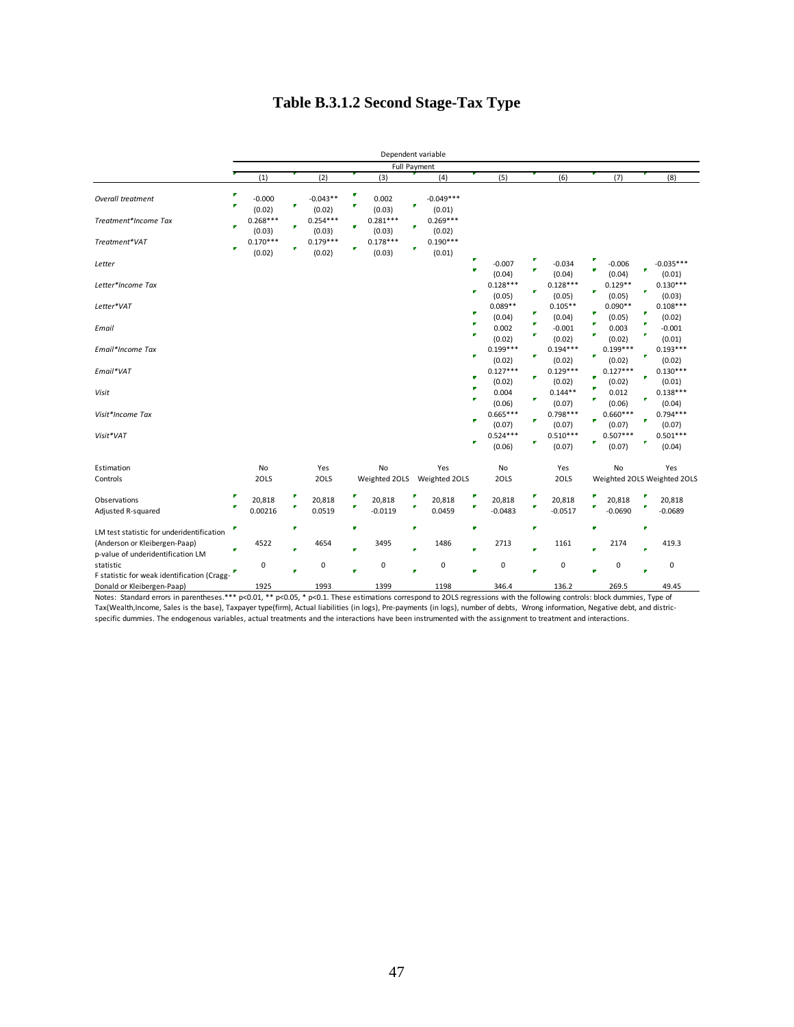# Table B.3.1.2 Second Stage-Tax Type

| | Dependent variable | | | | | | | |
|---|---|---|---|---|---|---|---|---|
| | Full Payment | | | | | | | |
| | (1) | (2) | (3) | (4) | (5) | (6) | (7) | (8) |
| *Overall treatment* | -0.000 | -0.043** | 0.002 | -0.049*** | | | | |
| | (0.02) | (0.02) | (0.03) | (0.01) | | | | |
| *Treatment*Income Tax* | 0.268*** | 0.254*** | 0.281*** | 0.269*** | | | | |
| | (0.03) | (0.03) | (0.03) | (0.02) | | | | |
| *Treatment*VAT* | 0.170*** | 0.179*** | 0.178*** | 0.190*** | | | | |
| | (0.02) | (0.02) | (0.03) | (0.01) | | | | |
| *Letter* | | | | | -0.007 | -0.034 | -0.006 | -0.035*** |
| | | | | | (0.04) | (0.04) | (0.04) | (0.01) |
| *Letter*Income Tax* | | | | | 0.128*** | 0.128*** | 0.129** | 0.130*** |
| | | | | | (0.05) | (0.05) | (0.05) | (0.03) |
| *Letter*VAT* | | | | | 0.089** | 0.105** | 0.090** | 0.108*** |
| | | | | | (0.04) | (0.04) | (0.05) | (0.02) |
| *Email* | | | | | 0.002 | -0.001 | 0.003 | -0.001 |
| | | | | | (0.02) | (0.02) | (0.02) | (0.01) |
| *Email*Income Tax* | | | | | 0.199*** | 0.194*** | 0.199*** | 0.193*** |
| | | | | | (0.02) | (0.02) | (0.02) | (0.02) |
| *Email*VAT* | | | | | 0.127*** | 0.129*** | 0.127*** | 0.130*** |
| | | | | | (0.02) | (0.02) | (0.02) | (0.01) |
| *Visit* | | | | | 0.004 | 0.144** | 0.012 | 0.138*** |
| | | | | | (0.06) | (0.07) | (0.06) | (0.04) |
| *Visit*Income Tax* | | | | | 0.665*** | 0.798*** | 0.660*** | 0.794*** |
| | | | | | (0.07) | (0.07) | (0.07) | (0.07) |
| *Visit*VAT* | | | | | 0.524*** | 0.510*** | 0.507*** | 0.501*** |
| | | | | | (0.06) | (0.07) | (0.07) | (0.04) |
| Estimation | No | Yes | No | Yes | No | Yes | No | Yes |
| Controls | 2OLS | 2OLS | Weighted 2OLS | Weighted 2OLS | 2OLS | 2OLS | Weighted 2OLS | Weighted 2OLS |
| Observations | 20,818 | 20,818 | 20,818 | 20,818 | 20,818 | 20,818 | 20,818 | 20,818 |
| Adjusted R-squared | 0.00216 | 0.0519 | -0.0119 | 0.0459 | -0.0483 | -0.0517 | -0.0690 | -0.0689 |
| LM test statistic for underidentification (Anderson or Kleibergen-Paap) | 4522 | 4654 | 3495 | 1486 | 2713 | 1161 | 2174 | 419.3 |
| p-value of underidentification LM statistic | 0 | 0 | 0 | 0 | 0 | 0 | 0 | 0 |
| F statistic for weak identification (Cragg-Donald or Kleibergen-Paap) | 1925 | 1993 | 1399 | 1198 | 346.4 | 136.2 | 269.5 | 49.45 |

Notes: Standard errors in parentheses.*** p<0.01, ** p<0.05, * p<0.1. These estimations correspond to 2OLS regressions with the following controls: block dummies, Type of Tax(Wealth,Income, Sales is the base), Taxpayer type(firm), Actual liabilities (in logs), Pre-payments (in logs), number of debts, Wrong information, Negative debt, and distric-specific dummies. The endogenous variables, actual treatments and the interactions have been instrumented with the assignment to treatment and interactions.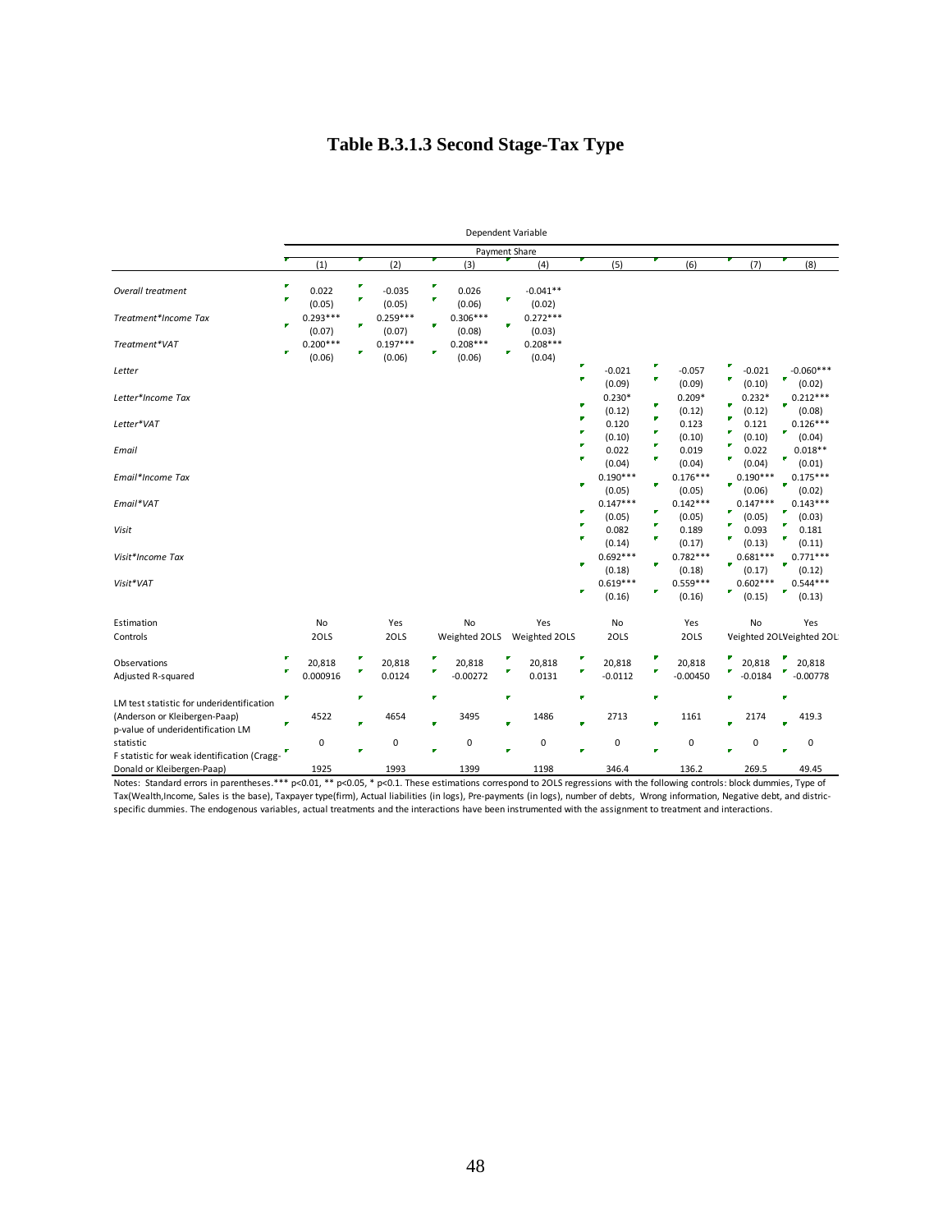# Table B.3.1.3 Second Stage-Tax Type

| | Dependent Variable | | | | | | | |
|---|---|---|---|---|---|---|---|---|
| | Payment Share | | | | | | | |
| | (1) | (2) | (3) | (4) | (5) | (6) | (7) | (8) |
| *Overall treatment* | 0.022 | -0.035 | 0.026 | -0.041** | | | | |
| | (0.05) | (0.05) | (0.06) | (0.02) | | | | |
| *Treatment*Income Tax* | 0.293*** | 0.259*** | 0.306*** | 0.272*** | | | | |
| | (0.07) | (0.07) | (0.08) | (0.03) | | | | |
| *Treatment*VAT* | 0.200*** | 0.197*** | 0.208*** | 0.208*** | | | | |
| | (0.06) | (0.06) | (0.06) | (0.04) | | | | |
| *Letter* | | | | | -0.021 | -0.057 | -0.021 | -0.060*** |
| | | | | | (0.09) | (0.09) | (0.10) | (0.02) |
| *Letter*Income Tax* | | | | | 0.230* | 0.209* | 0.232* | 0.212*** |
| | | | | | (0.12) | (0.12) | (0.12) | (0.08) |
| *Letter*VAT* | | | | | 0.120 | 0.123 | 0.121 | 0.126*** |
| | | | | | (0.10) | (0.10) | (0.10) | (0.04) |
| *Email* | | | | | 0.022 | 0.019 | 0.022 | 0.018** |
| | | | | | (0.04) | (0.04) | (0.04) | (0.01) |
| *Email*Income Tax* | | | | | 0.190*** | 0.176*** | 0.190*** | 0.175*** |
| | | | | | (0.05) | (0.05) | (0.06) | (0.02) |
| *Email*VAT* | | | | | 0.147*** | 0.142*** | 0.147*** | 0.143*** |
| | | | | | (0.05) | (0.05) | (0.05) | (0.03) |
| *Visit* | | | | | 0.082 | 0.189 | 0.093 | 0.181 |
| | | | | | (0.14) | (0.17) | (0.13) | (0.11) |
| *Visit*Income Tax* | | | | | 0.692*** | 0.782*** | 0.681*** | 0.771*** |
| | | | | | (0.18) | (0.18) | (0.17) | (0.12) |
| *Visit*VAT* | | | | | 0.619*** | 0.559*** | 0.602*** | 0.544*** |
| | | | | | (0.16) | (0.16) | (0.15) | (0.13) |
| Estimation | No | Yes | No | Yes | No | Yes | No | Yes |
| Controls | 2OLS | 2OLS | Weighted 2OLS | Weighted 2OLS | 2OLS | 2OLS | Veighted 2OL | Veighted 2OL |
| Observations | 20,818 | 20,818 | 20,818 | 20,818 | 20,818 | 20,818 | 20,818 | 20,818 |
| Adjusted R-squared | 0.000916 | 0.0124 | -0.00272 | 0.0131 | -0.0112 | -0.00450 | -0.0184 | -0.00778 |
| LM test statistic for underidentification (Anderson or Kleibergen-Paap) | 4522 | 4654 | 3495 | 1486 | 2713 | 1161 | 2174 | 419.3 |
| p-value of underidentification LM statistic | 0 | 0 | 0 | 0 | 0 | 0 | 0 | 0 |
| F statistic for weak identification (Cragg-Donald or Kleibergen-Paap) | 1925 | 1993 | 1399 | 1198 | 346.4 | 136.2 | 269.5 | 49.45 |

Notes: Standard errors in parentheses.*** p<0.01, ** p<0.05, * p<0.1. These estimations correspond to 2OLS regressions with the following controls: block dummies, Type of Tax(Wealth,Income, Sales is the base), Taxpayer type(firm), Actual liabilities (in logs), Pre-payments (in logs), number of debts, Wrong information, Negative debt, and distric-specific dummies. The endogenous variables, actual treatments and the interactions have been instrumented with the assignment to treatment and interactions.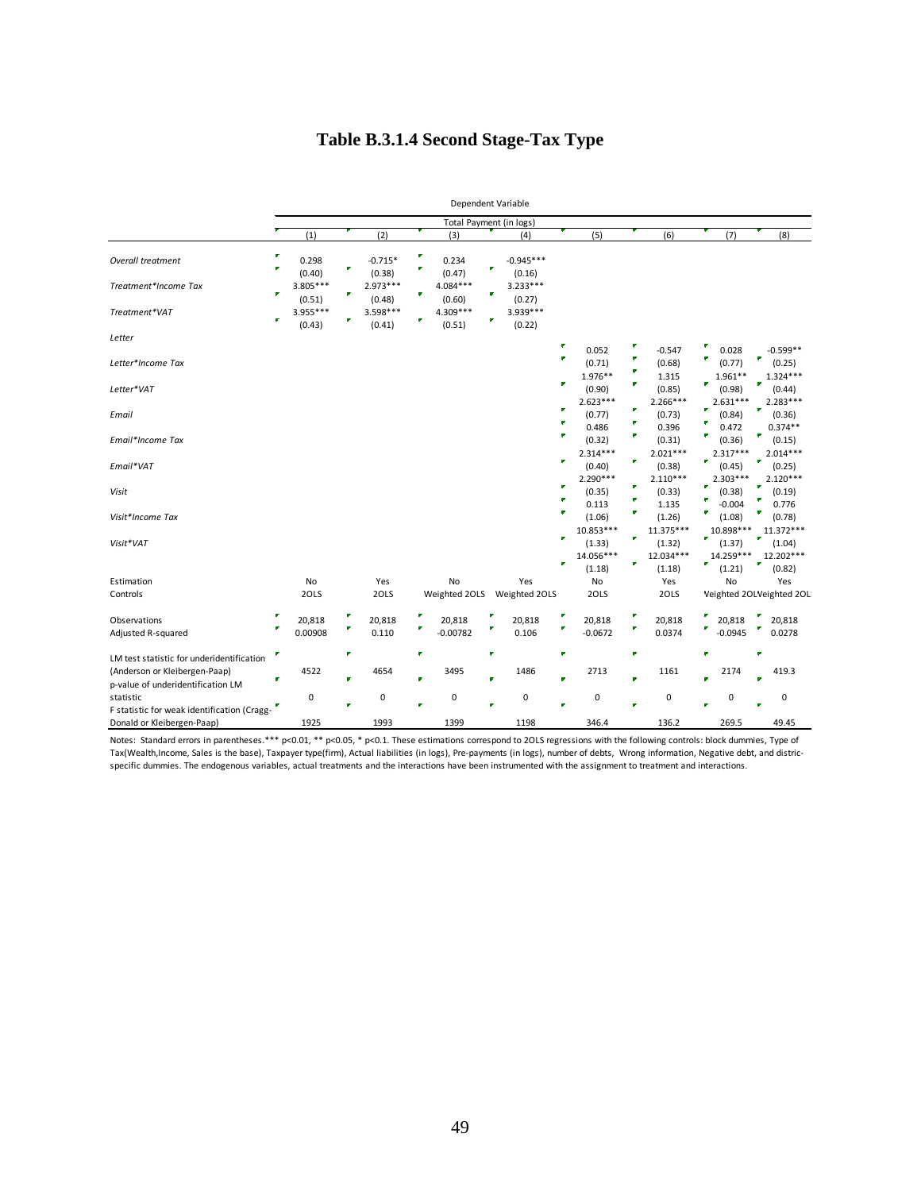# Table B.3.1.4 Second Stage-Tax Type

| | Dependent Variable | | | | | | | |
|---|---|---|---|---|---|---|---|---|
| | Total Payment (in logs) | | | | | | | |
| | (1) | (2) | (3) | (4) | (5) | (6) | (7) | (8) |
| *Overall treatment* | 0.298 | -0.715* | 0.234 | -0.945*** | | | | |
| | (0.40) | (0.38) | (0.47) | (0.16) | | | | |
| *Treatment*Income Tax* | 3.805*** | 2.973*** | 4.084*** | 3.233*** | | | | |
| | (0.51) | (0.48) | (0.60) | (0.27) | | | | |
| *Treatment*VAT* | 3.955*** | 3.598*** | 4.309*** | 3.939*** | | | | |
| | (0.43) | (0.41) | (0.51) | (0.22) | | | | |
| *Letter* | | | | | 0.052 | -0.547 | 0.028 | -0.599** |
| | | | | | (0.71) | (0.68) | (0.77) | (0.25) |
| *Letter*Income Tax* | | | | | 1.976** | 1.315 | 1.961** | 1.324*** |
| | | | | | (0.90) | (0.85) | (0.98) | (0.44) |
| *Letter*VAT* | | | | | 2.623*** | 2.266*** | 2.631*** | 2.283*** |
| | | | | | (0.77) | (0.73) | (0.84) | (0.36) |
| *Email* | | | | | 0.486 | 0.396 | 0.472 | 0.374** |
| | | | | | (0.32) | (0.31) | (0.36) | (0.15) |
| *Email*Income Tax* | | | | | 2.314*** | 2.021*** | 2.317*** | 2.014*** |
| | | | | | (0.40) | (0.38) | (0.45) | (0.25) |
| *Email*VAT* | | | | | 2.290*** | 2.110*** | 2.303*** | 2.120*** |
| | | | | | (0.35) | (0.33) | (0.38) | (0.19) |
| *Visit* | | | | | 0.113 | 1.135 | -0.004 | 0.776 |
| | | | | | (1.06) | (1.26) | (1.08) | (0.78) |
| *Visit*Income Tax* | | | | | 10.853*** | 11.375*** | 10.898*** | 11.372*** |
| | | | | | (1.33) | (1.32) | (1.37) | (1.04) |
| *Visit*VAT* | | | | | 14.056*** | 12.034*** | 14.259*** | 12.202*** |
| | | | | | (1.18) | (1.18) | (1.21) | (0.82) |
| Estimation | No | Yes | No | Yes | No | Yes | No | Yes |
| Controls | 2OLS | 2OLS | Weighted 2OLS | Weighted 2OLS | 2OLS | 2OLS | Weighted 2OLS | Weighted 2OLS |
| Observations | 20,818 | 20,818 | 20,818 | 20,818 | 20,818 | 20,818 | 20,818 | 20,818 |
| Adjusted R-squared | 0.00908 | 0.110 | -0.00782 | 0.106 | -0.0672 | 0.0374 | -0.0945 | 0.0278 |
| LM test statistic for underidentification (Anderson or Kleibergen-Paap) | 4522 | 4654 | 3495 | 1486 | 2713 | 1161 | 2174 | 419.3 |
| p-value of underidentification LM statistic | 0 | 0 | 0 | 0 | 0 | 0 | 0 | 0 |
| F statistic for weak identification (Cragg-Donald or Kleibergen-Paap) | 1925 | 1993 | 1399 | 1198 | 346.4 | 136.2 | 269.5 | 49.45 |

Notes: Standard errors in parentheses.*** p<0.01, ** p<0.05, * p<0.1. These estimations correspond to 2OLS regressions with the following controls: block dummies, Type of Tax(Wealth,Income, Sales is the base), Taxpayer type(firm), Actual liabilities (in logs), Pre-payments (in logs), number of debts, Wrong information, Negative debt, and distric-specific dummies. The endogenous variables, actual treatments and the interactions have been instrumented with the assignment to treatment and interactions.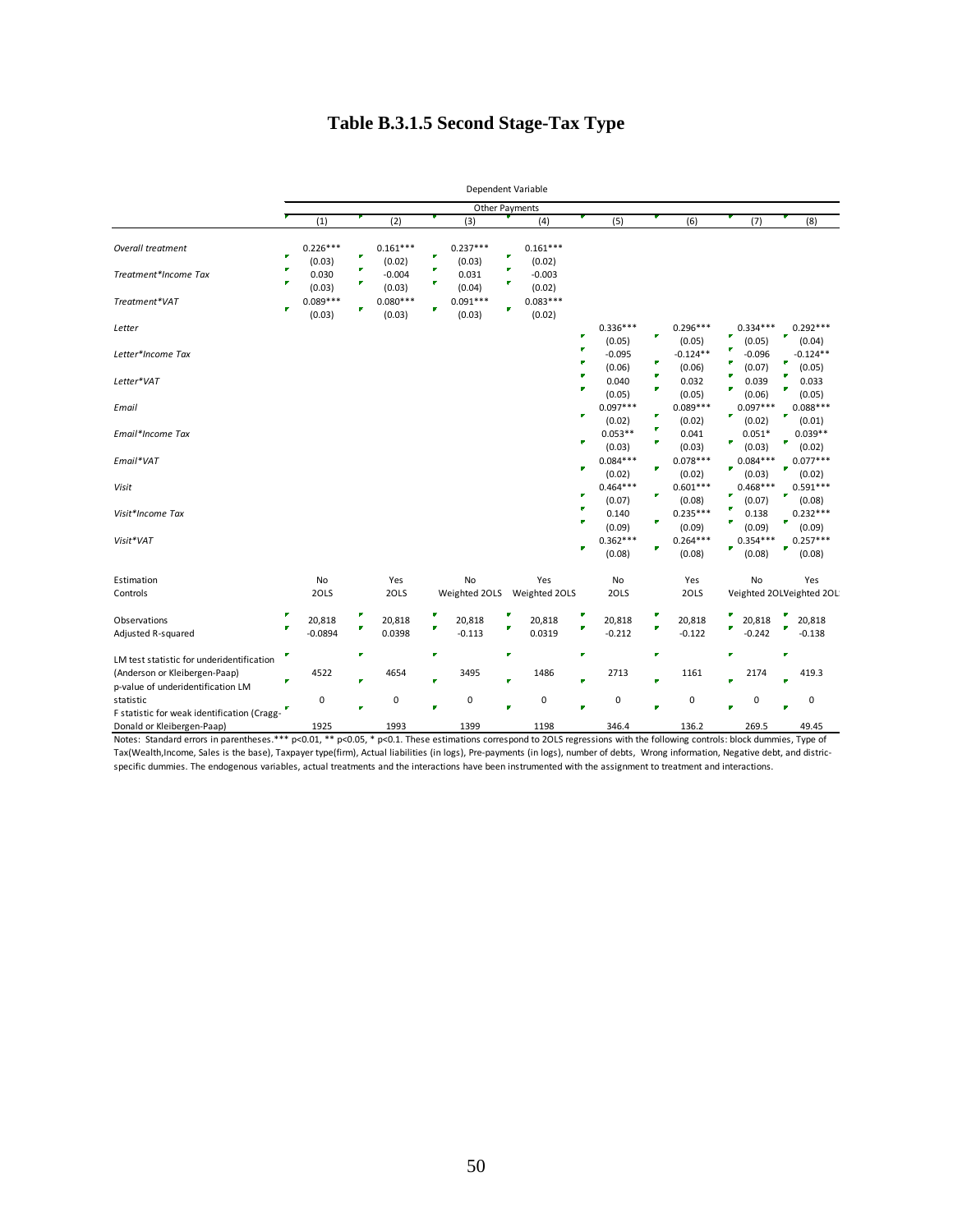# Table B.3.1.5 Second Stage-Tax Type

| | Dependent Variable | | | | | | | |
|---|---|---|---|---|---|---|---|---|
| | Other Payments | | | | | | | |
| | (1) | (2) | (3) | (4) | (5) | (6) | (7) | (8) |
| *Overall treatment* | 0.226*** | 0.161*** | 0.237*** | 0.161*** | | | | |
| | (0.03) | (0.02) | (0.03) | (0.02) | | | | |
| *Treatment*Income Tax* | 0.030 | -0.004 | 0.031 | -0.003 | | | | |
| | (0.03) | (0.03) | (0.04) | (0.02) | | | | |
| *Treatment*VAT* | 0.089*** | 0.080*** | 0.091*** | 0.083*** | | | | |
| | (0.03) | (0.03) | (0.03) | (0.02) | | | | |
| *Letter* | | | | | 0.336*** | 0.296*** | 0.334*** | 0.292*** |
| | | | | | (0.05) | (0.05) | (0.05) | (0.04) |
| *Letter*Income Tax* | | | | | -0.095 | -0.124** | -0.096 | -0.124** |
| | | | | | (0.06) | (0.06) | (0.07) | (0.05) |
| *Letter*VAT* | | | | | 0.040 | 0.032 | 0.039 | 0.033 |
| | | | | | (0.05) | (0.05) | (0.06) | (0.05) |
| *Email* | | | | | 0.097*** | 0.089*** | 0.097*** | 0.088*** |
| | | | | | (0.02) | (0.02) | (0.02) | (0.01) |
| *Email*Income Tax* | | | | | 0.053** | 0.041 | 0.051* | 0.039** |
| | | | | | (0.03) | (0.03) | (0.03) | (0.02) |
| *Email*VAT* | | | | | 0.084*** | 0.078*** | 0.084*** | 0.077*** |
| | | | | | (0.02) | (0.02) | (0.03) | (0.02) |
| *Visit* | | | | | 0.464*** | 0.601*** | 0.468*** | 0.591*** |
| | | | | | (0.07) | (0.08) | (0.07) | (0.08) |
| *Visit*Income Tax* | | | | | 0.140 | 0.235*** | 0.138 | 0.232*** |
| | | | | | (0.09) | (0.09) | (0.09) | (0.09) |
| *Visit*VAT* | | | | | 0.362*** | 0.264*** | 0.354*** | 0.257*** |
| | | | | | (0.08) | (0.08) | (0.08) | (0.08) |
| Estimation | No | Yes | No | Yes | No | Yes | No | Yes |
| Controls | 2OLS | 2OLS | Weighted 2OLS | Weighted 2OLS | 2OLS | 2OLS | Weighted 2OLS | Weighted 2OLS |
| Observations | 20,818 | 20,818 | 20,818 | 20,818 | 20,818 | 20,818 | 20,818 | 20,818 |
| Adjusted R-squared | -0.0894 | 0.0398 | -0.113 | 0.0319 | -0.212 | -0.122 | -0.242 | -0.138 |
| LM test statistic for underidentification (Anderson or Kleibergen-Paap) | 4522 | 4654 | 3495 | 1486 | 2713 | 1161 | 2174 | 419.3 |
| p-value of underidentification LM statistic | 0 | 0 | 0 | 0 | 0 | 0 | 0 | 0 |
| F statistic for weak identification (Cragg-Donald or Kleibergen-Paap) | 1925 | 1993 | 1399 | 1198 | 346.4 | 136.2 | 269.5 | 49.45 |

Notes: Standard errors in parentheses.*** p<0.01, ** p<0.05, * p<0.1. These estimations correspond to 2OLS regressions with the following controls: block dummies, Type of Tax(Wealth,Income, Sales is the base), Taxpayer type(firm), Actual liabilities (in logs), Pre-payments (in logs), number of debts, Wrong information, Negative debt, and distric-specific dummies. The endogenous variables, actual treatments and the interactions have been instrumented with the assignment to treatment and interactions.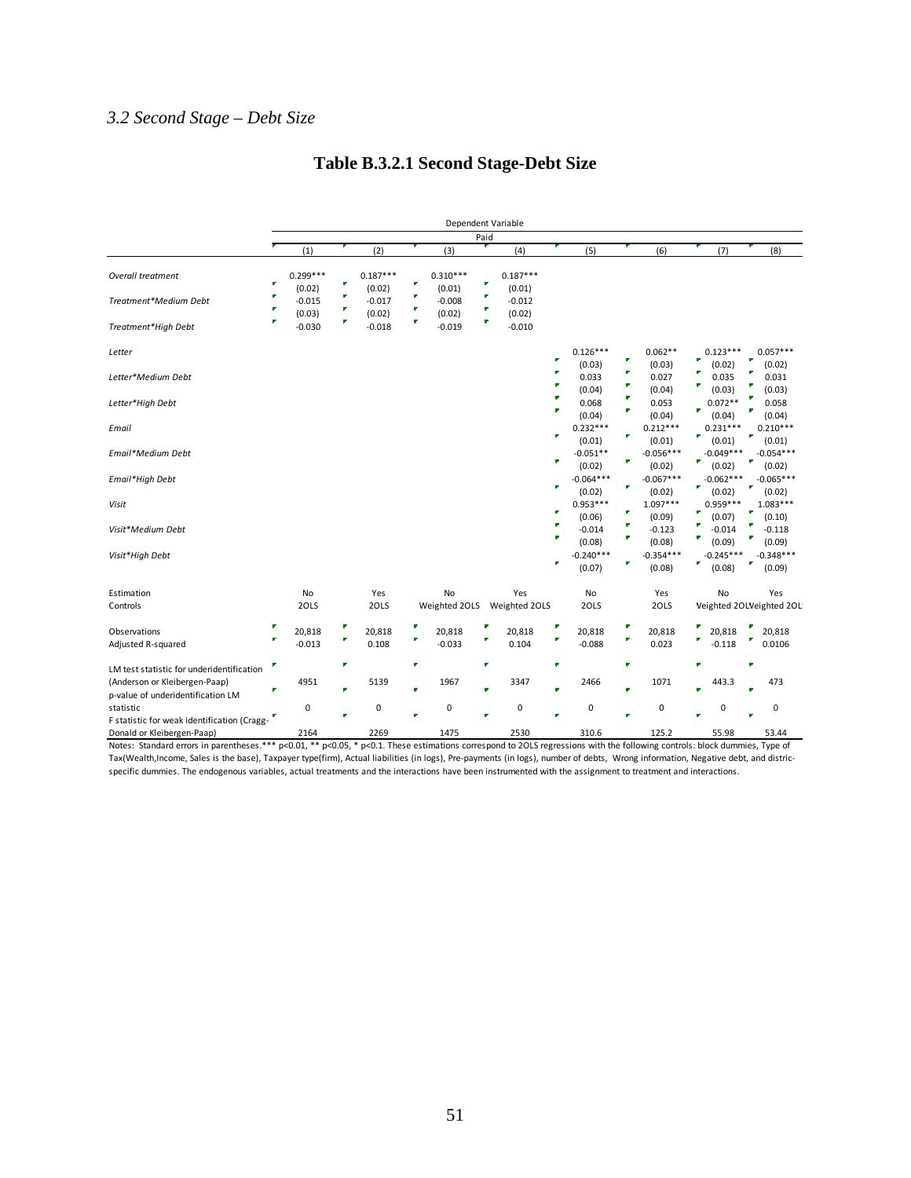### *3.2 Second Stage – Debt Size*

## Table B.3.2.1 Second Stage-Debt Size

| | Dependent Variable | | | | | | | |
|---|---|---|---|---|---|---|---|---|
| | Paid | | | | | | | |
| | (1) | (2) | (3) | (4) | (5) | (6) | (7) | (8) |
| *Overall treatment* | 0.299*** | 0.187*** | 0.310*** | 0.187*** | | | | |
| | (0.02) | (0.02) | (0.01) | (0.01) | | | | |
| *Treatment*Medium Debt* | -0.015 | -0.017 | -0.008 | -0.012 | | | | |
| | (0.03) | (0.02) | (0.02) | (0.02) | | | | |
| *Treatment*High Debt* | -0.030 | -0.018 | -0.019 | -0.010 | | | | |
| *Letter* | | | | | 0.126*** | 0.062** | 0.123*** | 0.057*** |
| | | | | | (0.03) | (0.03) | (0.02) | (0.02) |
| *Letter*Medium Debt* | | | | | 0.033 | 0.027 | 0.035 | 0.031 |
| | | | | | (0.04) | (0.04) | (0.03) | (0.03) |
| *Letter*High Debt* | | | | | 0.068 | 0.053 | 0.072** | 0.058 |
| | | | | | (0.04) | (0.04) | (0.04) | (0.04) |
| *Email* | | | | | 0.232*** | 0.212*** | 0.231*** | 0.210*** |
| | | | | | (0.01) | (0.01) | (0.01) | (0.01) |
| *Email*Medium Debt* | | | | | -0.051** | -0.056*** | -0.049*** | -0.054*** |
| | | | | | (0.02) | (0.02) | (0.02) | (0.02) |
| *Email*High Debt* | | | | | -0.064*** | -0.067*** | -0.062*** | -0.065*** |
| | | | | | (0.02) | (0.02) | (0.02) | (0.02) |
| *Visit* | | | | | 0.953*** | 1.097*** | 0.959*** | 1.083*** |
| | | | | | (0.06) | (0.09) | (0.07) | (0.10) |
| *Visit*Medium Debt* | | | | | -0.014 | -0.123 | -0.014 | -0.118 |
| | | | | | (0.08) | (0.08) | (0.09) | (0.09) |
| *Visit*High Debt* | | | | | -0.240*** | -0.354*** | -0.245*** | -0.348*** |
| | | | | | (0.07) | (0.08) | (0.08) | (0.09) |
| Estimation | No | Yes | No | Yes | No | Yes | No | Yes |
| Controls | 2OLS | 2OLS | Weighted 2OLS | Weighted 2OLS | 2OLS | 2OLS | Weighted 2OLS | Weighted 2OLS |
| Observations | 20,818 | 20,818 | 20,818 | 20,818 | 20,818 | 20,818 | 20,818 | 20,818 |
| Adjusted R-squared | -0.013 | 0.108 | -0.033 | 0.104 | -0.088 | 0.023 | -0.118 | 0.0106 |
| LM test statistic for underidentification (Anderson or Kleibergen-Paap) | 4951 | 5139 | 1967 | 3347 | 2466 | 1071 | 443.3 | 473 |
| p-value of underidentification LM statistic | 0 | 0 | 0 | 0 | 0 | 0 | 0 | 0 |
| F statistic for weak identification (Cragg-Donald or Kleibergen-Paap) | 2164 | 2269 | 1475 | 2530 | 310.6 | 125.2 | 55.98 | 53.44 |

Notes: Standard errors in parentheses.*** p<0.01, ** p<0.05, * p<0.1. These estimations correspond to 2OLS regressions with the following controls: block dummies, Type of Tax(Wealth,Income, Sales is the base), Taxpayer type(firm), Actual liabilities (in logs), Pre-payments (in logs), number of debts, Wrong information, Negative debt, and distric-specific dummies. The endogenous variables, actual treatments and the interactions have been instrumented with the assignment to treatment and interactions.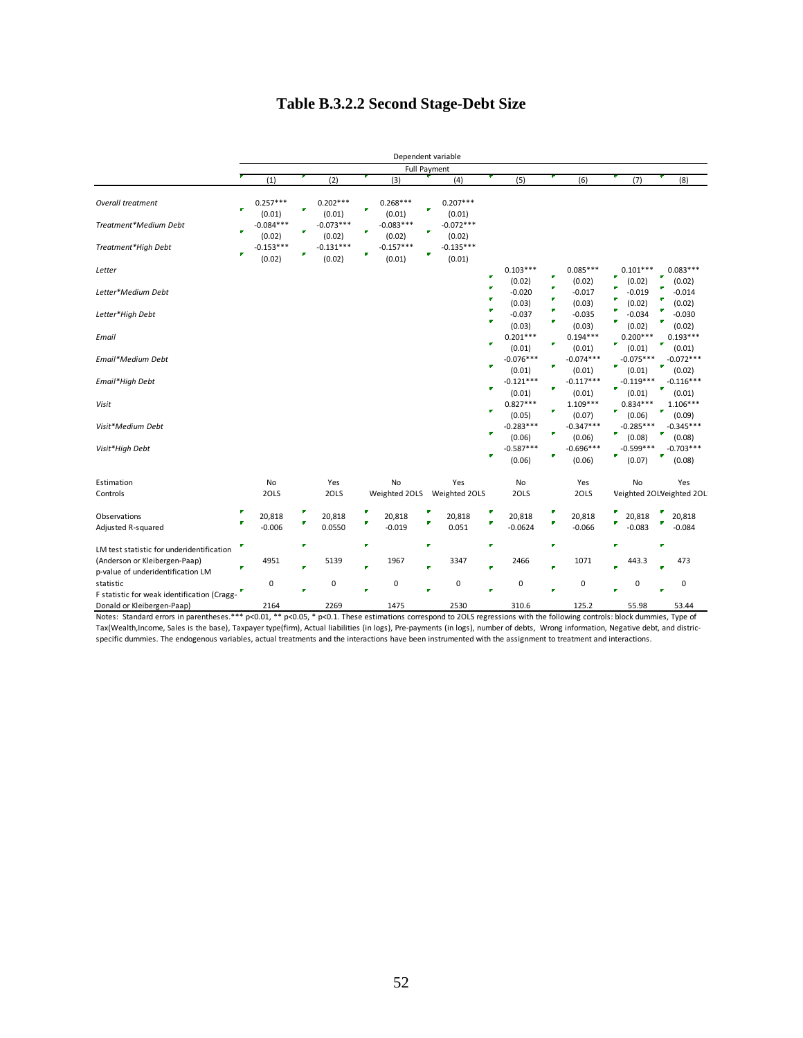# Table B.3.2.2 Second Stage-Debt Size

| | Dependent variable | | | | | | | |
|---|---|---|---|---|---|---|---|---|
| | Full Payment | | | | | | | |
| | (1) | (2) | (3) | (4) | (5) | (6) | (7) | (8) |
| *Overall treatment* | 0.257*** | 0.202*** | 0.268*** | 0.207*** | | | | |
| | (0.01) | (0.01) | (0.01) | (0.01) | | | | |
| *Treatment*Medium Debt* | -0.084*** | -0.073*** | -0.083*** | -0.072*** | | | | |
| | (0.02) | (0.02) | (0.02) | (0.02) | | | | |
| *Treatment*High Debt* | -0.153*** | -0.131*** | -0.157*** | -0.135*** | | | | |
| | (0.02) | (0.02) | (0.01) | (0.01) | | | | |
| *Letter* | | | | | 0.103*** | 0.085*** | 0.101*** | 0.083*** |
| | | | | | (0.02) | (0.02) | (0.02) | (0.02) |
| *Letter*Medium Debt* | | | | | -0.020 | -0.017 | -0.019 | -0.014 |
| | | | | | (0.03) | (0.03) | (0.02) | (0.02) |
| *Letter*High Debt* | | | | | -0.037 | -0.035 | -0.034 | -0.030 |
| | | | | | (0.03) | (0.03) | (0.02) | (0.02) |
| *Email* | | | | | 0.201*** | 0.194*** | 0.200*** | 0.193*** |
| | | | | | (0.01) | (0.01) | (0.01) | (0.01) |
| *Email*Medium Debt* | | | | | -0.076*** | -0.074*** | -0.075*** | -0.072*** |
| | | | | | (0.01) | (0.01) | (0.01) | (0.02) |
| *Email*High Debt* | | | | | -0.121*** | -0.117*** | -0.119*** | -0.116*** |
| | | | | | (0.01) | (0.01) | (0.01) | (0.01) |
| *Visit* | | | | | 0.827*** | 1.109*** | 0.834*** | 1.106*** |
| | | | | | (0.05) | (0.07) | (0.06) | (0.09) |
| *Visit*Medium Debt* | | | | | -0.283*** | -0.347*** | -0.285*** | -0.345*** |
| | | | | | (0.06) | (0.06) | (0.08) | (0.08) |
| *Visit*High Debt* | | | | | -0.587*** | -0.696*** | -0.599*** | -0.703*** |
| | | | | | (0.06) | (0.06) | (0.07) | (0.08) |
| Estimation | No | Yes | No | Yes | No | Yes | No | Yes |
| Controls | 2OLS | 2OLS | Weighted 2OLS | Weighted 2OLS | 2OLS | 2OLS | Weighted 2OLS | Weighted 2OLS |
| Observations | 20,818 | 20,818 | 20,818 | 20,818 | 20,818 | 20,818 | 20,818 | 20,818 |
| Adjusted R-squared | -0.006 | 0.0550 | -0.019 | 0.051 | -0.0624 | -0.066 | -0.083 | -0.084 |
| LM test statistic for underidentification (Anderson or Kleibergen-Paap) | 4951 | 5139 | 1967 | 3347 | 2466 | 1071 | 443.3 | 473 |
| p-value of underidentification LM statistic | 0 | 0 | 0 | 0 | 0 | 0 | 0 | 0 |
| F statistic for weak identification (Cragg-Donald or Kleibergen-Paap) | 2164 | 2269 | 1475 | 2530 | 310.6 | 125.2 | 55.98 | 53.44 |

Notes: Standard errors in parentheses.*** p<0.01, ** p<0.05, * p<0.1. These estimations correspond to 2OLS regressions with the following controls: block dummies, Type of Tax(Wealth,Income, Sales is the base), Taxpayer type(firm), Actual liabilities (in logs), Pre-payments (in logs), number of debts, Wrong information, Negative debt, and distric-specific dummies. The endogenous variables, actual treatments and the interactions have been instrumented with the assignment to treatment and interactions.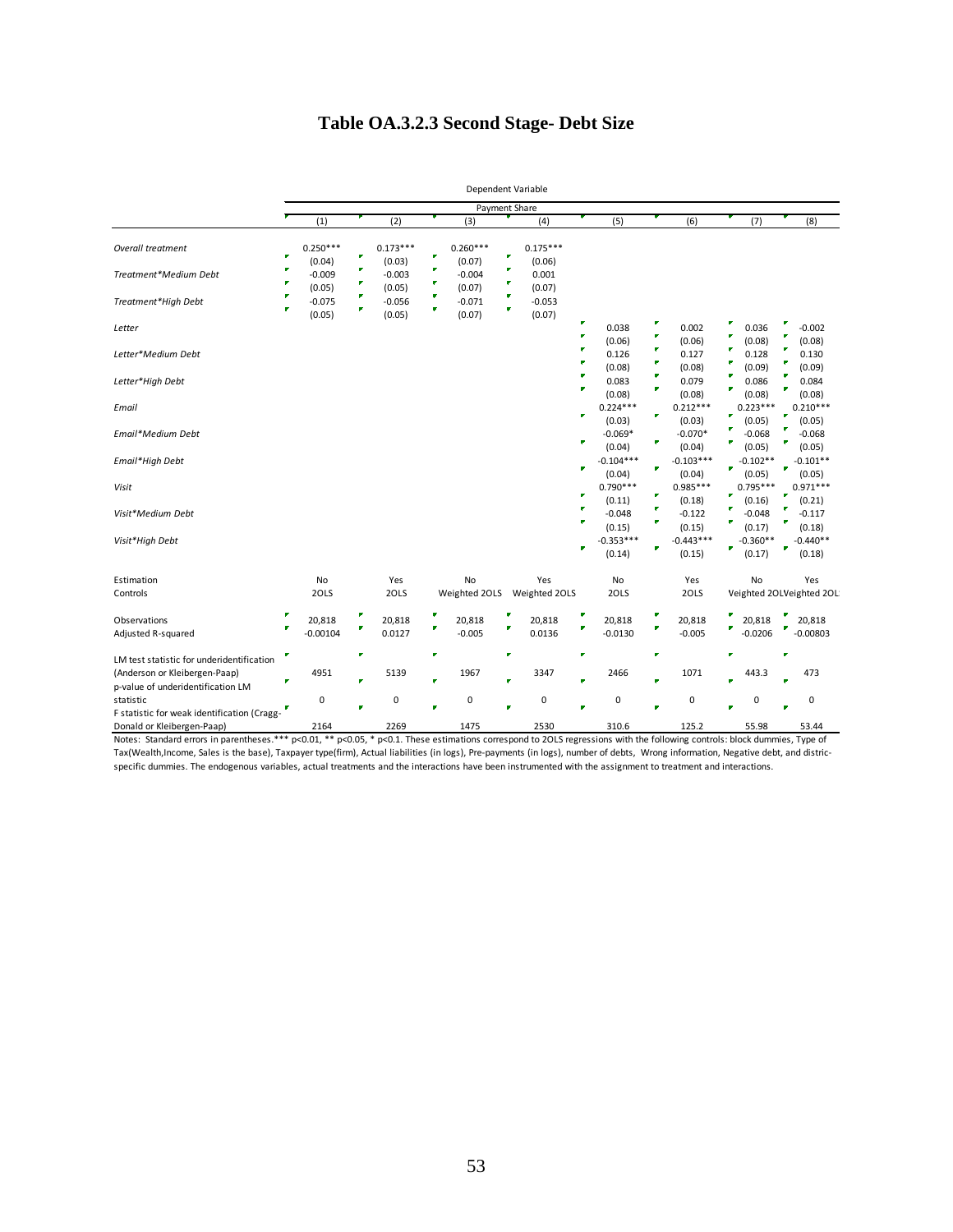# Table OA.3.2.3 Second Stage- Debt Size

| | Dependent Variable | | | | | | | |
|---|---|---|---|---|---|---|---|---|
| | Payment Share | | | | | | | |
| | (1) | (2) | (3) | (4) | (5) | (6) | (7) | (8) |
| *Overall treatment* | 0.250*** | 0.173*** | 0.260*** | 0.175*** | | | | |
| | (0.04) | (0.03) | (0.07) | (0.06) | | | | |
| *Treatment*Medium Debt* | -0.009 | -0.003 | -0.004 | 0.001 | | | | |
| | (0.05) | (0.05) | (0.07) | (0.07) | | | | |
| *Treatment*High Debt* | -0.075 | -0.056 | -0.071 | -0.053 | | | | |
| | (0.05) | (0.05) | (0.07) | (0.07) | | | | |
| *Letter* | | | | | 0.038 | 0.002 | 0.036 | -0.002 |
| | | | | | (0.06) | (0.06) | (0.08) | (0.08) |
| *Letter*Medium Debt* | | | | | 0.126 | 0.127 | 0.128 | 0.130 |
| | | | | | (0.08) | (0.08) | (0.09) | (0.09) |
| *Letter*High Debt* | | | | | 0.083 | 0.079 | 0.086 | 0.084 |
| | | | | | (0.08) | (0.08) | (0.08) | (0.08) |
| *Email* | | | | | 0.224*** | 0.212*** | 0.223*** | 0.210*** |
| | | | | | (0.03) | (0.03) | (0.05) | (0.05) |
| *Email*Medium Debt* | | | | | -0.069* | -0.070* | -0.068 | -0.068 |
| | | | | | (0.04) | (0.04) | (0.05) | (0.05) |
| *Email*High Debt* | | | | | -0.104*** | -0.103*** | -0.102** | -0.101** |
| | | | | | (0.04) | (0.04) | (0.05) | (0.05) |
| *Visit* | | | | | 0.790*** | 0.985*** | 0.795*** | 0.971*** |
| | | | | | (0.11) | (0.18) | (0.16) | (0.21) |
| *Visit*Medium Debt* | | | | | -0.048 | -0.122 | -0.048 | -0.117 |
| | | | | | (0.15) | (0.15) | (0.17) | (0.18) |
| *Visit*High Debt* | | | | | -0.353*** | -0.443*** | -0.360** | -0.440** |
| | | | | | (0.14) | (0.15) | (0.17) | (0.18) |
| Estimation | No | Yes | No | Yes | No | Yes | No | Yes |
| Controls | 2OLS | 2OLS | Weighted 2OLS | Weighted 2OLS | 2OLS | 2OLS | Weighted 2OLS | Weighted 2OLS |
| Observations | 20,818 | 20,818 | 20,818 | 20,818 | 20,818 | 20,818 | 20,818 | 20,818 |
| Adjusted R-squared | -0.00104 | 0.0127 | -0.005 | 0.0136 | -0.0130 | -0.005 | -0.0206 | -0.00803 |
| LM test statistic for underidentification (Anderson or Kleibergen-Paap) | 4951 | 5139 | 1967 | 3347 | 2466 | 1071 | 443.3 | 473 |
| p-value of underidentification LM statistic | 0 | 0 | 0 | 0 | 0 | 0 | 0 | 0 |
| F statistic for weak identification (Cragg-Donald or Kleibergen-Paap) | 2164 | 2269 | 1475 | 2530 | 310.6 | 125.2 | 55.98 | 53.44 |

Notes: Standard errors in parentheses.*** p<0.01, ** p<0.05, * p<0.1. These estimations correspond to 2OLS regressions with the following controls: block dummies, Type of Tax(Wealth,Income, Sales is the base), Taxpayer type(firm), Actual liabilities (in logs), Pre-payments (in logs), number of debts, Wrong information, Negative debt, and distric-specific dummies. The endogenous variables, actual treatments and the interactions have been instrumented with the assignment to treatment and interactions.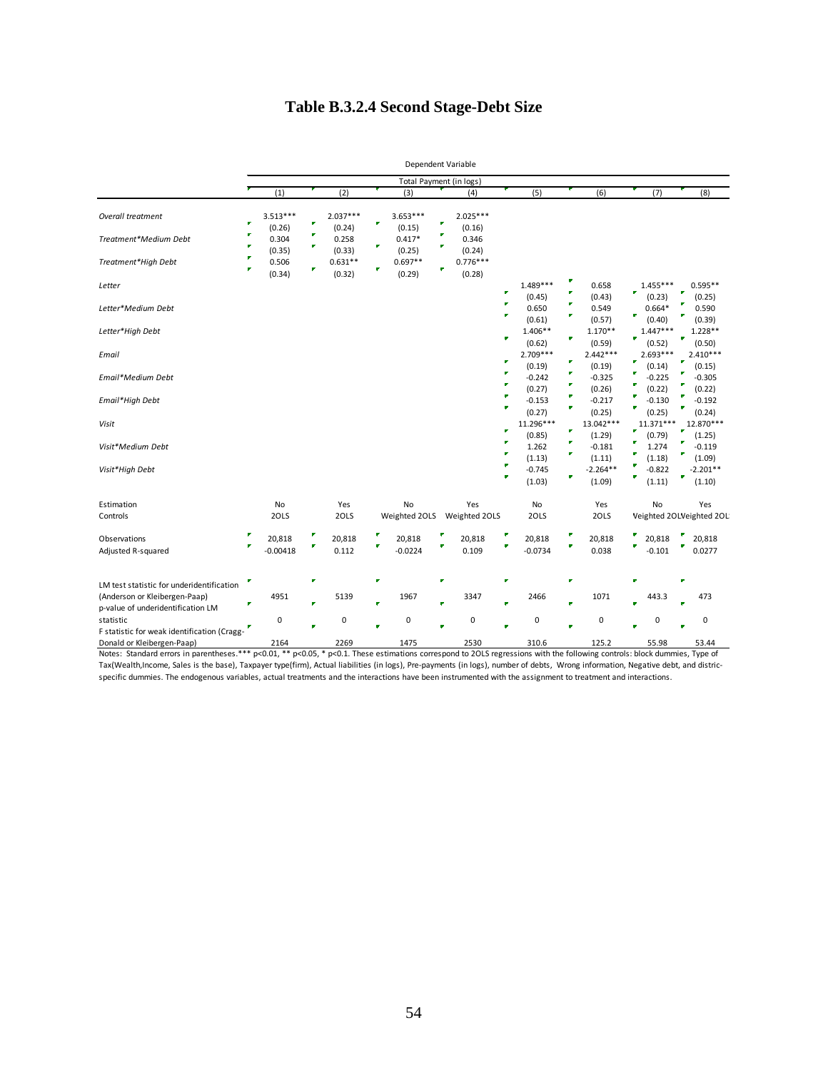# Table B.3.2.4 Second Stage-Debt Size

| | Dependent Variable | | | | | | | |
|---|---|---|---|---|---|---|---|---|
| | Total Payment (in logs) | | | | | | | |
| | (1) | (2) | (3) | (4) | (5) | (6) | (7) | (8) |
| *Overall treatment* | 3.513*** | 2.037*** | 3.653*** | 2.025*** | | | | |
| | (0.26) | (0.24) | (0.15) | (0.16) | | | | |
| *Treatment*Medium Debt* | 0.304 | 0.258 | 0.417* | 0.346 | | | | |
| | (0.35) | (0.33) | (0.25) | (0.24) | | | | |
| *Treatment*High Debt* | 0.506 | 0.631** | 0.697** | 0.776*** | | | | |
| | (0.34) | (0.32) | (0.29) | (0.28) | | | | |
| *Letter* | | | | | 1.489*** | 0.658 | 1.455*** | 0.595** |
| | | | | | (0.45) | (0.43) | (0.23) | (0.25) |
| *Letter*Medium Debt* | | | | | 0.650 | 0.549 | 0.664* | 0.590 |
| | | | | | (0.61) | (0.57) | (0.40) | (0.39) |
| *Letter*High Debt* | | | | | 1.406** | 1.170** | 1.447*** | 1.228** |
| | | | | | (0.62) | (0.59) | (0.52) | (0.50) |
| *Email* | | | | | 2.709*** | 2.442*** | 2.693*** | 2.410*** |
| | | | | | (0.19) | (0.19) | (0.14) | (0.15) |
| *Email*Medium Debt* | | | | | -0.242 | -0.325 | -0.225 | -0.305 |
| | | | | | (0.27) | (0.26) | (0.22) | (0.22) |
| *Email*High Debt* | | | | | -0.153 | -0.217 | -0.130 | -0.192 |
| | | | | | (0.27) | (0.25) | (0.25) | (0.24) |
| *Visit* | | | | | 11.296*** | 13.042*** | 11.371*** | 12.870*** |
| | | | | | (0.85) | (1.29) | (0.79) | (1.25) |
| *Visit*Medium Debt* | | | | | 1.262 | -0.181 | 1.274 | -0.119 |
| | | | | | (1.13) | (1.11) | (1.18) | (1.09) |
| *Visit*High Debt* | | | | | -0.745 | -2.264** | -0.822 | -2.201** |
| | | | | | (1.03) | (1.09) | (1.11) | (1.10) |
| Estimation | No | Yes | No | Yes | No | Yes | No | Yes |
| Controls | 2OLS | 2OLS | Weighted 2OLS | Weighted 2OLS | 2OLS | 2OLS | Weighted 2OLS | Weighted 2OLS |
| Observations | 20,818 | 20,818 | 20,818 | 20,818 | 20,818 | 20,818 | 20,818 | 20,818 |
| Adjusted R-squared | -0.00418 | 0.112 | -0.0224 | 0.109 | -0.0734 | 0.038 | -0.101 | 0.0277 |
| LM test statistic for underidentification (Anderson or Kleibergen-Paap) | 4951 | 5139 | 1967 | 3347 | 2466 | 1071 | 443.3 | 473 |
| p-value of underidentification LM statistic | 0 | 0 | 0 | 0 | 0 | 0 | 0 | 0 |
| F statistic for weak identification (Cragg-Donald or Kleibergen-Paap) | 2164 | 2269 | 1475 | 2530 | 310.6 | 125.2 | 55.98 | 53.44 |

Notes: Standard errors in parentheses.*** p<0.01, ** p<0.05, * p<0.1. These estimations correspond to 2OLS regressions with the following controls: block dummies, Type of Tax(Wealth,Income, Sales is the base), Taxpayer type(firm), Actual liabilities (in logs), Pre-payments (in logs), number of debts, Wrong information, Negative debt, and distric-specific dummies. The endogenous variables, actual treatments and the interactions have been instrumented with the assignment to treatment and interactions.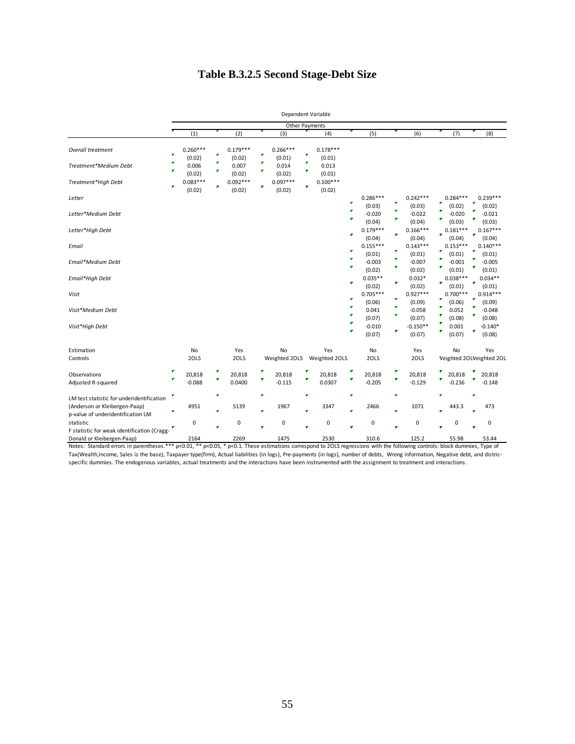# Table B.3.2.5 Second Stage-Debt Size

| | Dependent Variable | | | | | | | |
|---|---|---|---|---|---|---|---|---|
| | Other Payments | | | | | | | |
| | (1) | (2) | (3) | (4) | (5) | (6) | (7) | (8) |
| *Overall treatment* | 0.260*** | 0.179*** | 0.266*** | 0.178*** | | | | |
| | (0.02) | (0.02) | (0.01) | (0.01) | | | | |
| *Treatment*Medium Debt* | 0.006 | 0.007 | 0.014 | 0.013 | | | | |
| | (0.02) | (0.02) | (0.02) | (0.01) | | | | |
| *Treatment*High Debt* | 0.083*** | 0.092*** | 0.097*** | 0.100*** | | | | |
| | (0.02) | (0.02) | (0.02) | (0.02) | | | | |
| *Letter* | | | | | 0.286*** | 0.242*** | 0.284*** | 0.239*** |
| | | | | | (0.03) | (0.03) | (0.02) | (0.02) |
| *Letter*Medium Debt* | | | | | -0.020 | -0.022 | -0.020 | -0.021 |
| | | | | | (0.04) | (0.04) | (0.03) | (0.03) |
| *Letter*High Debt* | | | | | 0.179*** | 0.166*** | 0.181*** | 0.167*** |
| | | | | | (0.04) | (0.04) | (0.04) | (0.04) |
| *Email* | | | | | 0.155*** | 0.143*** | 0.153*** | 0.140*** |
| | | | | | (0.01) | (0.01) | (0.01) | (0.01) |
| *Email*Medium Debt* | | | | | -0.003 | -0.007 | -0.001 | -0.005 |
| | | | | | (0.02) | (0.02) | (0.01) | (0.01) |
| *Email*High Debt* | | | | | 0.035** | 0.032* | 0.038*** | 0.034** |
| | | | | | (0.02) | (0.02) | (0.01) | (0.01) |
| *Visit* | | | | | 0.705*** | 0.927*** | 0.700*** | 0.914*** |
| | | | | | (0.06) | (0.09) | (0.06) | (0.09) |
| *Visit*Medium Debt* | | | | | 0.041 | -0.058 | 0.052 | -0.048 |
| | | | | | (0.07) | (0.07) | (0.08) | (0.08) |
| *Visit*High Debt* | | | | | -0.010 | -0.150** | 0.001 | -0.140* |
| | | | | | (0.07) | (0.07) | (0.07) | (0.08) |
| Estimation | No | Yes | No | Yes | No | Yes | No | Yes |
| Controls | 2OLS | 2OLS | Weighted 2OLS | Weighted 2OLS | 2OLS | 2OLS | Weighted 2OLS | Weighted 2OLS |
| Observations | 20,818 | 20,818 | 20,818 | 20,818 | 20,818 | 20,818 | 20,818 | 20,818 |
| Adjusted R-squared | -0.088 | 0.0400 | -0.115 | 0.0307 | -0.205 | -0.129 | -0.236 | -0.148 |
| LM test statistic for underidentification (Anderson or Kleibergen-Paap) | 4951 | 5139 | 1967 | 3347 | 2466 | 1071 | 443.3 | 473 |
| p-value of underidentification LM statistic | 0 | 0 | 0 | 0 | 0 | 0 | 0 | 0 |
| F statistic for weak identification (Cragg-Donald or Kleibergen-Paap) | 2164 | 2269 | 1475 | 2530 | 310.6 | 125.2 | 55.98 | 53.44 |

Notes: Standard errors in parentheses.*** p<0.01, ** p<0.05, * p<0.1. These estimations correspond to 2OLS regressions with the following controls: block dummies, Type of Tax(Wealth,Income, Sales is the base), Taxpayer type(firm), Actual liabilities (in logs), Pre-payments (in logs), number of debts, Wrong information, Negative debt, and distric-specific dummies. The endogenous variables, actual treatments and the interactions have been instrumented with the assignment to treatment and interactions.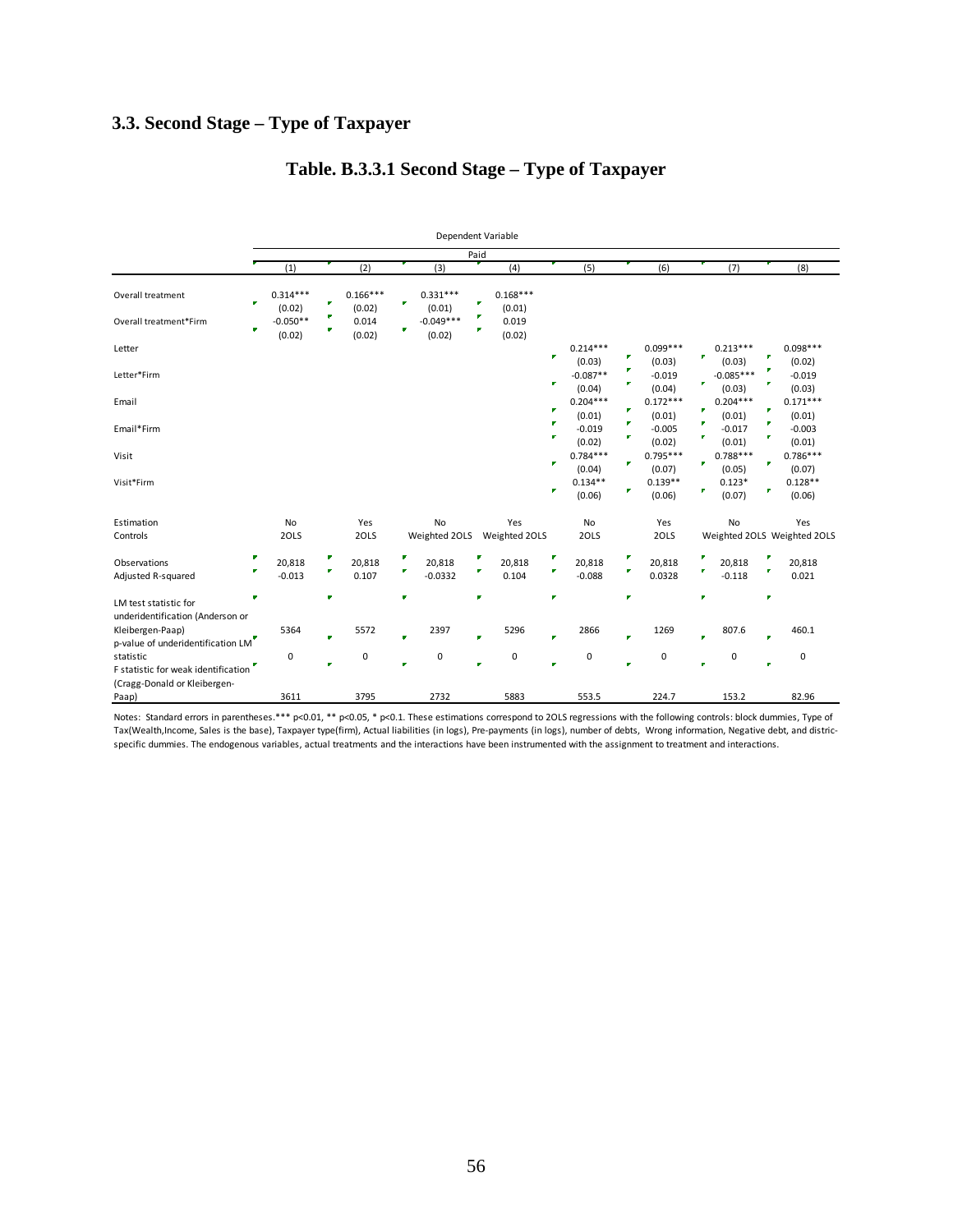### 3.3. Second Stage – Type of Taxpayer

## Table. B.3.3.1 Second Stage – Type of Taxpayer

| | Dependent Variable | | | | | | | |
|---|---|---|---|---|---|---|---|---|
| | Paid | | | | | | | |
| | (1) | (2) | (3) | (4) | (5) | (6) | (7) | (8) |
| Overall treatment | 0.314*** | 0.166*** | 0.331*** | 0.168*** | | | | |
| | (0.02) | (0.02) | (0.01) | (0.01) | | | | |
| Overall treatment*Firm | -0.050** | 0.014 | -0.049*** | 0.019 | | | | |
| | (0.02) | (0.02) | (0.02) | (0.02) | | | | |
| Letter | | | | | 0.214*** | 0.099*** | 0.213*** | 0.098*** |
| | | | | | (0.03) | (0.03) | (0.03) | (0.02) |
| Letter*Firm | | | | | -0.087** | -0.019 | -0.085*** | -0.019 |
| | | | | | (0.04) | (0.04) | (0.03) | (0.03) |
| Email | | | | | 0.204*** | 0.172*** | 0.204*** | 0.171*** |
| | | | | | (0.01) | (0.01) | (0.01) | (0.01) |
| Email*Firm | | | | | -0.019 | -0.005 | -0.017 | -0.003 |
| | | | | | (0.02) | (0.02) | (0.01) | (0.01) |
| Visit | | | | | 0.784*** | 0.795*** | 0.788*** | 0.786*** |
| | | | | | (0.04) | (0.07) | (0.05) | (0.07) |
| Visit*Firm | | | | | 0.134** | 0.139** | 0.123* | 0.128** |
| | | | | | (0.06) | (0.06) | (0.07) | (0.06) |
| Estimation | No | Yes | No | Yes | No | Yes | No | Yes |
| Controls | 2OLS | 2OLS | Weighted 2OLS | Weighted 2OLS | 2OLS | 2OLS | Weighted 2OLS | Weighted 2OLS |
| Observations | 20,818 | 20,818 | 20,818 | 20,818 | 20,818 | 20,818 | 20,818 | 20,818 |
| Adjusted R-squared | -0.013 | 0.107 | -0.0332 | 0.104 | -0.088 | 0.0328 | -0.118 | 0.021 |
| LM test statistic for underidentification (Anderson or Kleibergen-Paap) | 5364 | 5572 | 2397 | 5296 | 2866 | 1269 | 807.6 | 460.1 |
| p-value of underidentification LM statistic | 0 | 0 | 0 | 0 | 0 | 0 | 0 | 0 |
| F statistic for weak identification (Cragg-Donald or Kleibergen-Paap) | 3611 | 3795 | 2732 | 5883 | 553.5 | 224.7 | 153.2 | 82.96 |

Notes: Standard errors in parentheses.*** p<0.01, ** p<0.05, * p<0.1. These estimations correspond to 2OLS regressions with the following controls: block dummies, Type of Tax(Wealth,Income, Sales is the base), Taxpayer type(firm), Actual liabilities (in logs), Pre-payments (in logs), number of debts, Wrong information, Negative debt, and distric-specific dummies. The endogenous variables, actual treatments and the interactions have been instrumented with the assignment to treatment and interactions.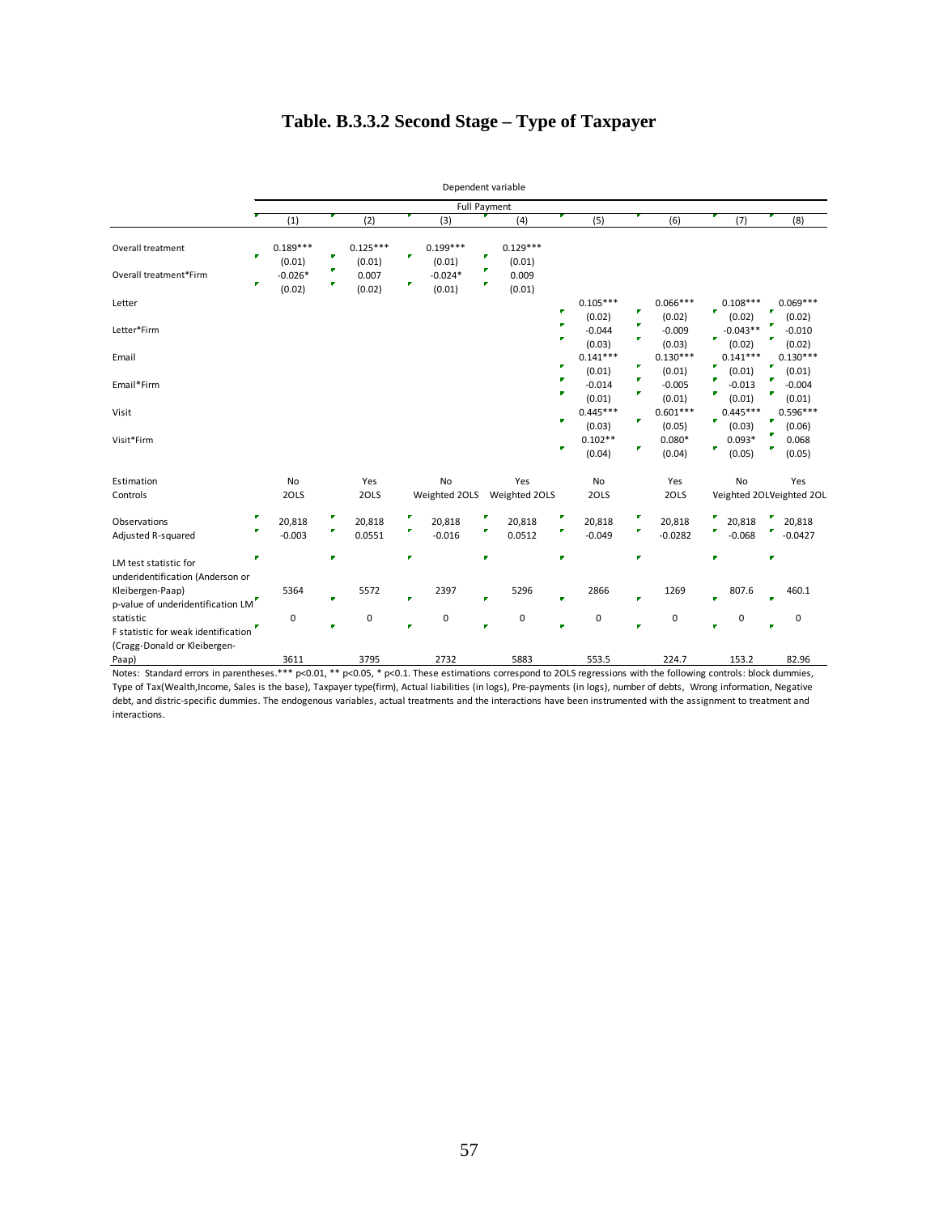## Table. B.3.3.2 Second Stage – Type of Taxpayer

| | Dependent variable | | | | | | | |
|---|---|---|---|---|---|---|---|---|
| | Full Payment | | | | | | | |
| | (1) | (2) | (3) | (4) | (5) | (6) | (7) | (8) |
| Overall treatment | 0.189*** | 0.125*** | 0.199*** | 0.129*** | | | | |
| | (0.01) | (0.01) | (0.01) | (0.01) | | | | |
| Overall treatment*Firm | -0.026* | 0.007 | -0.024* | 0.009 | | | | |
| | (0.02) | (0.02) | (0.01) | (0.01) | | | | |
| Letter | | | | | 0.105*** | 0.066*** | 0.108*** | 0.069*** |
| | | | | | (0.02) | (0.02) | (0.02) | (0.02) |
| Letter*Firm | | | | | -0.044 | -0.009 | -0.043** | -0.010 |
| | | | | | (0.03) | (0.03) | (0.02) | (0.02) |
| Email | | | | | 0.141*** | 0.130*** | 0.141*** | 0.130*** |
| | | | | | (0.01) | (0.01) | (0.01) | (0.01) |
| Email*Firm | | | | | -0.014 | -0.005 | -0.013 | -0.004 |
| | | | | | (0.01) | (0.01) | (0.01) | (0.01) |
| Visit | | | | | 0.445*** | 0.601*** | 0.445*** | 0.596*** |
| | | | | | (0.03) | (0.05) | (0.03) | (0.06) |
| Visit*Firm | | | | | 0.102** | 0.080* | 0.093* | 0.068 |
| | | | | | (0.04) | (0.04) | (0.05) | (0.05) |
| Estimation | No | Yes | No | Yes | No | Yes | No | Yes |
| Controls | 2OLS | 2OLS | Weighted 2OLS | Weighted 2OLS | 2OLS | 2OLS | Veighted 2OL | Veighted 2OL |
| Observations | 20,818 | 20,818 | 20,818 | 20,818 | 20,818 | 20,818 | 20,818 | 20,818 |
| Adjusted R-squared | -0.003 | 0.0551 | -0.016 | 0.0512 | -0.049 | -0.0282 | -0.068 | -0.0427 |
| LM test statistic for underidentification (Anderson or Kleibergen-Paap) | 5364 | 5572 | 2397 | 5296 | 2866 | 1269 | 807.6 | 460.1 |
| p-value of underidentification LM statistic | 0 | 0 | 0 | 0 | 0 | 0 | 0 | 0 |
| F statistic for weak identification (Cragg-Donald or Kleibergen-Paap) | 3611 | 3795 | 2732 | 5883 | 553.5 | 224.7 | 153.2 | 82.96 |

Notes: Standard errors in parentheses.*** p<0.01, ** p<0.05, * p<0.1. These estimations correspond to 2OLS regressions with the following controls: block dummies, Type of Tax(Wealth,Income, Sales is the base), Taxpayer type(firm), Actual liabilities (in logs), Pre-payments (in logs), number of debts, Wrong information, Negative debt, and distric-specific dummies. The endogenous variables, actual treatments and the interactions have been instrumented with the assignment to treatment and interactions.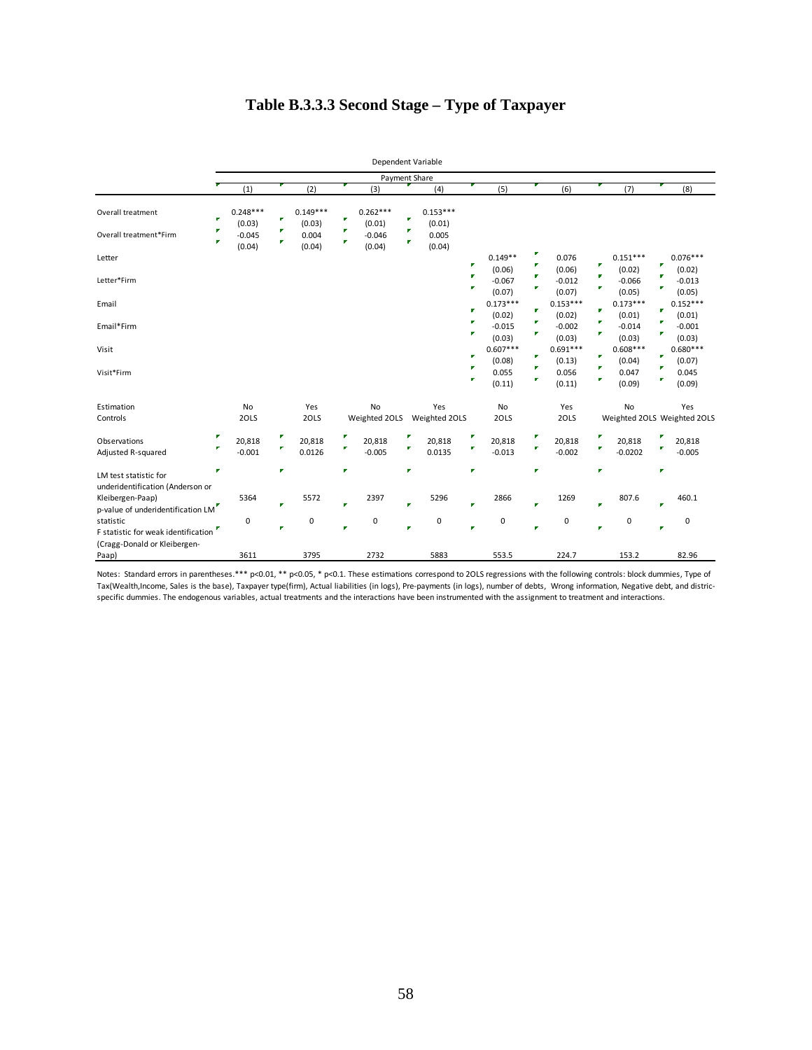# Table B.3.3.3 Second Stage – Type of Taxpayer

| | Dependent Variable | | | | | | | |
|---|---|---|---|---|---|---|---|---|
| | Payment Share | | | | | | | |
| | (1) | (2) | (3) | (4) | (5) | (6) | (7) | (8) |
| Overall treatment | 0.248*** | 0.149*** | 0.262*** | 0.153*** | | | | |
| | (0.03) | (0.03) | (0.01) | (0.01) | | | | |
| Overall treatment*Firm | -0.045 | 0.004 | -0.046 | 0.005 | | | | |
| | (0.04) | (0.04) | (0.04) | (0.04) | | | | |
| Letter | | | | | 0.149** | 0.076 | 0.151*** | 0.076*** |
| | | | | | (0.06) | (0.06) | (0.02) | (0.02) |
| Letter*Firm | | | | | -0.067 | -0.012 | -0.066 | -0.013 |
| | | | | | (0.07) | (0.07) | (0.05) | (0.05) |
| Email | | | | | 0.173*** | 0.153*** | 0.173*** | 0.152*** |
| | | | | | (0.02) | (0.02) | (0.01) | (0.01) |
| Email*Firm | | | | | -0.015 | -0.002 | -0.014 | -0.001 |
| | | | | | (0.03) | (0.03) | (0.03) | (0.03) |
| Visit | | | | | 0.607*** | 0.691*** | 0.608*** | 0.680*** |
| | | | | | (0.08) | (0.13) | (0.04) | (0.07) |
| Visit*Firm | | | | | 0.055 | 0.056 | 0.047 | 0.045 |
| | | | | | (0.11) | (0.11) | (0.09) | (0.09) |
| Estimation | No | Yes | No | Yes | No | Yes | No | Yes |
| Controls | 2OLS | 2OLS | Weighted 2OLS | Weighted 2OLS | 2OLS | 2OLS | Weighted 2OLS | Weighted 2OLS |
| Observations | 20,818 | 20,818 | 20,818 | 20,818 | 20,818 | 20,818 | 20,818 | 20,818 |
| Adjusted R-squared | -0.001 | 0.0126 | -0.005 | 0.0135 | -0.013 | -0.002 | -0.0202 | -0.005 |
| LM test statistic for underidentification (Anderson or Kleibergen-Paap) | 5364 | 5572 | 2397 | 5296 | 2866 | 1269 | 807.6 | 460.1 |
| p-value of underidentification LM statistic | 0 | 0 | 0 | 0 | 0 | 0 | 0 | 0 |
| F statistic for weak identification (Cragg-Donald or Kleibergen-Paap) | 3611 | 3795 | 2732 | 5883 | 553.5 | 224.7 | 153.2 | 82.96 |

Notes: Standard errors in parentheses.*** p<0.01, ** p<0.05, * p<0.1. These estimations correspond to 2OLS regressions with the following controls: block dummies, Type of Tax(Wealth,Income, Sales is the base), Taxpayer type(firm), Actual liabilities (in logs), Pre-payments (in logs), number of debts, Wrong information, Negative debt, and distric-specific dummies. The endogenous variables, actual treatments and the interactions have been instrumented with the assignment to treatment and interactions.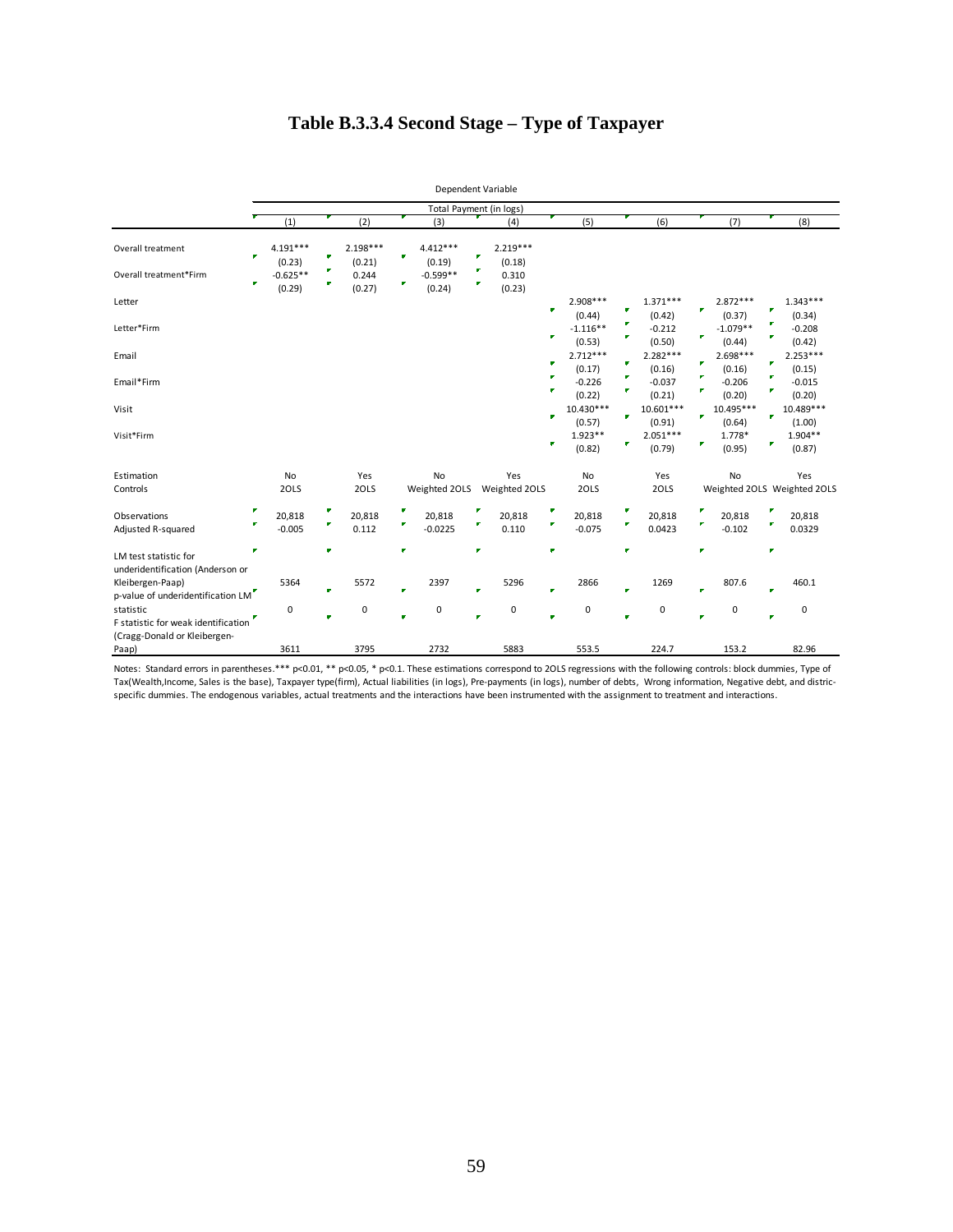# Table B.3.3.4 Second Stage – Type of Taxpayer

| | Dependent Variable | | | | | | | |
|---|---|---|---|---|---|---|---|---|
| | Total Payment (in logs) | | | | | | | |
| | (1) | (2) | (3) | (4) | (5) | (6) | (7) | (8) |
| Overall treatment | 4.191*** | 2.198*** | 4.412*** | 2.219*** | | | | |
| | (0.23) | (0.21) | (0.19) | (0.18) | | | | |
| Overall treatment*Firm | -0.625** | 0.244 | -0.599** | 0.310 | | | | |
| | (0.29) | (0.27) | (0.24) | (0.23) | | | | |
| Letter | | | | | 2.908*** | 1.371*** | 2.872*** | 1.343*** |
| | | | | | (0.44) | (0.42) | (0.37) | (0.34) |
| Letter*Firm | | | | | -1.116** | -0.212 | -1.079** | -0.208 |
| | | | | | (0.53) | (0.50) | (0.44) | (0.42) |
| Email | | | | | 2.712*** | 2.282*** | 2.698*** | 2.253*** |
| | | | | | (0.17) | (0.16) | (0.16) | (0.15) |
| Email*Firm | | | | | -0.226 | -0.037 | -0.206 | -0.015 |
| | | | | | (0.22) | (0.21) | (0.20) | (0.20) |
| Visit | | | | | 10.430*** | 10.601*** | 10.495*** | 10.489*** |
| | | | | | (0.57) | (0.91) | (0.64) | (1.00) |
| Visit*Firm | | | | | 1.923** | 2.051*** | 1.778* | 1.904** |
| | | | | | (0.82) | (0.79) | (0.95) | (0.87) |
| Estimation | No | Yes | No | Yes | No | Yes | No | Yes |
| Controls | 2OLS | 2OLS | Weighted 2OLS | Weighted 2OLS | 2OLS | 2OLS | Weighted 2OLS | Weighted 2OLS |
| Observations | 20,818 | 20,818 | 20,818 | 20,818 | 20,818 | 20,818 | 20,818 | 20,818 |
| Adjusted R-squared | -0.005 | 0.112 | -0.0225 | 0.110 | -0.075 | 0.0423 | -0.102 | 0.0329 |
| LM test statistic for underidentification (Anderson or Kleibergen-Paap) | 5364 | 5572 | 2397 | 5296 | 2866 | 1269 | 807.6 | 460.1 |
| p-value of underidentification LM statistic | 0 | 0 | 0 | 0 | 0 | 0 | 0 | 0 |
| F statistic for weak identification (Cragg-Donald or Kleibergen-Paap) | 3611 | 3795 | 2732 | 5883 | 553.5 | 224.7 | 153.2 | 82.96 |

Notes: Standard errors in parentheses.*** p<0.01, ** p<0.05, * p<0.1. These estimations correspond to 2OLS regressions with the following controls: block dummies, Type of Tax(Wealth,Income, Sales is the base), Taxpayer type(firm), Actual liabilities (in logs), Pre-payments (in logs), number of debts, Wrong information, Negative debt, and distric-specific dummies. The endogenous variables, actual treatments and the interactions have been instrumented with the assignment to treatment and interactions.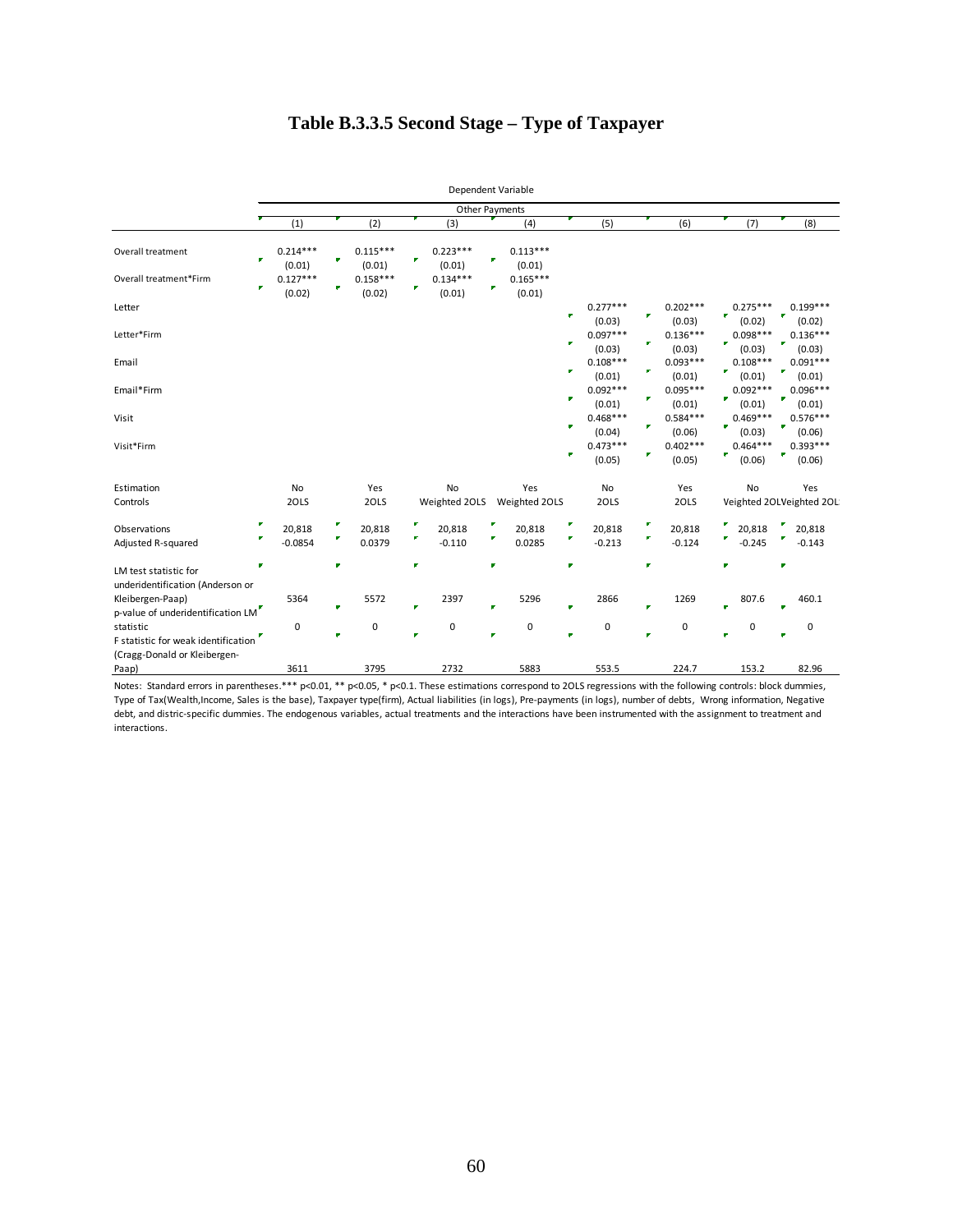# Table B.3.3.5 Second Stage – Type of Taxpayer

| | Dependent Variable | | | | | | | |
|---|---|---|---|---|---|---|---|---|
| | Other Payments | | | | | | | |
| | (1) | (2) | (3) | (4) | (5) | (6) | (7) | (8) |
| Overall treatment | 0.214*** | 0.115*** | 0.223*** | 0.113*** | | | | |
| | (0.01) | (0.01) | (0.01) | (0.01) | | | | |
| Overall treatment*Firm | 0.127*** | 0.158*** | 0.134*** | 0.165*** | | | | |
| | (0.02) | (0.02) | (0.01) | (0.01) | | | | |
| Letter | | | | | 0.277*** | 0.202*** | 0.275*** | 0.199*** |
| | | | | | (0.03) | (0.03) | (0.02) | (0.02) |
| Letter*Firm | | | | | 0.097*** | 0.136*** | 0.098*** | 0.136*** |
| | | | | | (0.03) | (0.03) | (0.03) | (0.03) |
| Email | | | | | 0.108*** | 0.093*** | 0.108*** | 0.091*** |
| | | | | | (0.01) | (0.01) | (0.01) | (0.01) |
| Email*Firm | | | | | 0.092*** | 0.095*** | 0.092*** | 0.096*** |
| | | | | | (0.01) | (0.01) | (0.01) | (0.01) |
| Visit | | | | | 0.468*** | 0.584*** | 0.469*** | 0.576*** |
| | | | | | (0.04) | (0.06) | (0.03) | (0.06) |
| Visit*Firm | | | | | 0.473*** | 0.402*** | 0.464*** | 0.393*** |
| | | | | | (0.05) | (0.05) | (0.06) | (0.06) |
| Estimation | No | Yes | No | Yes | No | Yes | No | Yes |
| Controls | 2OLS | 2OLS | Weighted 2OLS | Weighted 2OLS | 2OLS | 2OLS | Weighted 2OL | Weighted 2OL |
| Observations | 20,818 | 20,818 | 20,818 | 20,818 | 20,818 | 20,818 | 20,818 | 20,818 |
| Adjusted R-squared | -0.0854 | 0.0379 | -0.110 | 0.0285 | -0.213 | -0.124 | -0.245 | -0.143 |
| LM test statistic for underidentification (Anderson or Kleibergen-Paap) | 5364 | 5572 | 2397 | 5296 | 2866 | 1269 | 807.6 | 460.1 |
| p-value of underidentification LM statistic | 0 | 0 | 0 | 0 | 0 | 0 | 0 | 0 |
| F statistic for weak identification (Cragg-Donald or Kleibergen-Paap) | 3611 | 3795 | 2732 | 5883 | 553.5 | 224.7 | 153.2 | 82.96 |

Notes: Standard errors in parentheses.*** p<0.01, ** p<0.05, * p<0.1. These estimations correspond to 2OLS regressions with the following controls: block dummies, Type of Tax(Wealth,Income, Sales is the base), Taxpayer type(firm), Actual liabilities (in logs), Pre-payments (in logs), number of debts, Wrong information, Negative debt, and distric-specific dummies. The endogenous variables, actual treatments and the interactions have been instrumented with the assignment to treatment and interactions.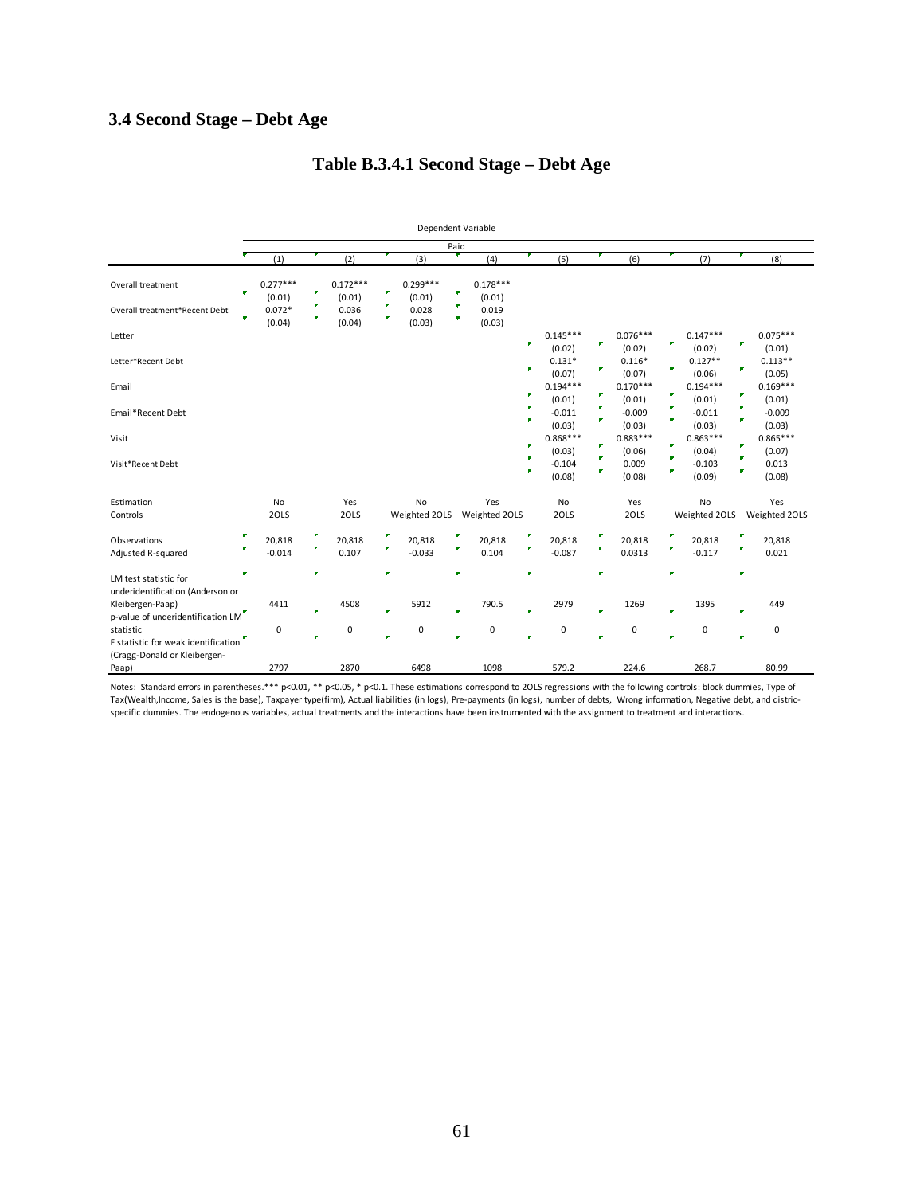## 3.4 Second Stage – Debt Age

### Table B.3.4.1 Second Stage – Debt Age

| | Dependent Variable | | | | | | | |
|---|---|---|---|---|---|---|---|---|
| | Paid | | | | | | | |
| | (1) | (2) | (3) | (4) | (5) | (6) | (7) | (8) |
| Overall treatment | 0.277*** | 0.172*** | 0.299*** | 0.178*** | | | | |
| | (0.01) | (0.01) | (0.01) | (0.01) | | | | |
| Overall treatment*Recent Debt | 0.072* | 0.036 | 0.028 | 0.019 | | | | |
| | (0.04) | (0.04) | (0.03) | (0.03) | | | | |
| Letter | | | | | 0.145*** | 0.076*** | 0.147*** | 0.075*** |
| | | | | | (0.02) | (0.02) | (0.02) | (0.01) |
| Letter*Recent Debt | | | | | 0.131* | 0.116* | 0.127** | 0.113** |
| | | | | | (0.07) | (0.07) | (0.06) | (0.05) |
| Email | | | | | 0.194*** | 0.170*** | 0.194*** | 0.169*** |
| | | | | | (0.01) | (0.01) | (0.01) | (0.01) |
| Email*Recent Debt | | | | | -0.011 | -0.009 | -0.011 | -0.009 |
| | | | | | (0.03) | (0.03) | (0.03) | (0.03) |
| Visit | | | | | 0.868*** | 0.883*** | 0.863*** | 0.865*** |
| | | | | | (0.03) | (0.06) | (0.04) | (0.07) |
| Visit*Recent Debt | | | | | -0.104 | 0.009 | -0.103 | 0.013 |
| | | | | | (0.08) | (0.08) | (0.09) | (0.08) |
| Estimation | No | Yes | No | Yes | No | Yes | No | Yes |
| Controls | 2OLS | 2OLS | Weighted 2OLS | Weighted 2OLS | 2OLS | 2OLS | Weighted 2OLS | Weighted 2OLS |
| Observations | 20,818 | 20,818 | 20,818 | 20,818 | 20,818 | 20,818 | 20,818 | 20,818 |
| Adjusted R-squared | -0.014 | 0.107 | -0.033 | 0.104 | -0.087 | 0.0313 | -0.117 | 0.021 |
| LM test statistic for underidentification (Anderson or Kleibergen-Paap) | 4411 | 4508 | 5912 | 790.5 | 2979 | 1269 | 1395 | 449 |
| p-value of underidentification LM statistic | 0 | 0 | 0 | 0 | 0 | 0 | 0 | 0 |
| F statistic for weak identification (Cragg-Donald or Kleibergen-Paap) | 2797 | 2870 | 6498 | 1098 | 579.2 | 224.6 | 268.7 | 80.99 |

Notes: Standard errors in parentheses.*** p<0.01, ** p<0.05, * p<0.1. These estimations correspond to 2OLS regressions with the following controls: block dummies, Type of Tax(Wealth,Income, Sales is the base), Taxpayer type(firm), Actual liabilities (in logs), Pre-payments (in logs), number of debts, Wrong information, Negative debt, and distric-specific dummies. The endogenous variables, actual treatments and the interactions have been instrumented with the assignment to treatment and interactions.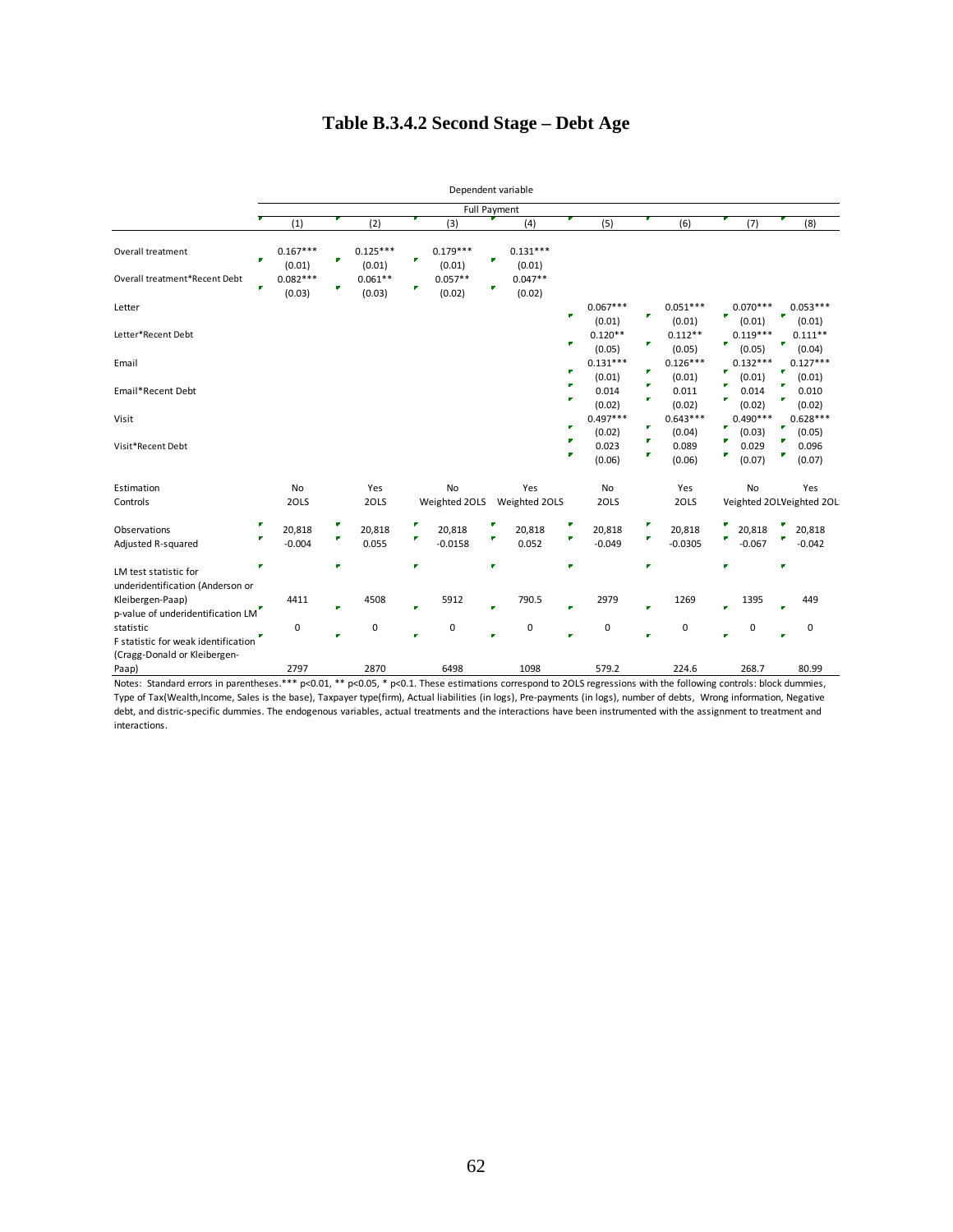# Table B.3.4.2 Second Stage – Debt Age

| | Dependent variable | | | | | | | |
|---|---|---|---|---|---|---|---|---|
| | Full Payment | | | | | | | |
| | (1) | (2) | (3) | (4) | (5) | (6) | (7) | (8) |
| Overall treatment | 0.167*** | 0.125*** | 0.179*** | 0.131*** | | | | |
| | (0.01) | (0.01) | (0.01) | (0.01) | | | | |
| Overall treatment*Recent Debt | 0.082*** | 0.061** | 0.057** | 0.047** | | | | |
| | (0.03) | (0.03) | (0.02) | (0.02) | | | | |
| Letter | | | | | 0.067*** | 0.051*** | 0.070*** | 0.053*** |
| | | | | | (0.01) | (0.01) | (0.01) | (0.01) |
| Letter*Recent Debt | | | | | 0.120** | 0.112** | 0.119*** | 0.111** |
| | | | | | (0.05) | (0.05) | (0.05) | (0.04) |
| Email | | | | | 0.131*** | 0.126*** | 0.132*** | 0.127*** |
| | | | | | (0.01) | (0.01) | (0.01) | (0.01) |
| Email*Recent Debt | | | | | 0.014 | 0.011 | 0.014 | 0.010 |
| | | | | | (0.02) | (0.02) | (0.02) | (0.02) |
| Visit | | | | | 0.497*** | 0.643*** | 0.490*** | 0.628*** |
| | | | | | (0.02) | (0.04) | (0.03) | (0.05) |
| Visit*Recent Debt | | | | | 0.023 | 0.089 | 0.029 | 0.096 |
| | | | | | (0.06) | (0.06) | (0.07) | (0.07) |
| Estimation | No | Yes | No | Yes | No | Yes | No | Yes |
| Controls | 2OLS | 2OLS | Weighted 2OLS | Weighted 2OLS | 2OLS | 2OLS | Veighted 2OL | Veighted 2OL |
| Observations | 20,818 | 20,818 | 20,818 | 20,818 | 20,818 | 20,818 | 20,818 | 20,818 |
| Adjusted R-squared | -0.004 | 0.055 | -0.0158 | 0.052 | -0.049 | -0.0305 | -0.067 | -0.042 |
| LM test statistic for underidentification (Anderson or Kleibergen-Paap) | 4411 | 4508 | 5912 | 790.5 | 2979 | 1269 | 1395 | 449 |
| p-value of underidentification LM statistic | 0 | 0 | 0 | 0 | 0 | 0 | 0 | 0 |
| F statistic for weak identification (Cragg-Donald or Kleibergen-Paap) | 2797 | 2870 | 6498 | 1098 | 579.2 | 224.6 | 268.7 | 80.99 |

Notes: Standard errors in parentheses.*** p<0.01, ** p<0.05, * p<0.1. These estimations correspond to 2OLS regressions with the following controls: block dummies, Type of Tax(Wealth,Income, Sales is the base), Taxpayer type(firm), Actual liabilities (in logs), Pre-payments (in logs), number of debts, Wrong information, Negative debt, and distric-specific dummies. The endogenous variables, actual treatments and the interactions have been instrumented with the assignment to treatment and interactions.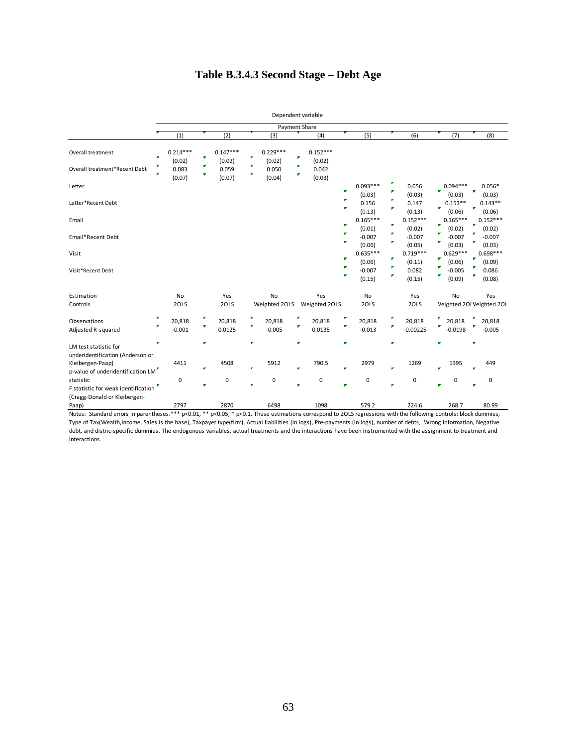# Table B.3.4.3 Second Stage – Debt Age

| | Dependent variable | | | | | | | |
|---|---|---|---|---|---|---|---|---|
| | Payment Share | | | | | | | |
| | (1) | (2) | (3) | (4) | (5) | (6) | (7) | (8) |
| Overall treatment | 0.214*** | 0.147*** | 0.229*** | 0.152*** | | | | |
| | (0.02) | (0.02) | (0.02) | (0.02) | | | | |
| Overall treatment*Recent Debt | 0.083 | 0.059 | 0.050 | 0.042 | | | | |
| | (0.07) | (0.07) | (0.04) | (0.03) | | | | |
| Letter | | | | | 0.093*** | 0.056 | 0.094*** | 0.056* |
| | | | | | (0.03) | (0.03) | (0.03) | (0.03) |
| Letter*Recent Debt | | | | | 0.156 | 0.147 | 0.153** | 0.143** |
| | | | | | (0.13) | (0.13) | (0.06) | (0.06) |
| Email | | | | | 0.165*** | 0.152*** | 0.165*** | 0.152*** |
| | | | | | (0.01) | (0.02) | (0.02) | (0.02) |
| Email*Recent Debt | | | | | -0.007 | -0.007 | -0.007 | -0.007 |
| | | | | | (0.06) | (0.05) | (0.03) | (0.03) |
| Visit | | | | | 0.635*** | 0.719*** | 0.629*** | 0.698*** |
| | | | | | (0.06) | (0.11) | (0.06) | (0.09) |
| Visit*Recent Debt | | | | | -0.007 | 0.082 | -0.005 | 0.086 |
| | | | | | (0.15) | (0.15) | (0.09) | (0.08) |
| Estimation | No | Yes | No | Yes | No | Yes | No | Yes |
| Controls | 2OLS | 2OLS | Weighted 2OLS | Weighted 2OLS | 2OLS | 2OLS | Weighted 2OLS | Weighted 2OLS |
| Observations | 20,818 | 20,818 | 20,818 | 20,818 | 20,818 | 20,818 | 20,818 | 20,818 |
| Adjusted R-squared | -0.001 | 0.0125 | -0.005 | 0.0135 | -0.013 | -0.00225 | -0.0198 | -0.005 |
| LM test statistic for underidentification (Anderson or Kleibergen-Paap) | 4411 | 4508 | 5912 | 790.5 | 2979 | 1269 | 1395 | 449 |
| p-value of underidentification LM statistic | 0 | 0 | 0 | 0 | 0 | 0 | 0 | 0 |
| F statistic for weak identification (Cragg-Donald or Kleibergen-Paap) | 2797 | 2870 | 6498 | 1098 | 579.2 | 224.6 | 268.7 | 80.99 |

Notes: Standard errors in parentheses.*** p<0.01, ** p<0.05, * p<0.1. These estimations correspond to 2OLS regressions with the following controls: block dummies, Type of Tax(Wealth,Income, Sales is the base), Taxpayer type(firm), Actual liabilities (in logs), Pre-payments (in logs), number of debts, Wrong information, Negative debt, and distric-specific dummies. The endogenous variables, actual treatments and the interactions have been instrumented with the assignment to treatment and interactions.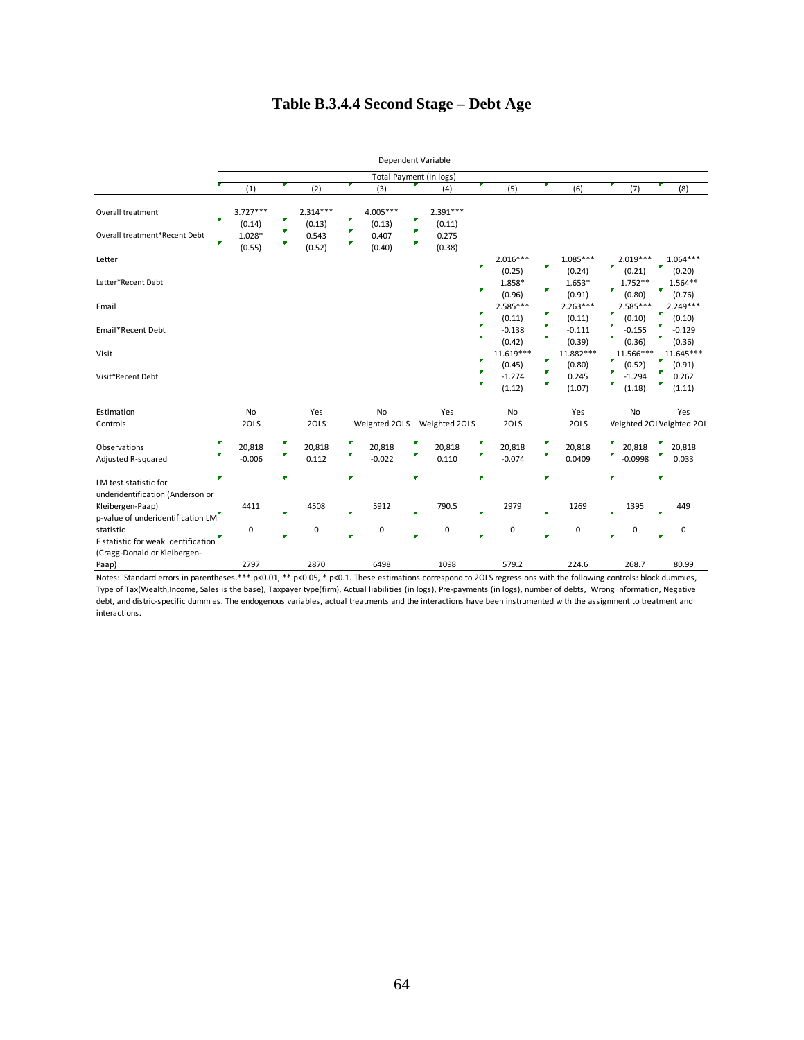# Table B.3.4.4 Second Stage – Debt Age

| | Dependent Variable | | | | | | | |
|---|---|---|---|---|---|---|---|---|
| | Total Payment (in logs) | | | | | | | |
| | (1) | (2) | (3) | (4) | (5) | (6) | (7) | (8) |
| Overall treatment | 3.727*** | 2.314*** | 4.005*** | 2.391*** | | | | |
| | (0.14) | (0.13) | (0.13) | (0.11) | | | | |
| Overall treatment*Recent Debt | 1.028* | 0.543 | 0.407 | 0.275 | | | | |
| | (0.55) | (0.52) | (0.40) | (0.38) | | | | |
| Letter | | | | | 2.016*** | 1.085*** | 2.019*** | 1.064*** |
| | | | | | (0.25) | (0.24) | (0.21) | (0.20) |
| Letter*Recent Debt | | | | | 1.858* | 1.653* | 1.752** | 1.564** |
| | | | | | (0.96) | (0.91) | (0.80) | (0.76) |
| Email | | | | | 2.585*** | 2.263*** | 2.585*** | 2.249*** |
| | | | | | (0.11) | (0.11) | (0.10) | (0.10) |
| Email*Recent Debt | | | | | -0.138 | -0.111 | -0.155 | -0.129 |
| | | | | | (0.42) | (0.39) | (0.36) | (0.36) |
| Visit | | | | | 11.619*** | 11.882*** | 11.566*** | 11.645*** |
| | | | | | (0.45) | (0.80) | (0.52) | (0.91) |
| Visit*Recent Debt | | | | | -1.274 | 0.245 | -1.294 | 0.262 |
| | | | | | (1.12) | (1.07) | (1.18) | (1.11) |
| Estimation | No | Yes | No | Yes | No | Yes | No | Yes |
| Controls | 2OLS | 2OLS | Weighted 2OLS | Weighted 2OLS | 2OLS | 2OLS | Veighted 2OL | Veighted 2OL |
| Observations | 20,818 | 20,818 | 20,818 | 20,818 | 20,818 | 20,818 | 20,818 | 20,818 |
| Adjusted R-squared | -0.006 | 0.112 | -0.022 | 0.110 | -0.074 | 0.0409 | -0.0998 | 0.033 |
| LM test statistic for underidentification (Anderson or Kleibergen-Paap) | 4411 | 4508 | 5912 | 790.5 | 2979 | 1269 | 1395 | 449 |
| p-value of underidentification LM statistic | 0 | 0 | 0 | 0 | 0 | 0 | 0 | 0 |
| F statistic for weak identification (Cragg-Donald or Kleibergen-Paap) | 2797 | 2870 | 6498 | 1098 | 579.2 | 224.6 | 268.7 | 80.99 |

Notes: Standard errors in parentheses.*** p<0.01, ** p<0.05, * p<0.1. These estimations correspond to 2OLS regressions with the following controls: block dummies, Type of Tax(Wealth,Income, Sales is the base), Taxpayer type(firm), Actual liabilities (in logs), Pre-payments (in logs), number of debts, Wrong information, Negative debt, and distric-specific dummies. The endogenous variables, actual treatments and the interactions have been instrumented with the assignment to treatment and interactions.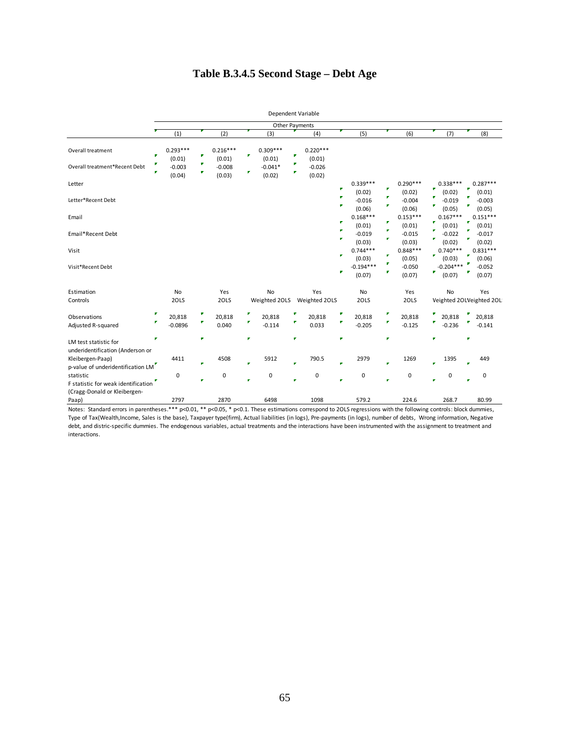# Table B.3.4.5 Second Stage – Debt Age

| | Dependent Variable | | | | | | | |
|---|---|---|---|---|---|---|---|---|
| | Other Payments | | | | | | | |
| | (1) | (2) | (3) | (4) | (5) | (6) | (7) | (8) |
| Overall treatment | 0.293*** | 0.216*** | 0.309*** | 0.220*** | | | | |
| | (0.01) | (0.01) | (0.01) | (0.01) | | | | |
| Overall treatment*Recent Debt | -0.003 | -0.008 | -0.041* | -0.026 | | | | |
| | (0.04) | (0.03) | (0.02) | (0.02) | | | | |
| Letter | | | | | 0.339*** | 0.290*** | 0.338*** | 0.287*** |
| | | | | | (0.02) | (0.02) | (0.02) | (0.01) |
| Letter*Recent Debt | | | | | -0.016 | -0.004 | -0.019 | -0.003 |
| | | | | | (0.06) | (0.06) | (0.05) | (0.05) |
| Email | | | | | 0.168*** | 0.153*** | 0.167*** | 0.151*** |
| | | | | | (0.01) | (0.01) | (0.01) | (0.01) |
| Email*Recent Debt | | | | | -0.019 | -0.015 | -0.022 | -0.017 |
| | | | | | (0.03) | (0.03) | (0.02) | (0.02) |
| Visit | | | | | 0.744*** | 0.848*** | 0.740*** | 0.831*** |
| | | | | | (0.03) | (0.05) | (0.03) | (0.06) |
| Visit*Recent Debt | | | | | -0.194*** | -0.050 | -0.204*** | -0.052 |
| | | | | | (0.07) | (0.07) | (0.07) | (0.07) |
| Estimation | No | Yes | No | Yes | No | Yes | No | Yes |
| Controls | 2OLS | 2OLS | Weighted 2OLS | Weighted 2OLS | 2OLS | 2OLS | Weighted 2OL | Weighted 2OL |
| Observations | 20,818 | 20,818 | 20,818 | 20,818 | 20,818 | 20,818 | 20,818 | 20,818 |
| Adjusted R-squared | -0.0896 | 0.040 | -0.114 | 0.033 | -0.205 | -0.125 | -0.236 | -0.141 |
| LM test statistic for underidentification (Anderson or Kleibergen-Paap) | 4411 | 4508 | 5912 | 790.5 | 2979 | 1269 | 1395 | 449 |
| p-value of underidentification LM statistic | 0 | 0 | 0 | 0 | 0 | 0 | 0 | 0 |
| F statistic for weak identification (Cragg-Donald or Kleibergen-Paap) | 2797 | 2870 | 6498 | 1098 | 579.2 | 224.6 | 268.7 | 80.99 |

Notes: Standard errors in parentheses.*** p<0.01, ** p<0.05, * p<0.1. These estimations correspond to 2OLS regressions with the following controls: block dummies, Type of Tax(Wealth,Income, Sales is the base), Taxpayer type(firm), Actual liabilities (in logs), Pre-payments (in logs), number of debts, Wrong information, Negative debt, and distric-specific dummies. The endogenous variables, actual treatments and the interactions have been instrumented with the assignment to treatment and interactions.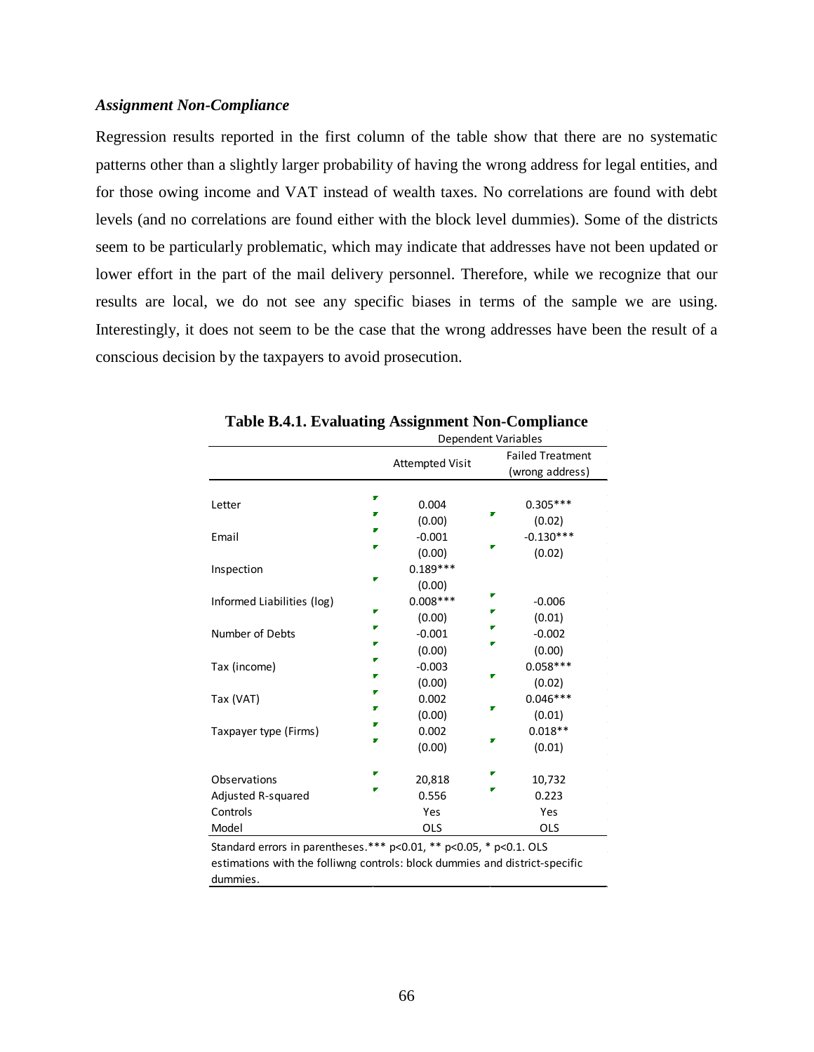### *Assignment Non-Compliance*

Regression results reported in the first column of the table show that there are no systematic patterns other than a slightly larger probability of having the wrong address for legal entities, and for those owing income and VAT instead of wealth taxes. No correlations are found with debt levels (and no correlations are found either with the block level dummies). Some of the districts seem to be particularly problematic, which may indicate that addresses have not been updated or lower effort in the part of the mail delivery personnel. Therefore, while we recognize that our results are local, we do not see any specific biases in terms of the sample we are using. Interestingly, it does not seem to be the case that the wrong addresses have been the result of a conscious decision by the taxpayers to avoid prosecution.

**Table B.4.1. Evaluating Assignment Non-Compliance**

| | Dependent Variables | |
|---|---|---|
| | Attempted Visit | Failed Treatment (wrong address) |
| Letter | 0.004 | 0.305*** |
| | (0.00) | (0.02) |
| Email | -0.001 | -0.130*** |
| | (0.00) | (0.02) |
| Inspection | 0.189*** | |
| | (0.00) | |
| Informed Liabilities (log) | 0.008*** | -0.006 |
| | (0.00) | (0.01) |
| Number of Debts | -0.001 | -0.002 |
| | (0.00) | (0.00) |
| Tax (income) | -0.003 | 0.058*** |
| | (0.00) | (0.02) |
| Tax (VAT) | 0.002 | 0.046*** |
| | (0.00) | (0.01) |
| Taxpayer type (Firms) | 0.002 | 0.018** |
| | (0.00) | (0.01) |
| Observations | 20,818 | 10,732 |
| Adjusted R-squared | 0.556 | 0.223 |
| Controls | Yes | Yes |
| Model | OLS | OLS |

Standard errors in parentheses.*** p<0.01, ** p<0.05, * p<0.1. OLS estimations with the folliwng controls: block dummies and district-specific dummies.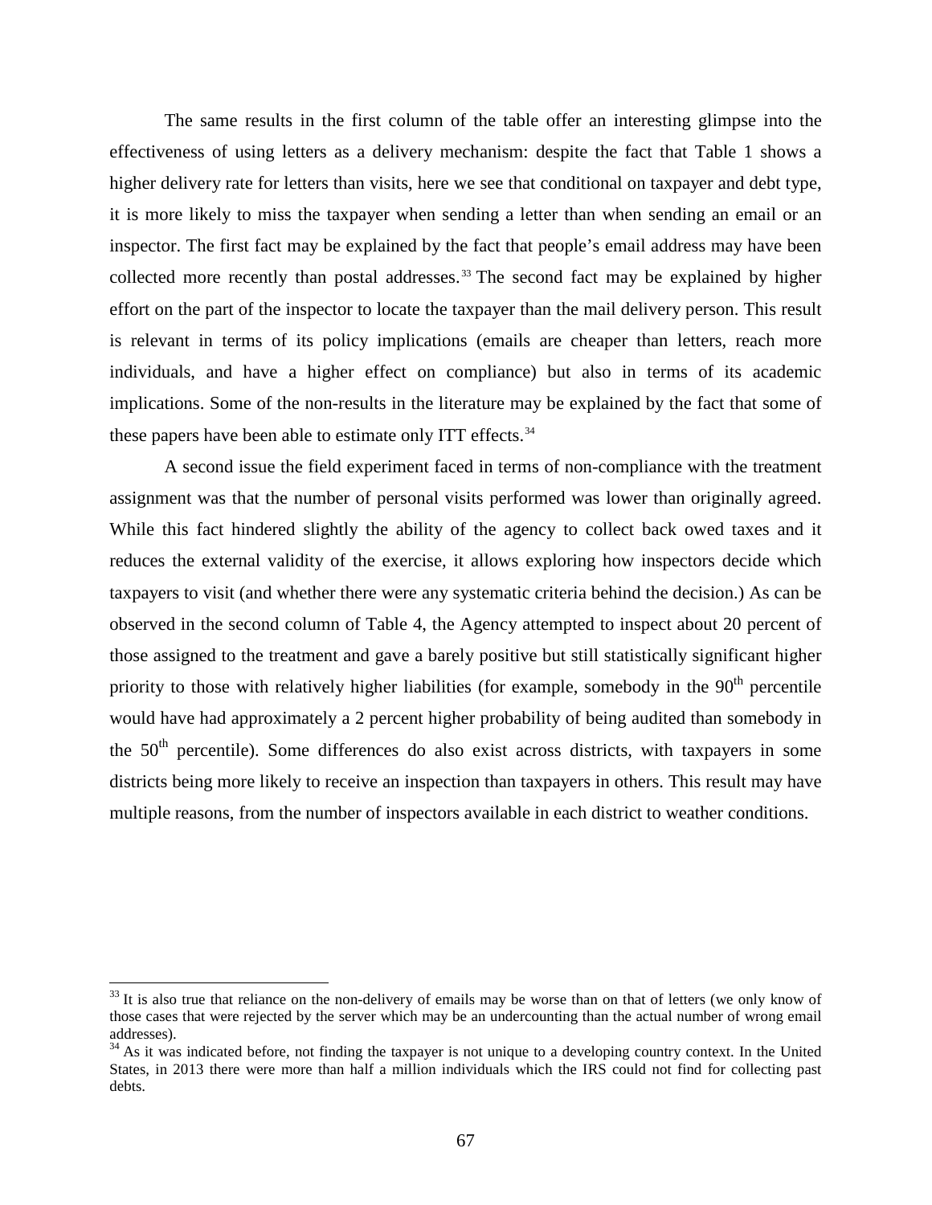The same results in the first column of the table offer an interesting glimpse into the effectiveness of using letters as a delivery mechanism: despite the fact that Table 1 shows a higher delivery rate for letters than visits, here we see that conditional on taxpayer and debt type, it is more likely to miss the taxpayer when sending a letter than when sending an email or an inspector. The first fact may be explained by the fact that people's email address may have been collected more recently than postal addresses.[33] The second fact may be explained by higher effort on the part of the inspector to locate the taxpayer than the mail delivery person. This result is relevant in terms of its policy implications (emails are cheaper than letters, reach more individuals, and have a higher effect on compliance) but also in terms of its academic implications. Some of the non-results in the literature may be explained by the fact that some of these papers have been able to estimate only ITT effects.[34]

A second issue the field experiment faced in terms of non-compliance with the treatment assignment was that the number of personal visits performed was lower than originally agreed. While this fact hindered slightly the ability of the agency to collect back owed taxes and it reduces the external validity of the exercise, it allows exploring how inspectors decide which taxpayers to visit (and whether there were any systematic criteria behind the decision.) As can be observed in the second column of Table 4, the Agency attempted to inspect about 20 percent of those assigned to the treatment and gave a barely positive but still statistically significant higher priority to those with relatively higher liabilities (for example, somebody in the 90$^{th}$ percentile would have had approximately a 2 percent higher probability of being audited than somebody in the 50$^{th}$ percentile). Some differences do also exist across districts, with taxpayers in some districts being more likely to receive an inspection than taxpayers in others. This result may have multiple reasons, from the number of inspectors available in each district to weather conditions.

[33] It is also true that reliance on the non-delivery of emails may be worse than on that of letters (we only know of those cases that were rejected by the server which may be an undercounting than the actual number of wrong email addresses).

[34] As it was indicated before, not finding the taxpayer is not unique to a developing country context. In the United States, in 2013 there were more than half a million individuals which the IRS could not find for collecting past debts.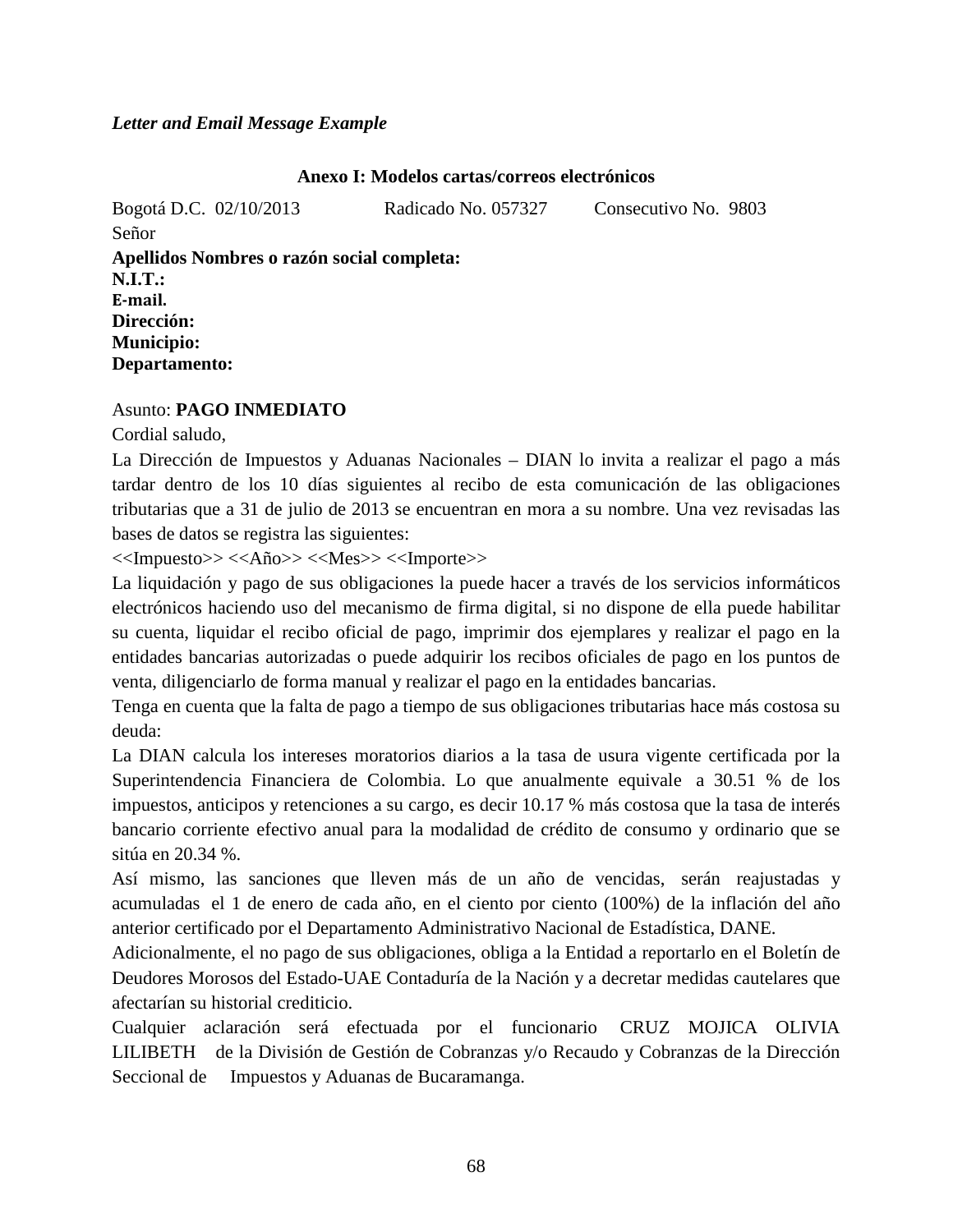*Letter and Email Message Example*

**Anexo I: Modelos cartas/correos electrónicos**

Bogotá D.C. 02/10/2013 Radicado No. 057327 Consecutivo No. 9803

Señor

**Apellidos Nombres o razón social completa:**
**N.I.T.:**
**E-mail.**
**Dirección:**
**Municipio:**
**Departamento:**

Asunto: **PAGO INMEDIATO**

Cordial saludo,

La Dirección de Impuestos y Aduanas Nacionales – DIAN lo invita a realizar el pago a más tardar dentro de los 10 días siguientes al recibo de esta comunicación de las obligaciones tributarias que a 31 de julio de 2013 se encuentran en mora a su nombre. Una vez revisadas las bases de datos se registra las siguientes:

<<Impuesto>> <<Año>> <<Mes>> <<Importe>>

La liquidación y pago de sus obligaciones la puede hacer a través de los servicios informáticos electrónicos haciendo uso del mecanismo de firma digital, si no dispone de ella puede habilitar su cuenta, liquidar el recibo oficial de pago, imprimir dos ejemplares y realizar el pago en la entidades bancarias autorizadas o puede adquirir los recibos oficiales de pago en los puntos de venta, diligenciarlo de forma manual y realizar el pago en la entidades bancarias.

Tenga en cuenta que la falta de pago a tiempo de sus obligaciones tributarias hace más costosa su deuda:

La DIAN calcula los intereses moratorios diarios a la tasa de usura vigente certificada por la Superintendencia Financiera de Colombia. Lo que anualmente equivale a 30.51 % de los impuestos, anticipos y retenciones a su cargo, es decir 10.17 % más costosa que la tasa de interés bancario corriente efectivo anual para la modalidad de crédito de consumo y ordinario que se sitúa en 20.34 %.

Así mismo, las sanciones que lleven más de un año de vencidas, serán reajustadas y acumuladas el 1 de enero de cada año, en el ciento por ciento (100%) de la inflación del año anterior certificado por el Departamento Administrativo Nacional de Estadística, DANE.

Adicionalmente, el no pago de sus obligaciones, obliga a la Entidad a reportarlo en el Boletín de Deudores Morosos del Estado-UAE Contaduría de la Nación y a decretar medidas cautelares que afectarían su historial crediticio.

Cualquier aclaración será efectuada por el funcionario CRUZ MOJICA OLIVIA LILIBETH de la División de Gestión de Cobranzas y/o Recaudo y Cobranzas de la Dirección Seccional de Impuestos y Aduanas de Bucaramanga.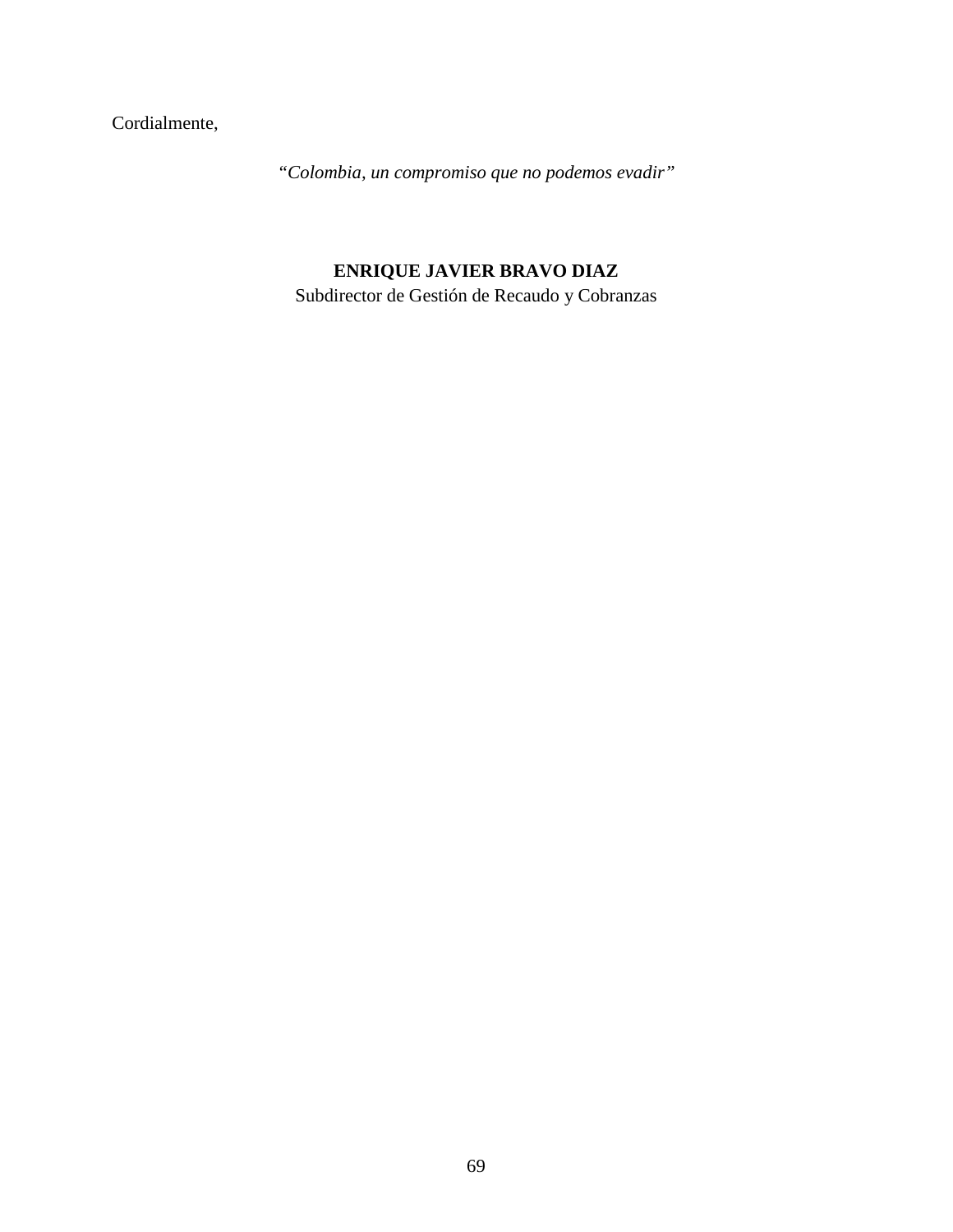Cordialmente,

*“Colombia, un compromiso que no podemos evadir”*

**ENRIQUE JAVIER BRAVO DIAZ**
Subdirector de Gestión de Recaudo y Cobranzas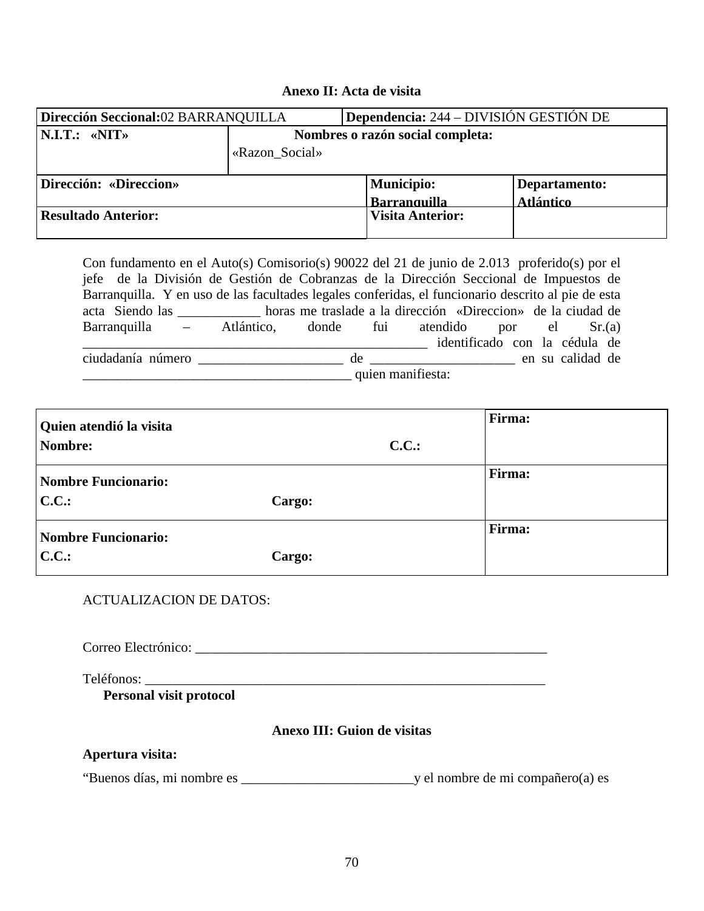**Anexo II: Acta de visita**

| Dirección Seccional:02 BARRANQUILLA | | Dependencia: 244 – DIVISIÓN GESTIÓN DE | |
|---|---|---|---|
| **N.I.T.:** «NIT» | **Nombres o razón social completa:** «Razon_Social» | | |
| **Dirección:** «Direccion» | | **Municipio:** Barranquilla | **Departamento:** Atlántico |
| **Resultado Anterior:** | | **Visita Anterior:** | |

Con fundamento en el Auto(s) Comisorio(s) 90022 del 21 de junio de 2.013 proferido(s) por el jefe de la División de Gestión de Cobranzas de la Dirección Seccional de Impuestos de Barranquilla. Y en uso de las facultades legales conferidas, el funcionario descrito al pie de esta acta Siendo las ____________ horas me traslade a la dirección «Direccion» de la ciudad de Barranquilla – Atlántico, donde fui atendido por el Sr.(a) ___________________________________________________ identificado con la cédula de ciudadanía número _____________________ de _____________________ en su calidad de _______________________________________ quien manifiesta:

| | |
|---|---|
| **Quien atendió la visita**<br>**Nombre:** **C.C.:** | **Firma:** |
| **Nombre Funcionario:**<br>**C.C.:** **Cargo:** | **Firma:** |
| **Nombre Funcionario:**<br>**C.C.:** **Cargo:** | **Firma:** |

ACTUALIZACION DE DATOS:

Correo Electrónico: ______________________________________________________

Teléfonos: _____________________________________________________________

**Personal visit protocol**

**Anexo III: Guion de visitas**

**Apertura visita:**

"Buenos días, mi nombre es _________________________y el nombre de mi compañero(a) es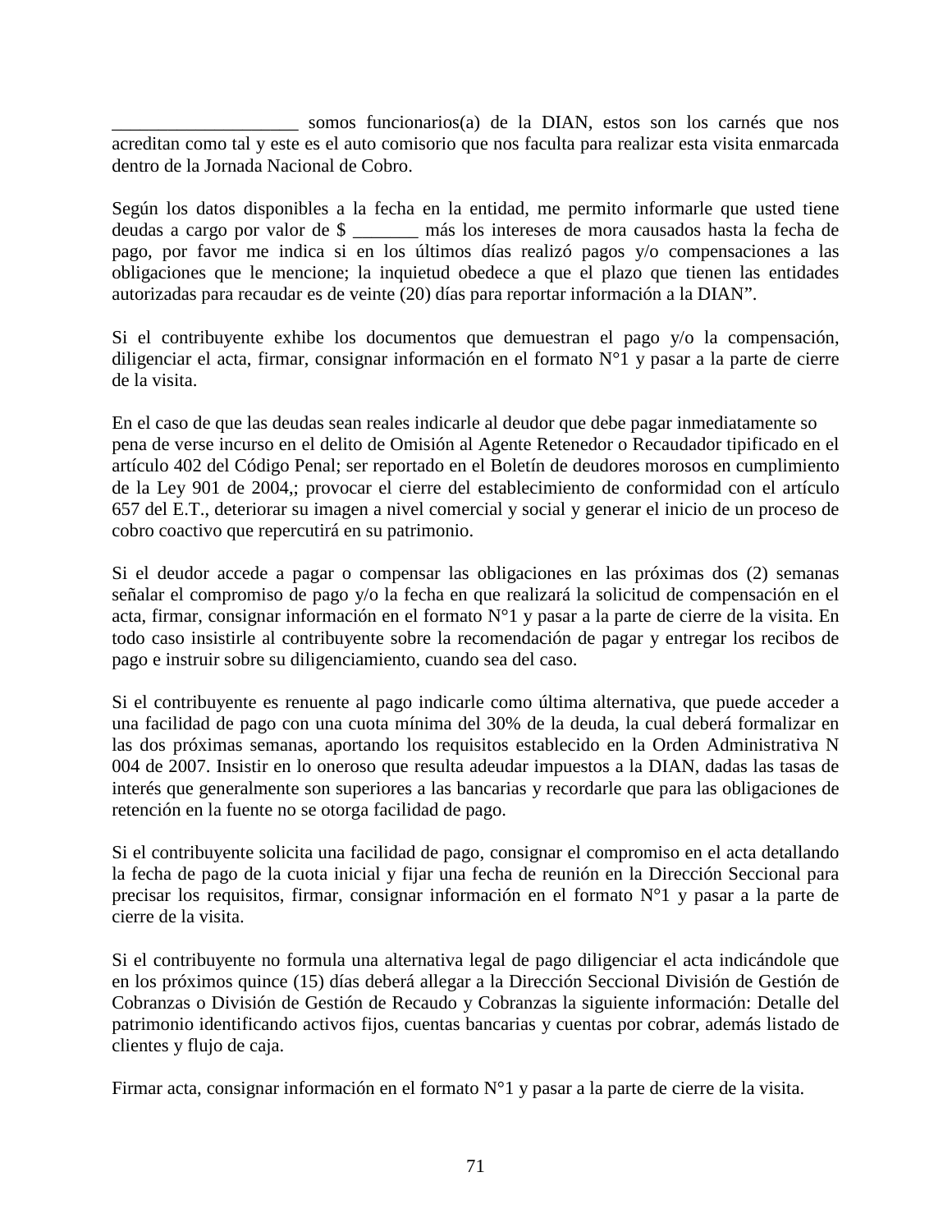____________________ somos funcionarios(a) de la DIAN, estos son los carnés que nos acreditan como tal y este es el auto comisorio que nos faculta para realizar esta visita enmarcada dentro de la Jornada Nacional de Cobro.

Según los datos disponibles a la fecha en la entidad, me permito informarle que usted tiene deudas a cargo por valor de $ _______ más los intereses de mora causados hasta la fecha de pago, por favor me indica si en los últimos días realizó pagos y/o compensaciones a las obligaciones que le mencione; la inquietud obedece a que el plazo que tienen las entidades autorizadas para recaudar es de veinte (20) días para reportar información a la DIAN".

Si el contribuyente exhibe los documentos que demuestran el pago y/o la compensación, diligenciar el acta, firmar, consignar información en el formato N°1 y pasar a la parte de cierre de la visita.

En el caso de que las deudas sean reales indicarle al deudor que debe pagar inmediatamente so pena de verse incurso en el delito de Omisión al Agente Retenedor o Recaudador tipificado en el artículo 402 del Código Penal; ser reportado en el Boletín de deudores morosos en cumplimiento de la Ley 901 de 2004,; provocar el cierre del establecimiento de conformidad con el artículo 657 del E.T., deteriorar su imagen a nivel comercial y social y generar el inicio de un proceso de cobro coactivo que repercutirá en su patrimonio.

Si el deudor accede a pagar o compensar las obligaciones en las próximas dos (2) semanas señalar el compromiso de pago y/o la fecha en que realizará la solicitud de compensación en el acta, firmar, consignar información en el formato N°1 y pasar a la parte de cierre de la visita. En todo caso insistirle al contribuyente sobre la recomendación de pagar y entregar los recibos de pago e instruir sobre su diligenciamiento, cuando sea del caso.

Si el contribuyente es renuente al pago indicarle como última alternativa, que puede acceder a una facilidad de pago con una cuota mínima del 30% de la deuda, la cual deberá formalizar en las dos próximas semanas, aportando los requisitos establecido en la Orden Administrativa N 004 de 2007. Insistir en lo oneroso que resulta adeudar impuestos a la DIAN, dadas las tasas de interés que generalmente son superiores a las bancarias y recordarle que para las obligaciones de retención en la fuente no se otorga facilidad de pago.

Si el contribuyente solicita una facilidad de pago, consignar el compromiso en el acta detallando la fecha de pago de la cuota inicial y fijar una fecha de reunión en la Dirección Seccional para precisar los requisitos, firmar, consignar información en el formato N°1 y pasar a la parte de cierre de la visita.

Si el contribuyente no formula una alternativa legal de pago diligenciar el acta indicándole que en los próximos quince (15) días deberá allegar a la Dirección Seccional División de Gestión de Cobranzas o División de Gestión de Recaudo y Cobranzas la siguiente información: Detalle del patrimonio identificando activos fijos, cuentas bancarias y cuentas por cobrar, además listado de clientes y flujo de caja.

Firmar acta, consignar información en el formato N°1 y pasar a la parte de cierre de la visita.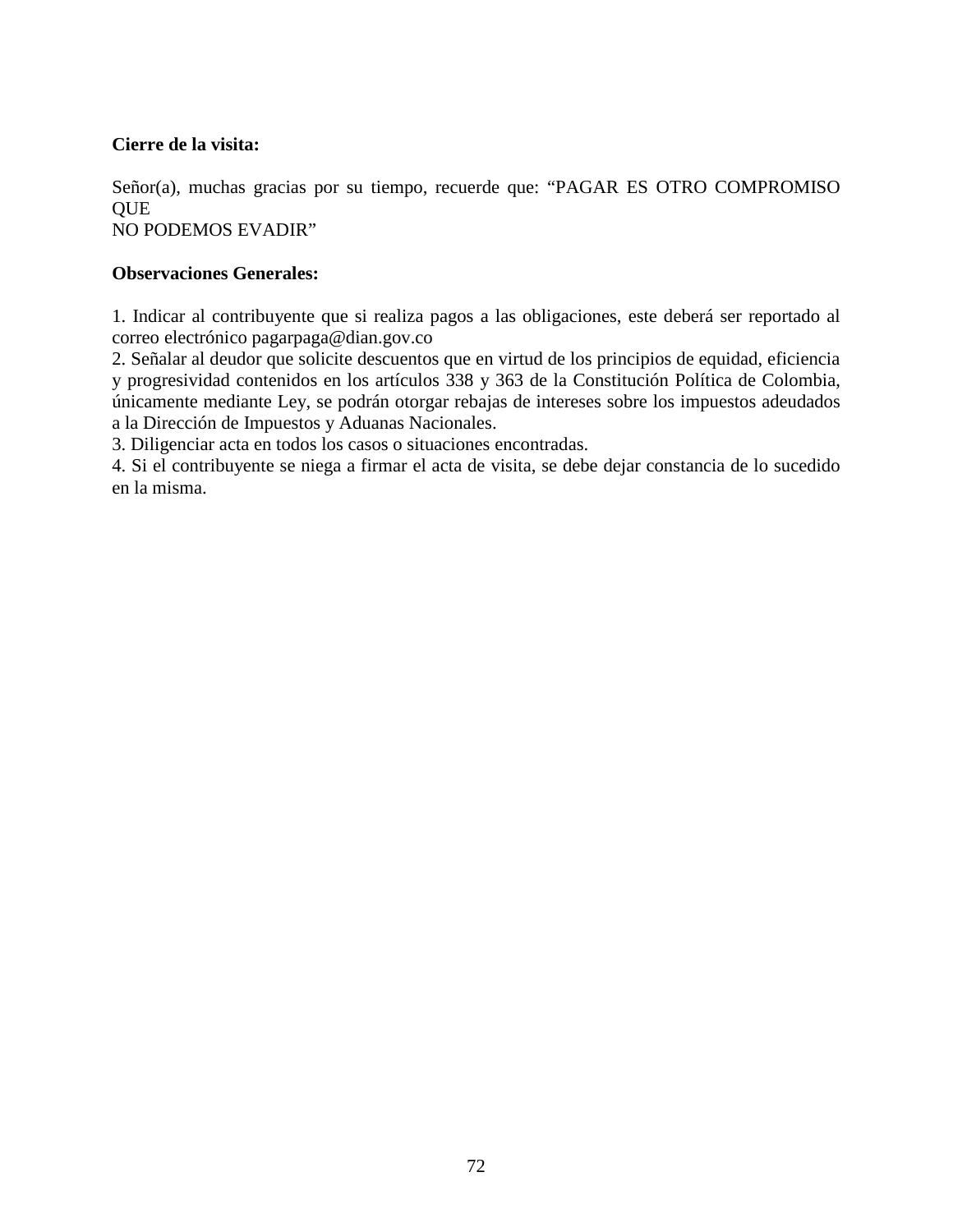**Cierre de la visita:**

Señor(a), muchas gracias por su tiempo, recuerde que: “PAGAR ES OTRO COMPROMISO QUE
NO PODEMOS EVADIR”

**Observaciones Generales:**

1. Indicar al contribuyente que si realiza pagos a las obligaciones, este deberá ser reportado al correo electrónico pagarpaga@dian.gov.co
2. Señalar al deudor que solicite descuentos que en virtud de los principios de equidad, eficiencia y progresividad contenidos en los artículos 338 y 363 de la Constitución Política de Colombia, únicamente mediante Ley, se podrán otorgar rebajas de intereses sobre los impuestos adeudados a la Dirección de Impuestos y Aduanas Nacionales.
3. Diligenciar acta en todos los casos o situaciones encontradas.
4. Si el contribuyente se niega a firmar el acta de visita, se debe dejar constancia de lo sucedido en la misma.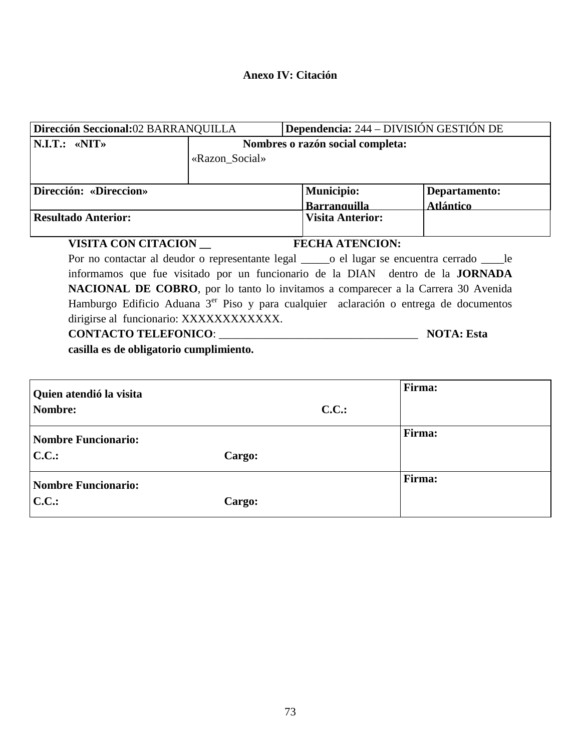**Anexo IV: Citación**

| | | | |
|---|---|---|---|
| **Dirección Seccional:** 02 BARRANQUILLA | | **Dependencia:** 244 – DIVISIÓN GESTIÓN DE | |
| **N.I.T.:** **«NIT»** | **Nombres o razón social completa:** «Razon_Social» | | |
| **Dirección:** **«Direccion»** | | **Municipio:** **Barranquilla** | **Departamento:** **Atlántico** |
| **Resultado Anterior:** | | **Visita Anterior:** | |

**VISITA CON CITACION __** **FECHA ATENCION:**

Por no contactar al deudor o representante legal _____o el lugar se encuentra cerrado ____le informamos que fue visitado por un funcionario de la DIAN dentro de la **JORNADA NACIONAL DE COBRO**, por lo tanto lo invitamos a comparecer a la Carrera 30 Avenida Hamburgo Edificio Aduana 3er Piso y para cualquier aclaración o entrega de documentos dirigirse al funcionario: XXXXXXXXXXXX.

**CONTACTO TELEFONICO**: ___________________________________ **NOTA: Esta casilla es de obligatorio cumplimiento.**

| | |
|---|---|
| **Quien atendió la visita** <br> **Nombre:** **C.C.:** | **Firma:** |
| **Nombre Funcionario:** <br> **C.C.:** **Cargo:** | **Firma:** |
| **Nombre Funcionario:** <br> **C.C.:** **Cargo:** | **Firma:** |